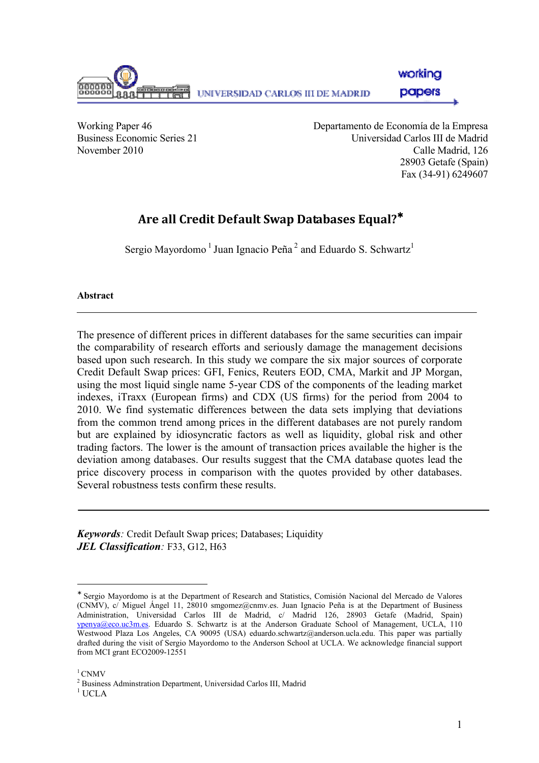UNIVERSIDAD CARLOS III DE MADRID

working papers

Working Paper 46
Business Economic Series 21
November 2010

Departamento de Economía de la Empresa
Universidad Carlos III de Madrid
Calle Madrid, 126
28903 Getafe (Spain)
Fax (34-91) 6249607

# Are all Credit Default Swap Databases Equal?*

Sergio Mayordomo [1] Juan Ignacio Peña [2] and Eduardo S. Schwartz[1]

**Abstract**

---

The presence of different prices in different databases for the same securities can impair the comparability of research efforts and seriously damage the management decisions based upon such research. In this study we compare the six major sources of corporate Credit Default Swap prices: GFI, Fenics, Reuters EOD, CMA, Markit and JP Morgan, using the most liquid single name 5-year CDS of the components of the leading market indexes, iTraxx (European firms) and CDX (US firms) for the period from 2004 to 2010. We find systematic differences between the data sets implying that deviations from the common trend among prices in the different databases are not purely random but are explained by idiosyncratic factors as well as liquidity, global risk and other trading factors. The lower is the amount of transaction prices available the higher is the deviation among databases. Our results suggest that the CMA database quotes lead the price discovery process in comparison with the quotes provided by other databases. Several robustness tests confirm these results.

---

***Keywords****:* Credit Default Swap prices; Databases; Liquidity
***JEL Classification****:* F33, G12, H63

---

\* Sergio Mayordomo is at the Department of Research and Statistics, Comisión Nacional del Mercado de Valores (CNMV), c/ Miguel Ángel 11, 28010 smgomez@cnmv.es. Juan Ignacio Peña is at the Department of Business Administration, Universidad Carlos III de Madrid, c/ Madrid 126, 28903 Getafe (Madrid, Spain) ypenya@eco.uc3m.es. Eduardo S. Schwartz is at the Anderson Graduate School of Management, UCLA, 110 Westwood Plaza Los Angeles, CA 90095 (USA) eduardo.schwartz@anderson.ucla.edu. This paper was partially drafted during the visit of Sergio Mayordomo to the Anderson School at UCLA. We acknowledge financial support from MCI grant ECO2009-12551

[1] CNMV
[2] Business Adminstration Department, Universidad Carlos III, Madrid
[1] UCLA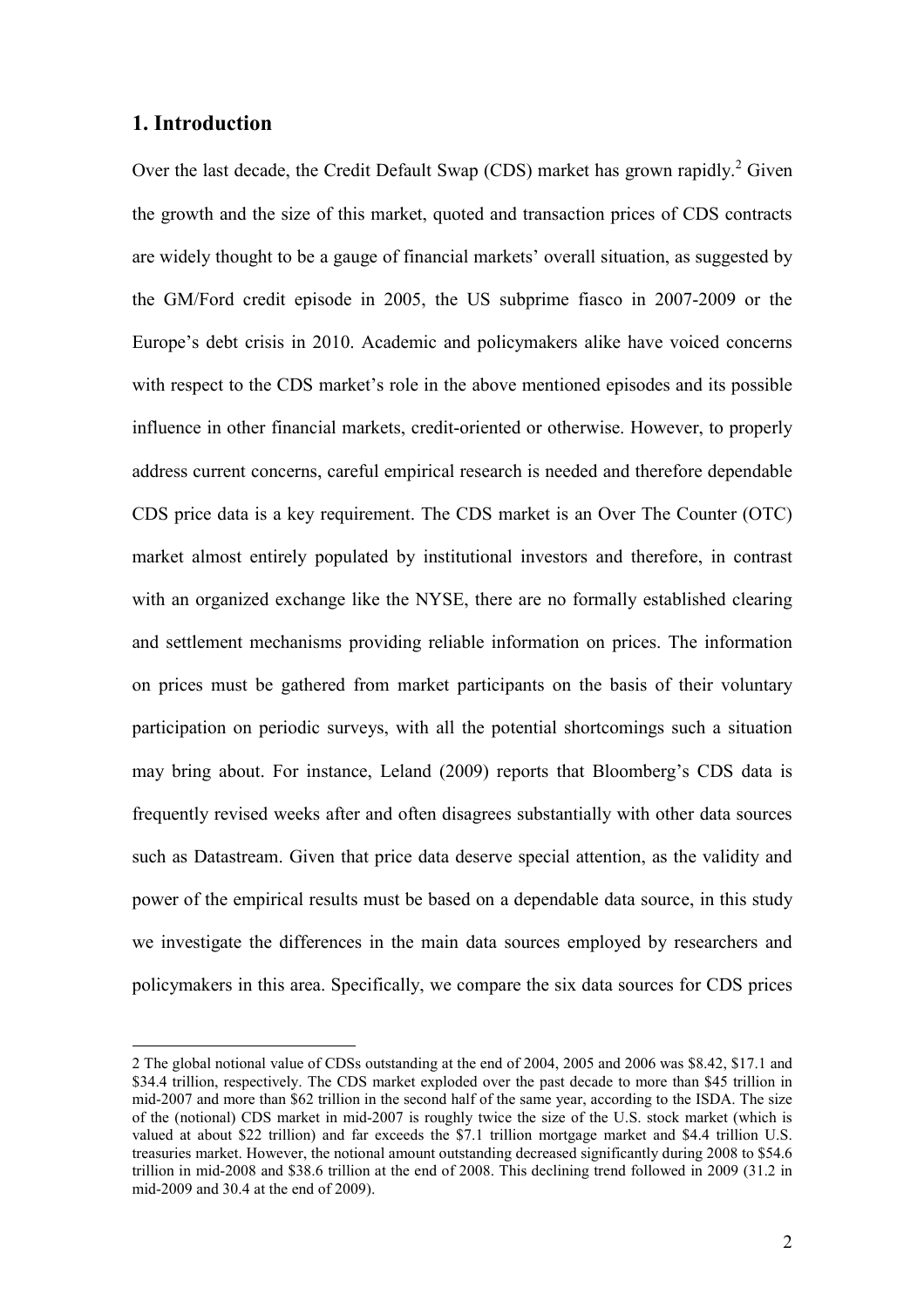## 1. Introduction

Over the last decade, the Credit Default Swap (CDS) market has grown rapidly.[2] Given the growth and the size of this market, quoted and transaction prices of CDS contracts are widely thought to be a gauge of financial markets' overall situation, as suggested by the GM/Ford credit episode in 2005, the US subprime fiasco in 2007-2009 or the Europe's debt crisis in 2010. Academic and policymakers alike have voiced concerns with respect to the CDS market's role in the above mentioned episodes and its possible influence in other financial markets, credit-oriented or otherwise. However, to properly address current concerns, careful empirical research is needed and therefore dependable CDS price data is a key requirement. The CDS market is an Over The Counter (OTC) market almost entirely populated by institutional investors and therefore, in contrast with an organized exchange like the NYSE, there are no formally established clearing and settlement mechanisms providing reliable information on prices. The information on prices must be gathered from market participants on the basis of their voluntary participation on periodic surveys, with all the potential shortcomings such a situation may bring about. For instance, Leland (2009) reports that Bloomberg's CDS data is frequently revised weeks after and often disagrees substantially with other data sources such as Datastream. Given that price data deserve special attention, as the validity and power of the empirical results must be based on a dependable data source, in this study we investigate the differences in the main data sources employed by researchers and policymakers in this area. Specifically, we compare the six data sources for CDS prices

---

2 The global notional value of CDSs outstanding at the end of 2004, 2005 and 2006 was $8.42, $17.1 and $34.4 trillion, respectively. The CDS market exploded over the past decade to more than $45 trillion in mid-2007 and more than $62 trillion in the second half of the same year, according to the ISDA. The size of the (notional) CDS market in mid-2007 is roughly twice the size of the U.S. stock market (which is valued at about $22 trillion) and far exceeds the $7.1 trillion mortgage market and $4.4 trillion U.S. treasuries market. However, the notional amount outstanding decreased significantly during 2008 to $54.6 trillion in mid-2008 and $38.6 trillion at the end of 2008. This declining trend followed in 2009 (31.2 in mid-2009 and 30.4 at the end of 2009).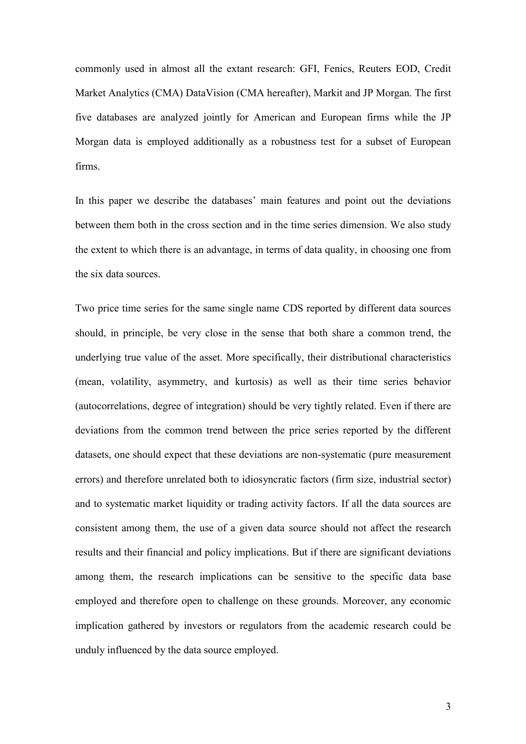commonly used in almost all the extant research: GFI, Fenics, Reuters EOD, Credit Market Analytics (CMA) DataVision (CMA hereafter), Markit and JP Morgan. The first five databases are analyzed jointly for American and European firms while the JP Morgan data is employed additionally as a robustness test for a subset of European firms.

In this paper we describe the databases' main features and point out the deviations between them both in the cross section and in the time series dimension. We also study the extent to which there is an advantage, in terms of data quality, in choosing one from the six data sources.

Two price time series for the same single name CDS reported by different data sources should, in principle, be very close in the sense that both share a common trend, the underlying true value of the asset. More specifically, their distributional characteristics (mean, volatility, asymmetry, and kurtosis) as well as their time series behavior (autocorrelations, degree of integration) should be very tightly related. Even if there are deviations from the common trend between the price series reported by the different datasets, one should expect that these deviations are non-systematic (pure measurement errors) and therefore unrelated both to idiosyncratic factors (firm size, industrial sector) and to systematic market liquidity or trading activity factors. If all the data sources are consistent among them, the use of a given data source should not affect the research results and their financial and policy implications. But if there are significant deviations among them, the research implications can be sensitive to the specific data base employed and therefore open to challenge on these grounds. Moreover, any economic implication gathered by investors or regulators from the academic research could be unduly influenced by the data source employed.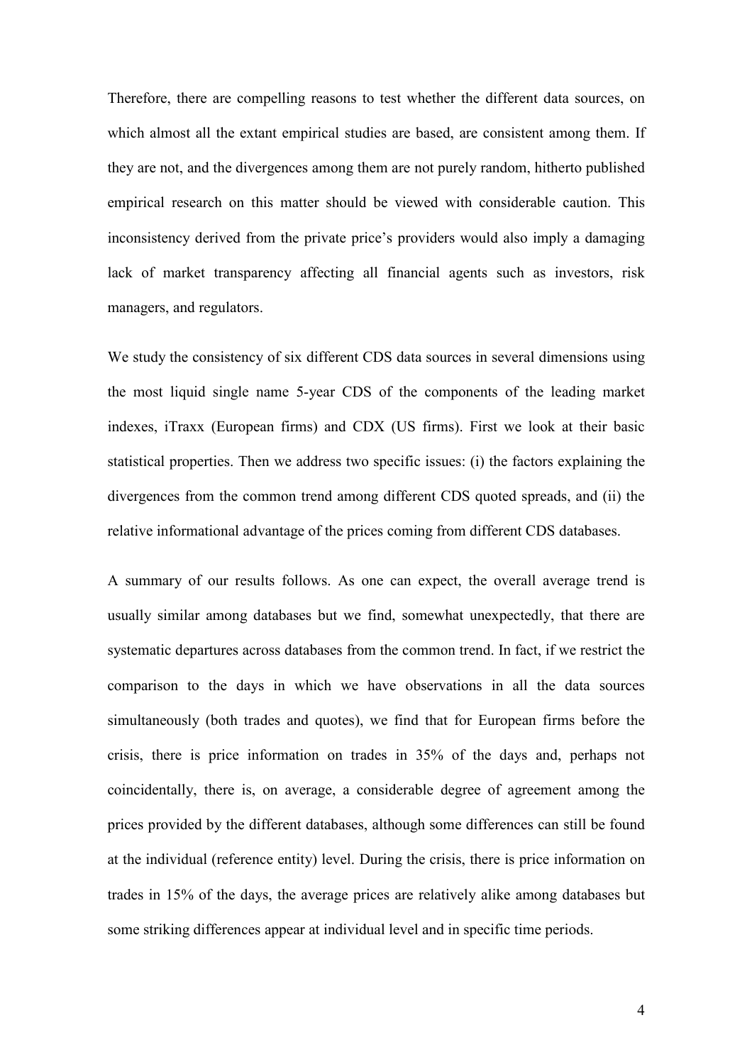Therefore, there are compelling reasons to test whether the different data sources, on which almost all the extant empirical studies are based, are consistent among them. If they are not, and the divergences among them are not purely random, hitherto published empirical research on this matter should be viewed with considerable caution. This inconsistency derived from the private price's providers would also imply a damaging lack of market transparency affecting all financial agents such as investors, risk managers, and regulators.

We study the consistency of six different CDS data sources in several dimensions using the most liquid single name 5-year CDS of the components of the leading market indexes, iTraxx (European firms) and CDX (US firms). First we look at their basic statistical properties. Then we address two specific issues: (i) the factors explaining the divergences from the common trend among different CDS quoted spreads, and (ii) the relative informational advantage of the prices coming from different CDS databases.

A summary of our results follows. As one can expect, the overall average trend is usually similar among databases but we find, somewhat unexpectedly, that there are systematic departures across databases from the common trend. In fact, if we restrict the comparison to the days in which we have observations in all the data sources simultaneously (both trades and quotes), we find that for European firms before the crisis, there is price information on trades in 35% of the days and, perhaps not coincidentally, there is, on average, a considerable degree of agreement among the prices provided by the different databases, although some differences can still be found at the individual (reference entity) level. During the crisis, there is price information on trades in 15% of the days, the average prices are relatively alike among databases but some striking differences appear at individual level and in specific time periods.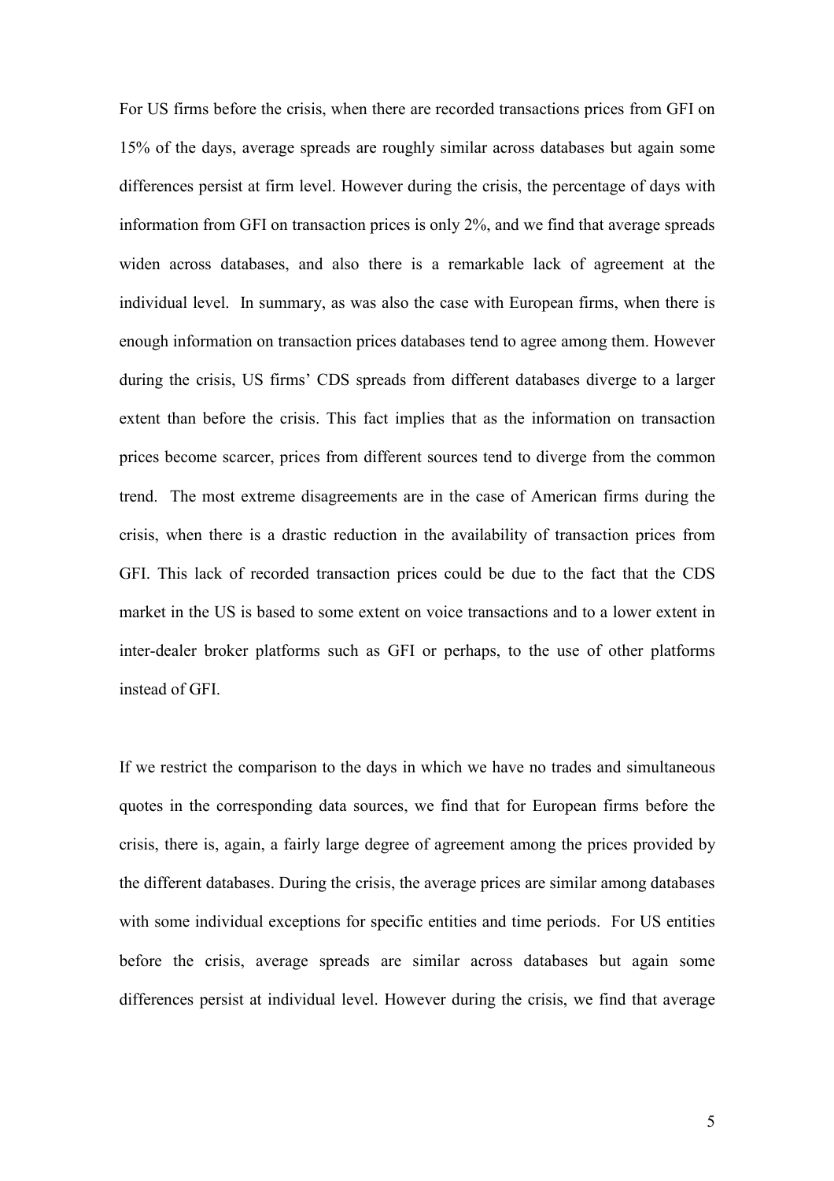For US firms before the crisis, when there are recorded transactions prices from GFI on 15% of the days, average spreads are roughly similar across databases but again some differences persist at firm level. However during the crisis, the percentage of days with information from GFI on transaction prices is only 2%, and we find that average spreads widen across databases, and also there is a remarkable lack of agreement at the individual level. In summary, as was also the case with European firms, when there is enough information on transaction prices databases tend to agree among them. However during the crisis, US firms' CDS spreads from different databases diverge to a larger extent than before the crisis. This fact implies that as the information on transaction prices become scarcer, prices from different sources tend to diverge from the common trend. The most extreme disagreements are in the case of American firms during the crisis, when there is a drastic reduction in the availability of transaction prices from GFI. This lack of recorded transaction prices could be due to the fact that the CDS market in the US is based to some extent on voice transactions and to a lower extent in inter-dealer broker platforms such as GFI or perhaps, to the use of other platforms instead of GFI.

If we restrict the comparison to the days in which we have no trades and simultaneous quotes in the corresponding data sources, we find that for European firms before the crisis, there is, again, a fairly large degree of agreement among the prices provided by the different databases. During the crisis, the average prices are similar among databases with some individual exceptions for specific entities and time periods. For US entities before the crisis, average spreads are similar across databases but again some differences persist at individual level. However during the crisis, we find that average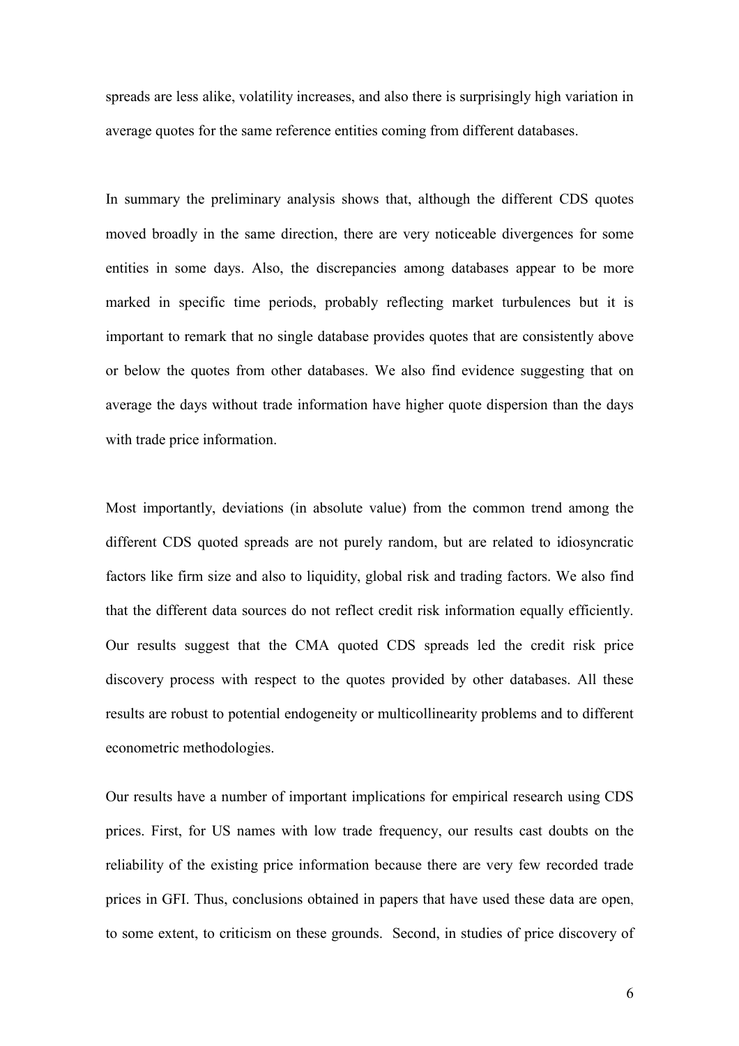spreads are less alike, volatility increases, and also there is surprisingly high variation in average quotes for the same reference entities coming from different databases.

In summary the preliminary analysis shows that, although the different CDS quotes moved broadly in the same direction, there are very noticeable divergences for some entities in some days. Also, the discrepancies among databases appear to be more marked in specific time periods, probably reflecting market turbulences but it is important to remark that no single database provides quotes that are consistently above or below the quotes from other databases. We also find evidence suggesting that on average the days without trade information have higher quote dispersion than the days with trade price information.

Most importantly, deviations (in absolute value) from the common trend among the different CDS quoted spreads are not purely random, but are related to idiosyncratic factors like firm size and also to liquidity, global risk and trading factors. We also find that the different data sources do not reflect credit risk information equally efficiently. Our results suggest that the CMA quoted CDS spreads led the credit risk price discovery process with respect to the quotes provided by other databases. All these results are robust to potential endogeneity or multicollinearity problems and to different econometric methodologies.

Our results have a number of important implications for empirical research using CDS prices. First, for US names with low trade frequency, our results cast doubts on the reliability of the existing price information because there are very few recorded trade prices in GFI. Thus, conclusions obtained in papers that have used these data are open, to some extent, to criticism on these grounds. Second, in studies of price discovery of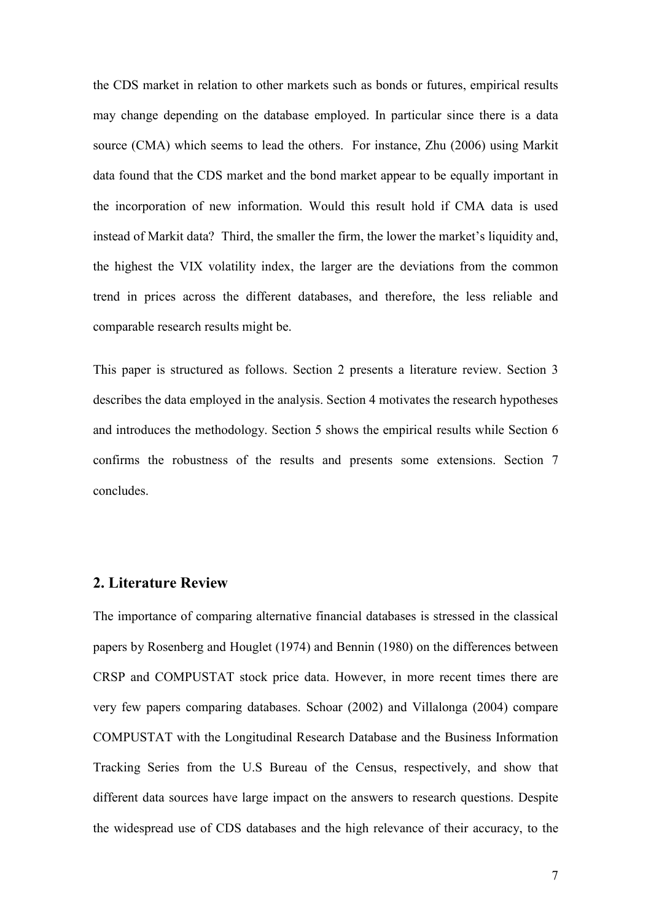the CDS market in relation to other markets such as bonds or futures, empirical results may change depending on the database employed. In particular since there is a data source (CMA) which seems to lead the others. For instance, Zhu (2006) using Markit data found that the CDS market and the bond market appear to be equally important in the incorporation of new information. Would this result hold if CMA data is used instead of Markit data? Third, the smaller the firm, the lower the market's liquidity and, the highest the VIX volatility index, the larger are the deviations from the common trend in prices across the different databases, and therefore, the less reliable and comparable research results might be.

This paper is structured as follows. Section 2 presents a literature review. Section 3 describes the data employed in the analysis. Section 4 motivates the research hypotheses and introduces the methodology. Section 5 shows the empirical results while Section 6 confirms the robustness of the results and presents some extensions. Section 7 concludes.

## 2. Literature Review

The importance of comparing alternative financial databases is stressed in the classical papers by Rosenberg and Houglet (1974) and Bennin (1980) on the differences between CRSP and COMPUSTAT stock price data. However, in more recent times there are very few papers comparing databases. Schoar (2002) and Villalonga (2004) compare COMPUSTAT with the Longitudinal Research Database and the Business Information Tracking Series from the U.S Bureau of the Census, respectively, and show that different data sources have large impact on the answers to research questions. Despite the widespread use of CDS databases and the high relevance of their accuracy, to the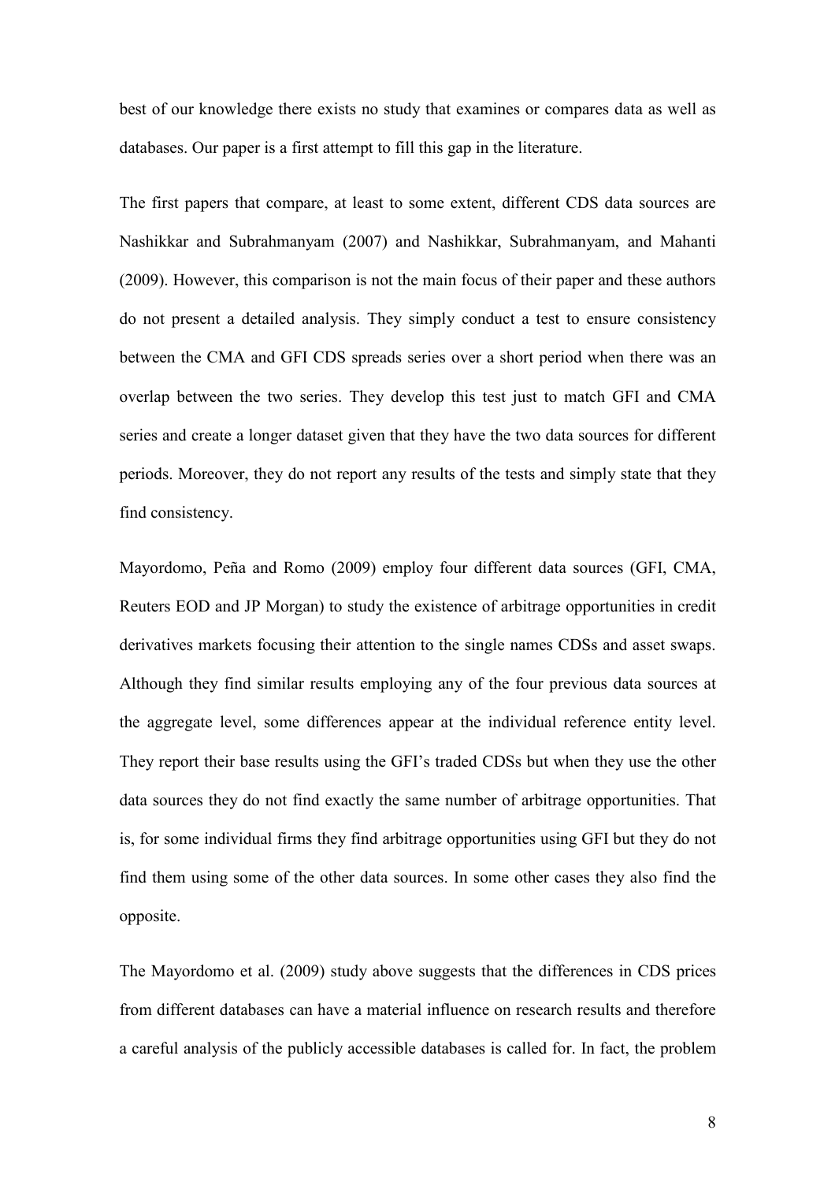best of our knowledge there exists no study that examines or compares data as well as databases. Our paper is a first attempt to fill this gap in the literature.

The first papers that compare, at least to some extent, different CDS data sources are Nashikkar and Subrahmanyam (2007) and Nashikkar, Subrahmanyam, and Mahanti (2009). However, this comparison is not the main focus of their paper and these authors do not present a detailed analysis. They simply conduct a test to ensure consistency between the CMA and GFI CDS spreads series over a short period when there was an overlap between the two series. They develop this test just to match GFI and CMA series and create a longer dataset given that they have the two data sources for different periods. Moreover, they do not report any results of the tests and simply state that they find consistency.

Mayordomo, Peña and Romo (2009) employ four different data sources (GFI, CMA, Reuters EOD and JP Morgan) to study the existence of arbitrage opportunities in credit derivatives markets focusing their attention to the single names CDSs and asset swaps. Although they find similar results employing any of the four previous data sources at the aggregate level, some differences appear at the individual reference entity level. They report their base results using the GFI's traded CDSs but when they use the other data sources they do not find exactly the same number of arbitrage opportunities. That is, for some individual firms they find arbitrage opportunities using GFI but they do not find them using some of the other data sources. In some other cases they also find the opposite.

The Mayordomo et al. (2009) study above suggests that the differences in CDS prices from different databases can have a material influence on research results and therefore a careful analysis of the publicly accessible databases is called for. In fact, the problem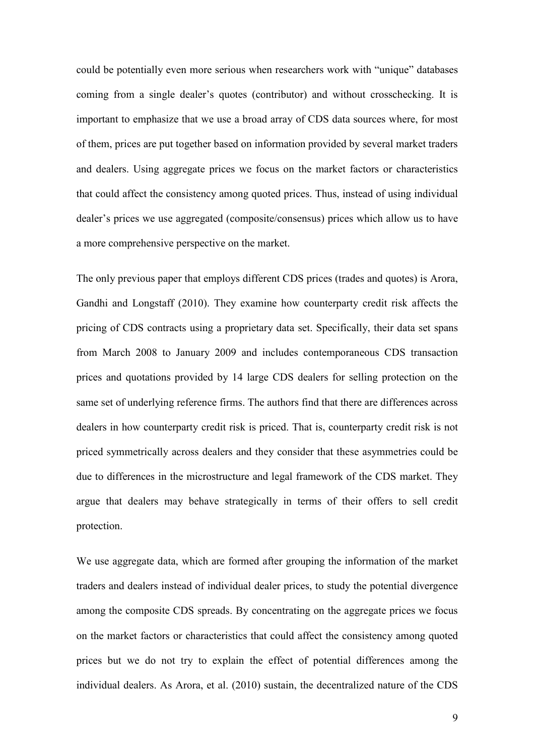could be potentially even more serious when researchers work with "unique" databases coming from a single dealer's quotes (contributor) and without crosschecking. It is important to emphasize that we use a broad array of CDS data sources where, for most of them, prices are put together based on information provided by several market traders and dealers. Using aggregate prices we focus on the market factors or characteristics that could affect the consistency among quoted prices. Thus, instead of using individual dealer's prices we use aggregated (composite/consensus) prices which allow us to have a more comprehensive perspective on the market.

The only previous paper that employs different CDS prices (trades and quotes) is Arora, Gandhi and Longstaff (2010). They examine how counterparty credit risk affects the pricing of CDS contracts using a proprietary data set. Specifically, their data set spans from March 2008 to January 2009 and includes contemporaneous CDS transaction prices and quotations provided by 14 large CDS dealers for selling protection on the same set of underlying reference firms. The authors find that there are differences across dealers in how counterparty credit risk is priced. That is, counterparty credit risk is not priced symmetrically across dealers and they consider that these asymmetries could be due to differences in the microstructure and legal framework of the CDS market. They argue that dealers may behave strategically in terms of their offers to sell credit protection.

We use aggregate data, which are formed after grouping the information of the market traders and dealers instead of individual dealer prices, to study the potential divergence among the composite CDS spreads. By concentrating on the aggregate prices we focus on the market factors or characteristics that could affect the consistency among quoted prices but we do not try to explain the effect of potential differences among the individual dealers. As Arora, et al. (2010) sustain, the decentralized nature of the CDS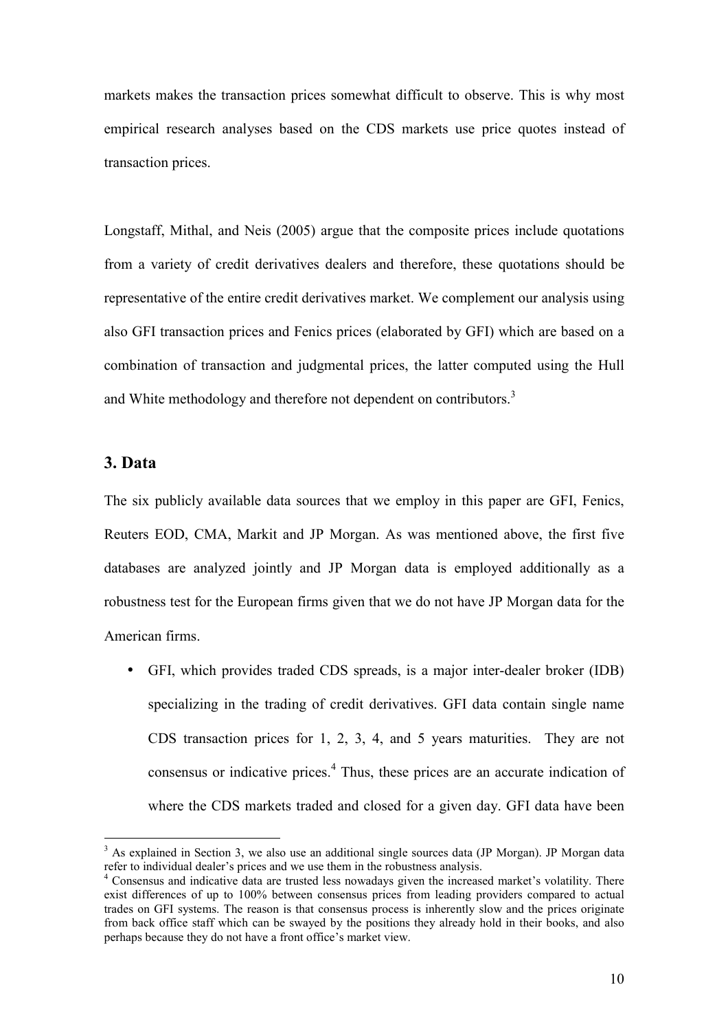markets makes the transaction prices somewhat difficult to observe. This is why most empirical research analyses based on the CDS markets use price quotes instead of transaction prices.

Longstaff, Mithal, and Neis (2005) argue that the composite prices include quotations from a variety of credit derivatives dealers and therefore, these quotations should be representative of the entire credit derivatives market. We complement our analysis using also GFI transaction prices and Fenics prices (elaborated by GFI) which are based on a combination of transaction and judgmental prices, the latter computed using the Hull and White methodology and therefore not dependent on contributors.[3]

## 3. Data

The six publicly available data sources that we employ in this paper are GFI, Fenics, Reuters EOD, CMA, Markit and JP Morgan. As was mentioned above, the first five databases are analyzed jointly and JP Morgan data is employed additionally as a robustness test for the European firms given that we do not have JP Morgan data for the American firms.

- GFI, which provides traded CDS spreads, is a major inter-dealer broker (IDB) specializing in the trading of credit derivatives. GFI data contain single name CDS transaction prices for 1, 2, 3, 4, and 5 years maturities. They are not consensus or indicative prices.[4] Thus, these prices are an accurate indication of where the CDS markets traded and closed for a given day. GFI data have been

[3] As explained in Section 3, we also use an additional single sources data (JP Morgan). JP Morgan data refer to individual dealer's prices and we use them in the robustness analysis.

[4] Consensus and indicative data are trusted less nowadays given the increased market's volatility. There exist differences of up to 100% between consensus prices from leading providers compared to actual trades on GFI systems. The reason is that consensus process is inherently slow and the prices originate from back office staff which can be swayed by the positions they already hold in their books, and also perhaps because they do not have a front office's market view.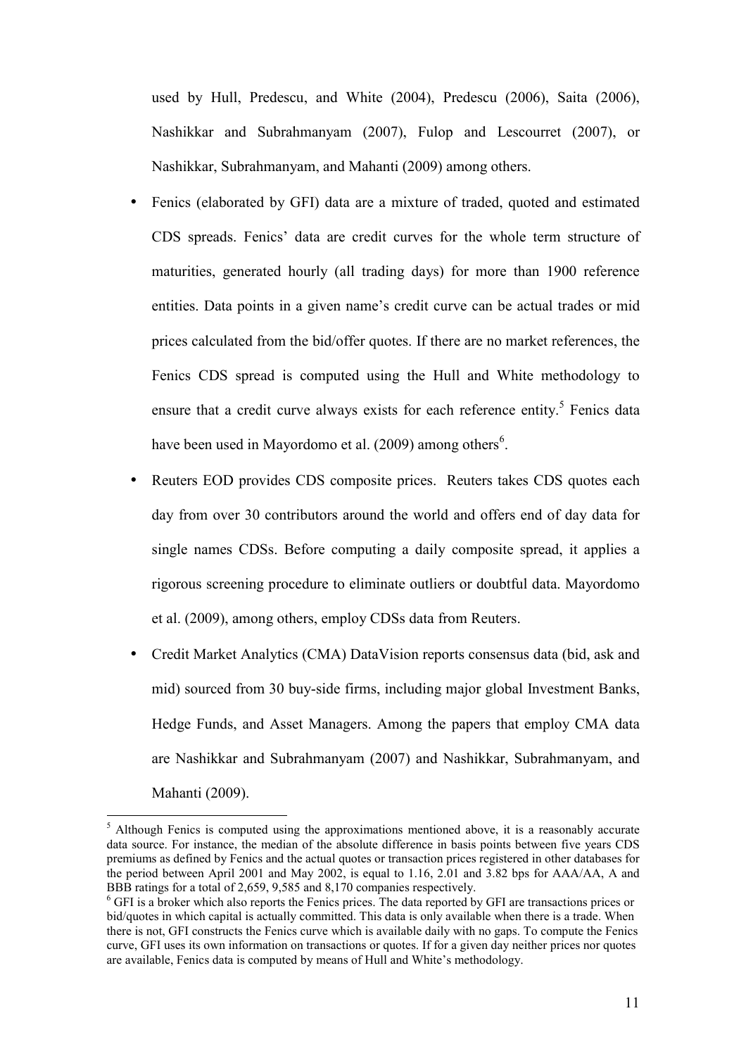used by Hull, Predescu, and White (2004), Predescu (2006), Saita (2006), Nashikkar and Subrahmanyam (2007), Fulop and Lescourret (2007), or Nashikkar, Subrahmanyam, and Mahanti (2009) among others.

- Fenics (elaborated by GFI) data are a mixture of traded, quoted and estimated CDS spreads. Fenics' data are credit curves for the whole term structure of maturities, generated hourly (all trading days) for more than 1900 reference entities. Data points in a given name's credit curve can be actual trades or mid prices calculated from the bid/offer quotes. If there are no market references, the Fenics CDS spread is computed using the Hull and White methodology to ensure that a credit curve always exists for each reference entity.[5] Fenics data have been used in Mayordomo et al. (2009) among others[6].
- Reuters EOD provides CDS composite prices. Reuters takes CDS quotes each day from over 30 contributors around the world and offers end of day data for single names CDSs. Before computing a daily composite spread, it applies a rigorous screening procedure to eliminate outliers or doubtful data. Mayordomo et al. (2009), among others, employ CDSs data from Reuters.
- Credit Market Analytics (CMA) DataVision reports consensus data (bid, ask and mid) sourced from 30 buy-side firms, including major global Investment Banks, Hedge Funds, and Asset Managers. Among the papers that employ CMA data are Nashikkar and Subrahmanyam (2007) and Nashikkar, Subrahmanyam, and Mahanti (2009).

[5] Although Fenics is computed using the approximations mentioned above, it is a reasonably accurate data source. For instance, the median of the absolute difference in basis points between five years CDS premiums as defined by Fenics and the actual quotes or transaction prices registered in other databases for the period between April 2001 and May 2002, is equal to 1.16, 2.01 and 3.82 bps for AAA/AA, A and BBB ratings for a total of 2,659, 9,585 and 8,170 companies respectively.

[6] GFI is a broker which also reports the Fenics prices. The data reported by GFI are transactions prices or bid/quotes in which capital is actually committed. This data is only available when there is a trade. When there is not, GFI constructs the Fenics curve which is available daily with no gaps. To compute the Fenics curve, GFI uses its own information on transactions or quotes. If for a given day neither prices nor quotes are available, Fenics data is computed by means of Hull and White's methodology.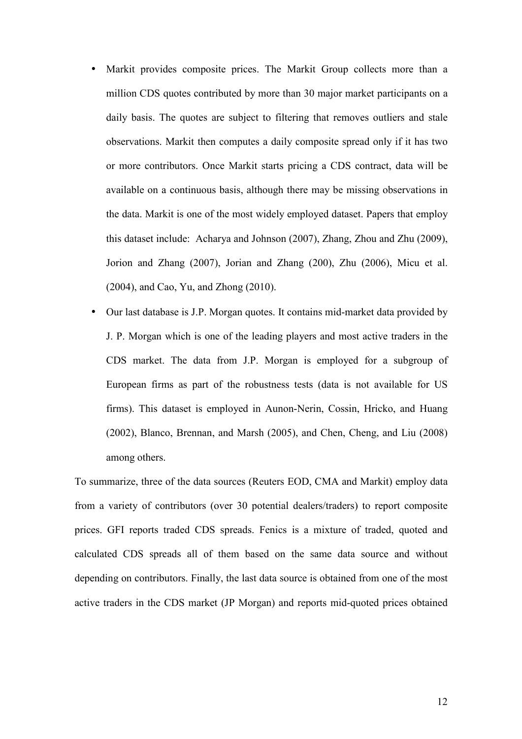- Markit provides composite prices. The Markit Group collects more than a million CDS quotes contributed by more than 30 major market participants on a daily basis. The quotes are subject to filtering that removes outliers and stale observations. Markit then computes a daily composite spread only if it has two or more contributors. Once Markit starts pricing a CDS contract, data will be available on a continuous basis, although there may be missing observations in the data. Markit is one of the most widely employed dataset. Papers that employ this dataset include: Acharya and Johnson (2007), Zhang, Zhou and Zhu (2009), Jorion and Zhang (2007), Jorian and Zhang (200), Zhu (2006), Micu et al. (2004), and Cao, Yu, and Zhong (2010).
- Our last database is J.P. Morgan quotes. It contains mid-market data provided by J. P. Morgan which is one of the leading players and most active traders in the CDS market. The data from J.P. Morgan is employed for a subgroup of European firms as part of the robustness tests (data is not available for US firms). This dataset is employed in Aunon-Nerin, Cossin, Hricko, and Huang (2002), Blanco, Brennan, and Marsh (2005), and Chen, Cheng, and Liu (2008) among others.

To summarize, three of the data sources (Reuters EOD, CMA and Markit) employ data from a variety of contributors (over 30 potential dealers/traders) to report composite prices. GFI reports traded CDS spreads. Fenics is a mixture of traded, quoted and calculated CDS spreads all of them based on the same data source and without depending on contributors. Finally, the last data source is obtained from one of the most active traders in the CDS market (JP Morgan) and reports mid-quoted prices obtained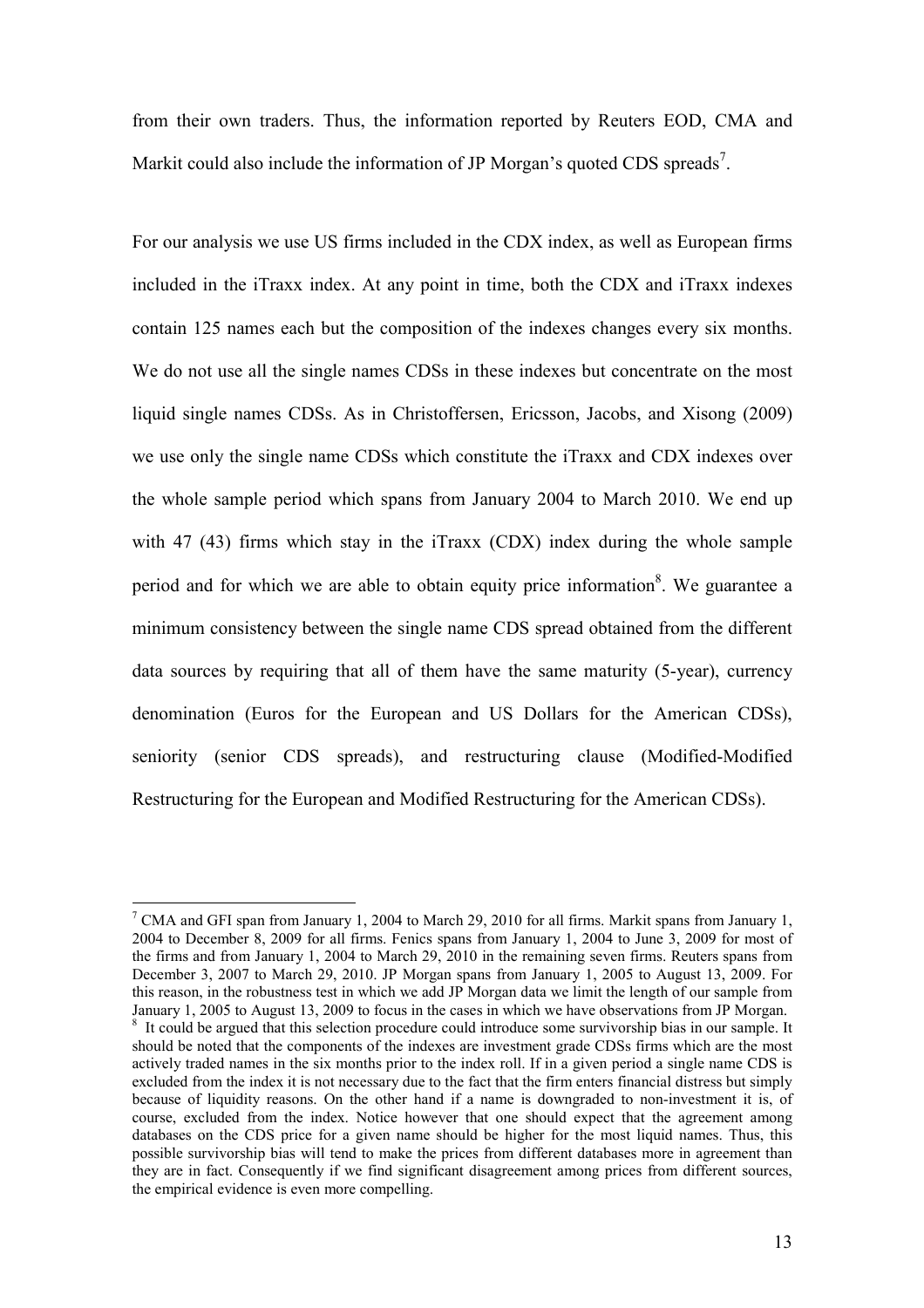from their own traders. Thus, the information reported by Reuters EOD, CMA and Markit could also include the information of JP Morgan's quoted CDS spreads[7].

For our analysis we use US firms included in the CDX index, as well as European firms included in the iTraxx index. At any point in time, both the CDX and iTraxx indexes contain 125 names each but the composition of the indexes changes every six months. We do not use all the single names CDSs in these indexes but concentrate on the most liquid single names CDSs. As in Christoffersen, Ericsson, Jacobs, and Xisong (2009) we use only the single name CDSs which constitute the iTraxx and CDX indexes over the whole sample period which spans from January 2004 to March 2010. We end up with 47 (43) firms which stay in the iTraxx (CDX) index during the whole sample period and for which we are able to obtain equity price information[8]. We guarantee a minimum consistency between the single name CDS spread obtained from the different data sources by requiring that all of them have the same maturity (5-year), currency denomination (Euros for the European and US Dollars for the American CDSs), seniority (senior CDS spreads), and restructuring clause (Modified-Modified Restructuring for the European and Modified Restructuring for the American CDSs).

---

[7] CMA and GFI span from January 1, 2004 to March 29, 2010 for all firms. Markit spans from January 1, 2004 to December 8, 2009 for all firms. Fenics spans from January 1, 2004 to June 3, 2009 for most of the firms and from January 1, 2004 to March 29, 2010 in the remaining seven firms. Reuters spans from December 3, 2007 to March 29, 2010. JP Morgan spans from January 1, 2005 to August 13, 2009. For this reason, in the robustness test in which we add JP Morgan data we limit the length of our sample from January 1, 2005 to August 13, 2009 to focus in the cases in which we have observations from JP Morgan.

[8] It could be argued that this selection procedure could introduce some survivorship bias in our sample. It should be noted that the components of the indexes are investment grade CDSs firms which are the most actively traded names in the six months prior to the index roll. If in a given period a single name CDS is excluded from the index it is not necessary due to the fact that the firm enters financial distress but simply because of liquidity reasons. On the other hand if a name is downgraded to non-investment it is, of course, excluded from the index. Notice however that one should expect that the agreement among databases on the CDS price for a given name should be higher for the most liquid names. Thus, this possible survivorship bias will tend to make the prices from different databases more in agreement than they are in fact. Consequently if we find significant disagreement among prices from different sources, the empirical evidence is even more compelling.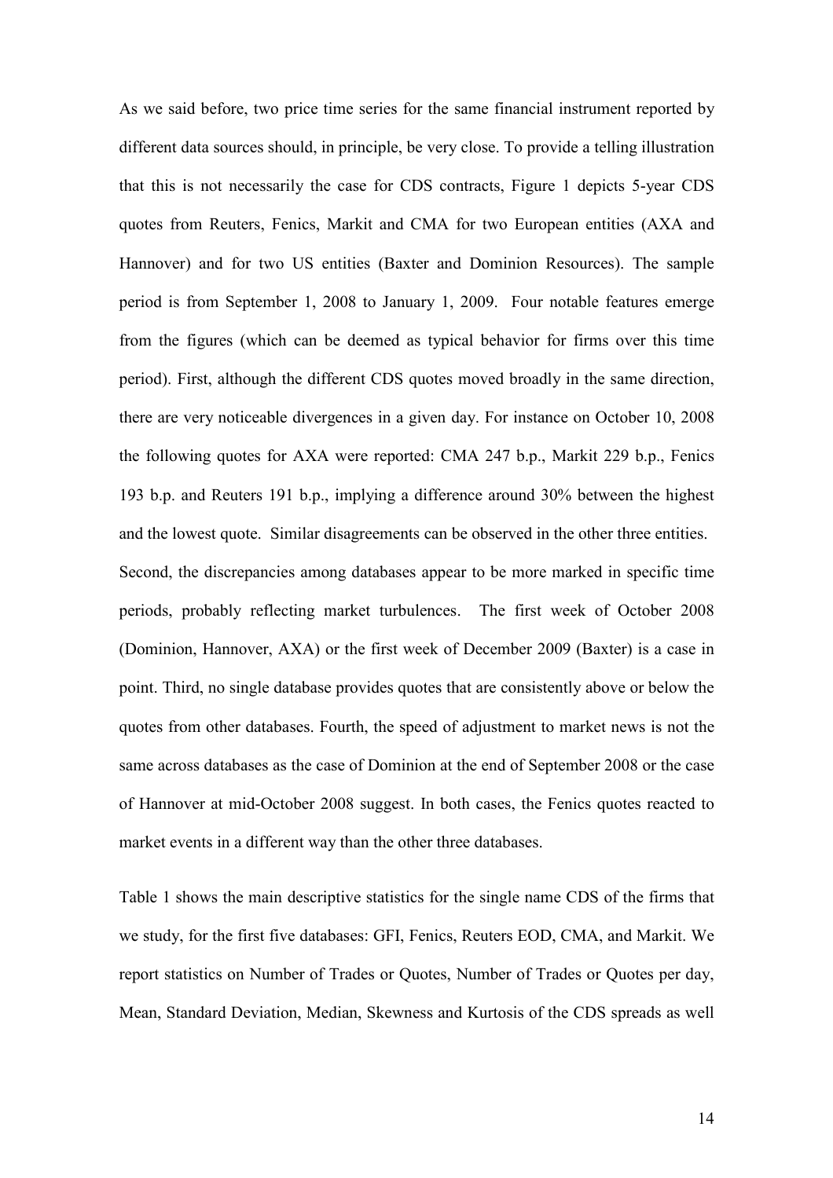As we said before, two price time series for the same financial instrument reported by different data sources should, in principle, be very close. To provide a telling illustration that this is not necessarily the case for CDS contracts, Figure 1 depicts 5-year CDS quotes from Reuters, Fenics, Markit and CMA for two European entities (AXA and Hannover) and for two US entities (Baxter and Dominion Resources). The sample period is from September 1, 2008 to January 1, 2009. Four notable features emerge from the figures (which can be deemed as typical behavior for firms over this time period). First, although the different CDS quotes moved broadly in the same direction, there are very noticeable divergences in a given day. For instance on October 10, 2008 the following quotes for AXA were reported: CMA 247 b.p., Markit 229 b.p., Fenics 193 b.p. and Reuters 191 b.p., implying a difference around 30% between the highest and the lowest quote. Similar disagreements can be observed in the other three entities. Second, the discrepancies among databases appear to be more marked in specific time periods, probably reflecting market turbulences. The first week of October 2008 (Dominion, Hannover, AXA) or the first week of December 2009 (Baxter) is a case in point. Third, no single database provides quotes that are consistently above or below the quotes from other databases. Fourth, the speed of adjustment to market news is not the same across databases as the case of Dominion at the end of September 2008 or the case of Hannover at mid-October 2008 suggest. In both cases, the Fenics quotes reacted to market events in a different way than the other three databases.

Table 1 shows the main descriptive statistics for the single name CDS of the firms that we study, for the first five databases: GFI, Fenics, Reuters EOD, CMA, and Markit. We report statistics on Number of Trades or Quotes, Number of Trades or Quotes per day, Mean, Standard Deviation, Median, Skewness and Kurtosis of the CDS spreads as well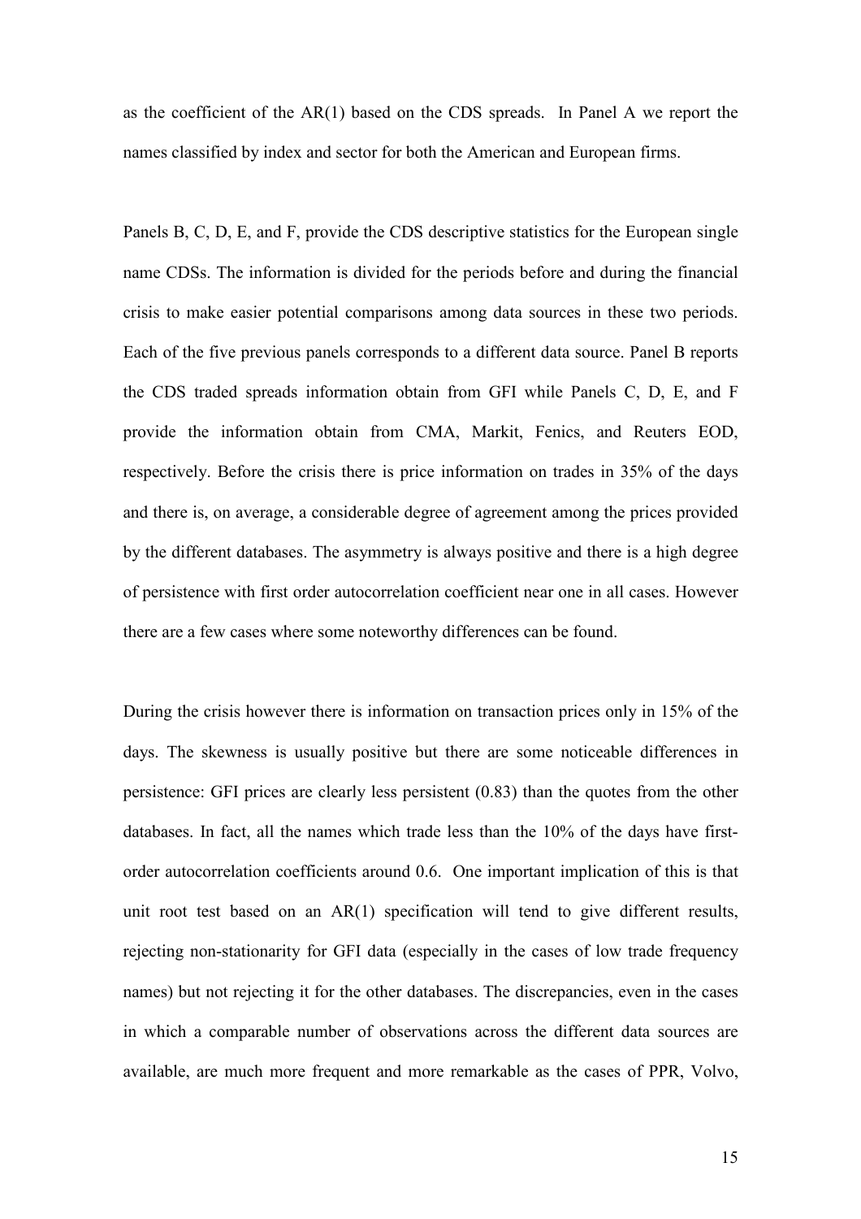as the coefficient of the AR(1) based on the CDS spreads. In Panel A we report the names classified by index and sector for both the American and European firms.

Panels B, C, D, E, and F, provide the CDS descriptive statistics for the European single name CDSs. The information is divided for the periods before and during the financial crisis to make easier potential comparisons among data sources in these two periods. Each of the five previous panels corresponds to a different data source. Panel B reports the CDS traded spreads information obtain from GFI while Panels C, D, E, and F provide the information obtain from CMA, Markit, Fenics, and Reuters EOD, respectively. Before the crisis there is price information on trades in 35% of the days and there is, on average, a considerable degree of agreement among the prices provided by the different databases. The asymmetry is always positive and there is a high degree of persistence with first order autocorrelation coefficient near one in all cases. However there are a few cases where some noteworthy differences can be found.

During the crisis however there is information on transaction prices only in 15% of the days. The skewness is usually positive but there are some noticeable differences in persistence: GFI prices are clearly less persistent (0.83) than the quotes from the other databases. In fact, all the names which trade less than the 10% of the days have first-order autocorrelation coefficients around 0.6. One important implication of this is that unit root test based on an AR(1) specification will tend to give different results, rejecting non-stationarity for GFI data (especially in the cases of low trade frequency names) but not rejecting it for the other databases. The discrepancies, even in the cases in which a comparable number of observations across the different data sources are available, are much more frequent and more remarkable as the cases of PPR, Volvo,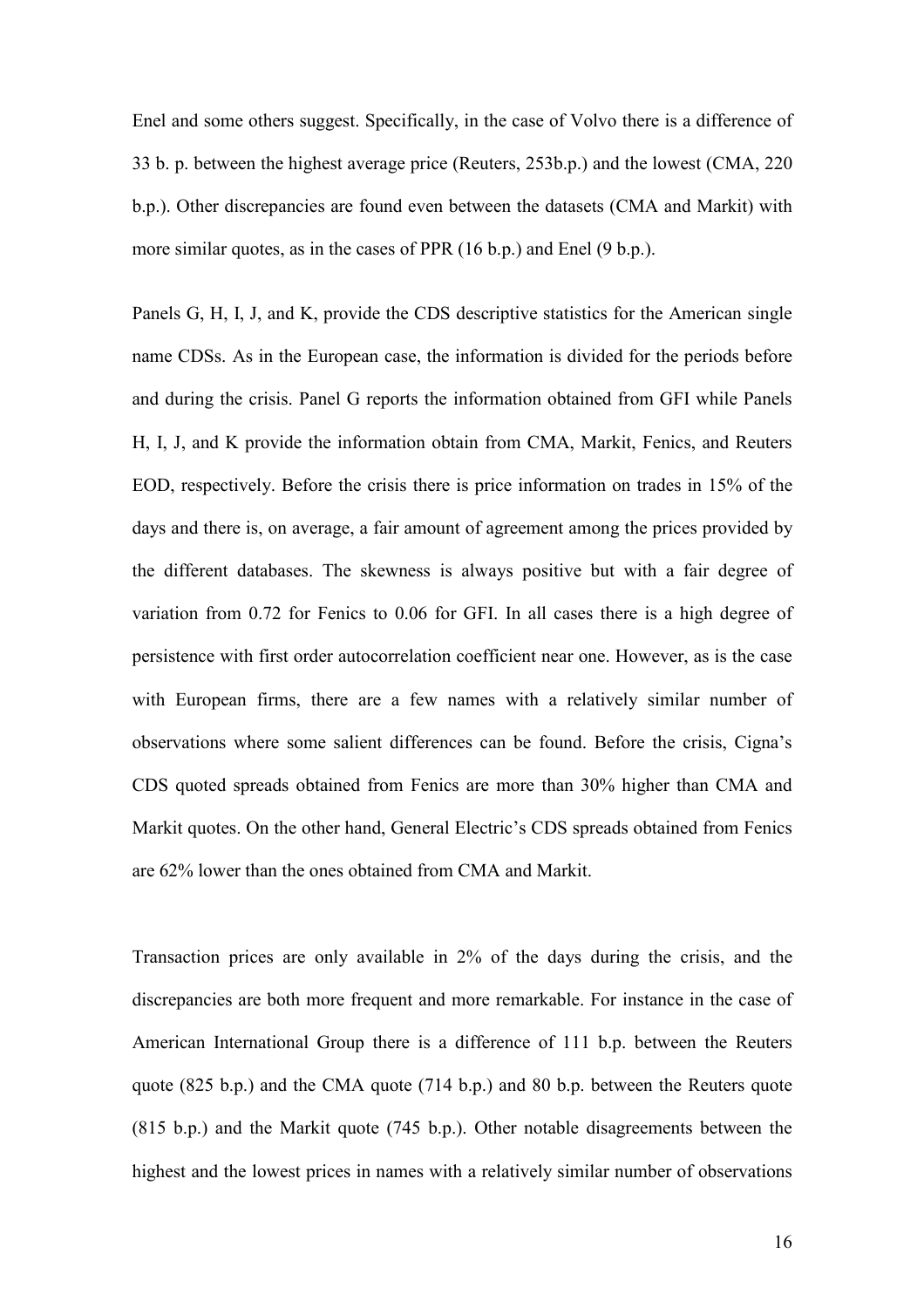Enel and some others suggest. Specifically, in the case of Volvo there is a difference of 33 b. p. between the highest average price (Reuters, 253b.p.) and the lowest (CMA, 220 b.p.). Other discrepancies are found even between the datasets (CMA and Markit) with more similar quotes, as in the cases of PPR (16 b.p.) and Enel (9 b.p.).

Panels G, H, I, J, and K, provide the CDS descriptive statistics for the American single name CDSs. As in the European case, the information is divided for the periods before and during the crisis. Panel G reports the information obtained from GFI while Panels H, I, J, and K provide the information obtain from CMA, Markit, Fenics, and Reuters EOD, respectively. Before the crisis there is price information on trades in 15% of the days and there is, on average, a fair amount of agreement among the prices provided by the different databases. The skewness is always positive but with a fair degree of variation from 0.72 for Fenics to 0.06 for GFI. In all cases there is a high degree of persistence with first order autocorrelation coefficient near one. However, as is the case with European firms, there are a few names with a relatively similar number of observations where some salient differences can be found. Before the crisis, Cigna's CDS quoted spreads obtained from Fenics are more than 30% higher than CMA and Markit quotes. On the other hand, General Electric's CDS spreads obtained from Fenics are 62% lower than the ones obtained from CMA and Markit.

Transaction prices are only available in 2% of the days during the crisis, and the discrepancies are both more frequent and more remarkable. For instance in the case of American International Group there is a difference of 111 b.p. between the Reuters quote (825 b.p.) and the CMA quote (714 b.p.) and 80 b.p. between the Reuters quote (815 b.p.) and the Markit quote (745 b.p.). Other notable disagreements between the highest and the lowest prices in names with a relatively similar number of observations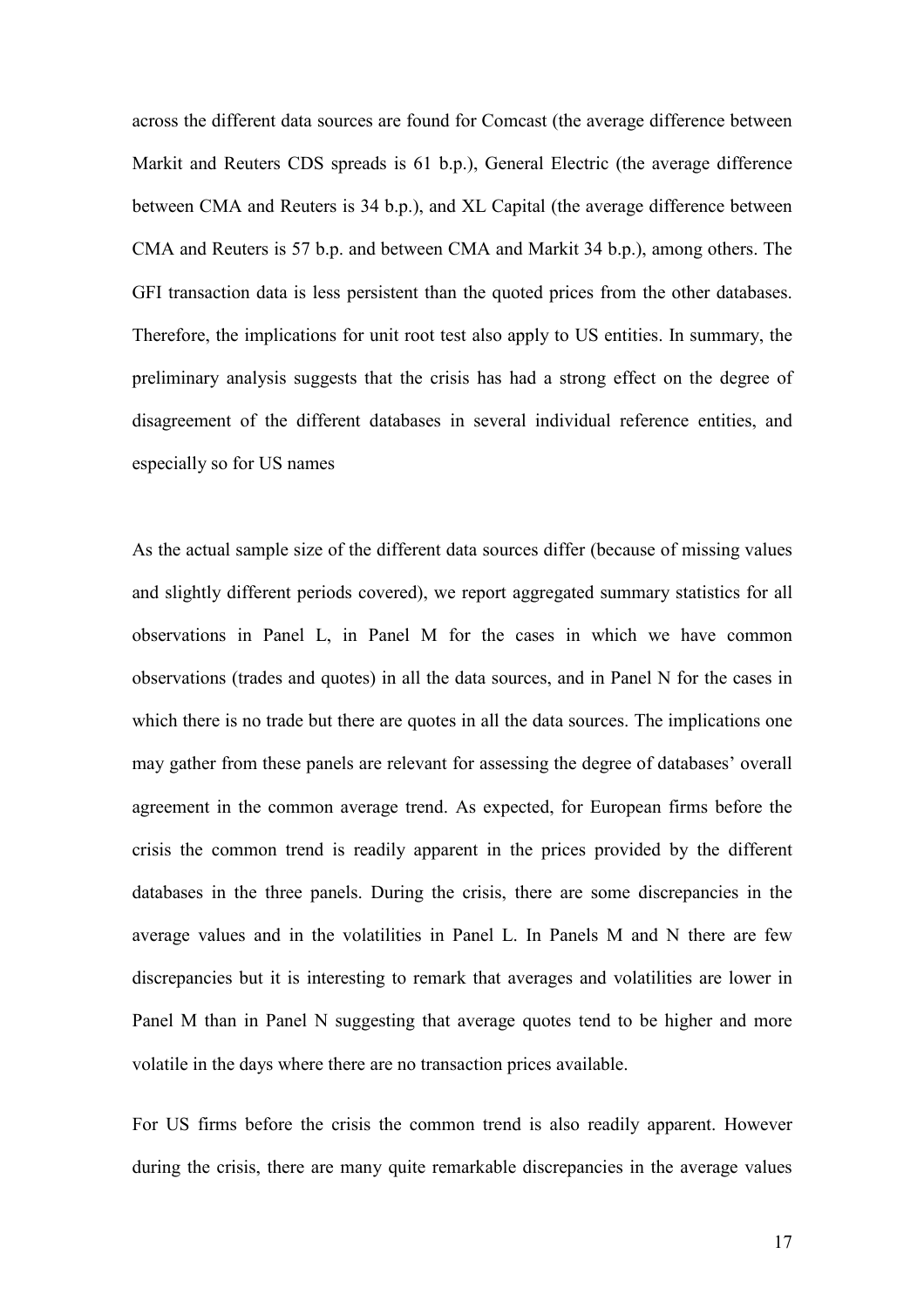across the different data sources are found for Comcast (the average difference between Markit and Reuters CDS spreads is 61 b.p.), General Electric (the average difference between CMA and Reuters is 34 b.p.), and XL Capital (the average difference between CMA and Reuters is 57 b.p. and between CMA and Markit 34 b.p.), among others. The GFI transaction data is less persistent than the quoted prices from the other databases. Therefore, the implications for unit root test also apply to US entities. In summary, the preliminary analysis suggests that the crisis has had a strong effect on the degree of disagreement of the different databases in several individual reference entities, and especially so for US names

As the actual sample size of the different data sources differ (because of missing values and slightly different periods covered), we report aggregated summary statistics for all observations in Panel L, in Panel M for the cases in which we have common observations (trades and quotes) in all the data sources, and in Panel N for the cases in which there is no trade but there are quotes in all the data sources. The implications one may gather from these panels are relevant for assessing the degree of databases' overall agreement in the common average trend. As expected, for European firms before the crisis the common trend is readily apparent in the prices provided by the different databases in the three panels. During the crisis, there are some discrepancies in the average values and in the volatilities in Panel L. In Panels M and N there are few discrepancies but it is interesting to remark that averages and volatilities are lower in Panel M than in Panel N suggesting that average quotes tend to be higher and more volatile in the days where there are no transaction prices available.

For US firms before the crisis the common trend is also readily apparent. However during the crisis, there are many quite remarkable discrepancies in the average values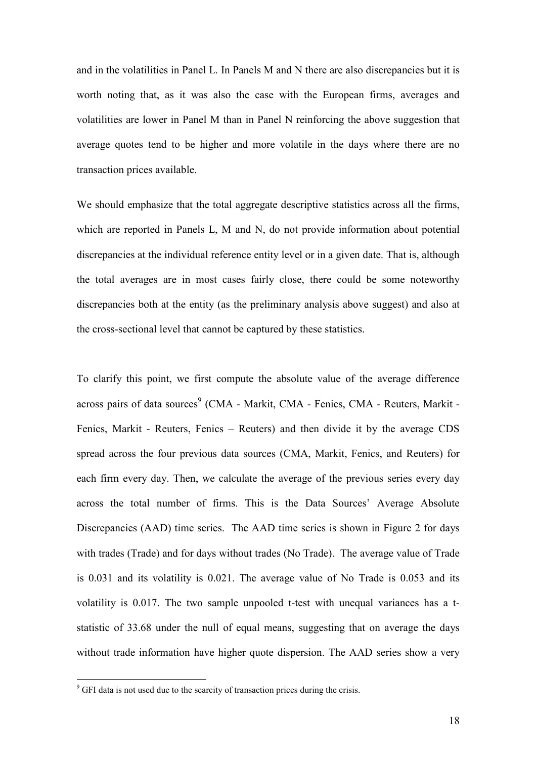and in the volatilities in Panel L. In Panels M and N there are also discrepancies but it is worth noting that, as it was also the case with the European firms, averages and volatilities are lower in Panel M than in Panel N reinforcing the above suggestion that average quotes tend to be higher and more volatile in the days where there are no transaction prices available.

We should emphasize that the total aggregate descriptive statistics across all the firms, which are reported in Panels L, M and N, do not provide information about potential discrepancies at the individual reference entity level or in a given date. That is, although the total averages are in most cases fairly close, there could be some noteworthy discrepancies both at the entity (as the preliminary analysis above suggest) and also at the cross-sectional level that cannot be captured by these statistics.

To clarify this point, we first compute the absolute value of the average difference across pairs of data sources[9] (CMA - Markit, CMA - Fenics, CMA - Reuters, Markit - Fenics, Markit - Reuters, Fenics – Reuters) and then divide it by the average CDS spread across the four previous data sources (CMA, Markit, Fenics, and Reuters) for each firm every day. Then, we calculate the average of the previous series every day across the total number of firms. This is the Data Sources' Average Absolute Discrepancies (AAD) time series. The AAD time series is shown in Figure 2 for days with trades (Trade) and for days without trades (No Trade). The average value of Trade is 0.031 and its volatility is 0.021. The average value of No Trade is 0.053 and its volatility is 0.017. The two sample unpooled t-test with unequal variances has a t-statistic of 33.68 under the null of equal means, suggesting that on average the days without trade information have higher quote dispersion. The AAD series show a very

[9] GFI data is not used due to the scarcity of transaction prices during the crisis.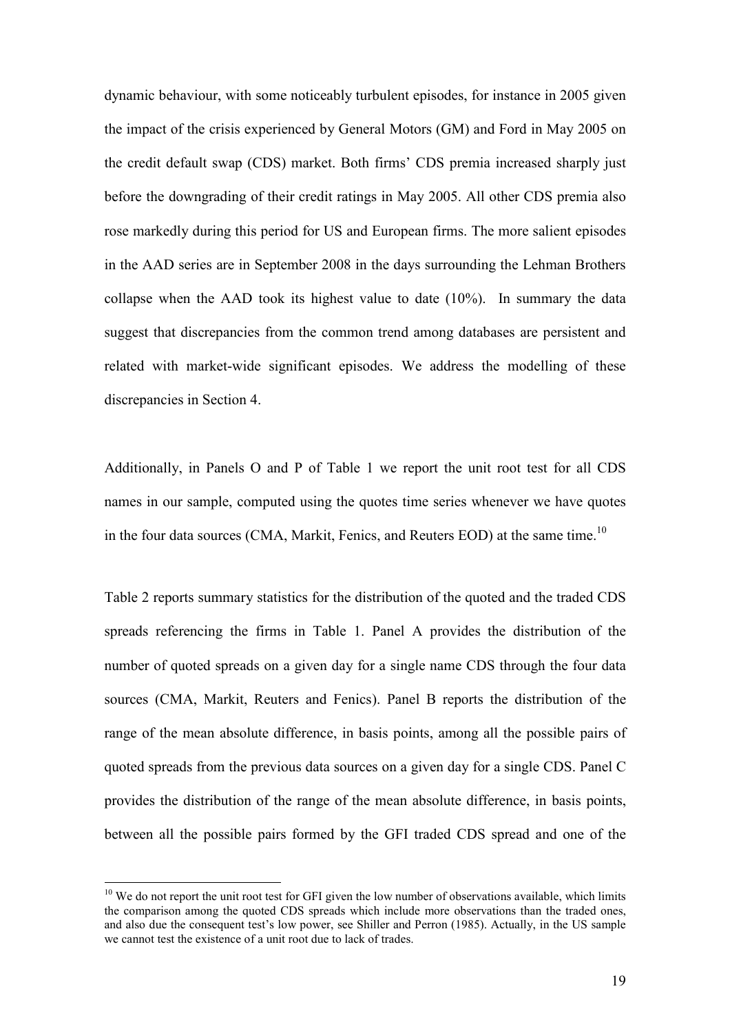dynamic behaviour, with some noticeably turbulent episodes, for instance in 2005 given the impact of the crisis experienced by General Motors (GM) and Ford in May 2005 on the credit default swap (CDS) market. Both firms' CDS premia increased sharply just before the downgrading of their credit ratings in May 2005. All other CDS premia also rose markedly during this period for US and European firms. The more salient episodes in the AAD series are in September 2008 in the days surrounding the Lehman Brothers collapse when the AAD took its highest value to date (10%). In summary the data suggest that discrepancies from the common trend among databases are persistent and related with market-wide significant episodes. We address the modelling of these discrepancies in Section 4.

Additionally, in Panels O and P of Table 1 we report the unit root test for all CDS names in our sample, computed using the quotes time series whenever we have quotes in the four data sources (CMA, Markit, Fenics, and Reuters EOD) at the same time.[10]

Table 2 reports summary statistics for the distribution of the quoted and the traded CDS spreads referencing the firms in Table 1. Panel A provides the distribution of the number of quoted spreads on a given day for a single name CDS through the four data sources (CMA, Markit, Reuters and Fenics). Panel B reports the distribution of the range of the mean absolute difference, in basis points, among all the possible pairs of quoted spreads from the previous data sources on a given day for a single CDS. Panel C provides the distribution of the range of the mean absolute difference, in basis points, between all the possible pairs formed by the GFI traded CDS spread and one of the

[10] We do not report the unit root test for GFI given the low number of observations available, which limits the comparison among the quoted CDS spreads which include more observations than the traded ones, and also due the consequent test's low power, see Shiller and Perron (1985). Actually, in the US sample we cannot test the existence of a unit root due to lack of trades.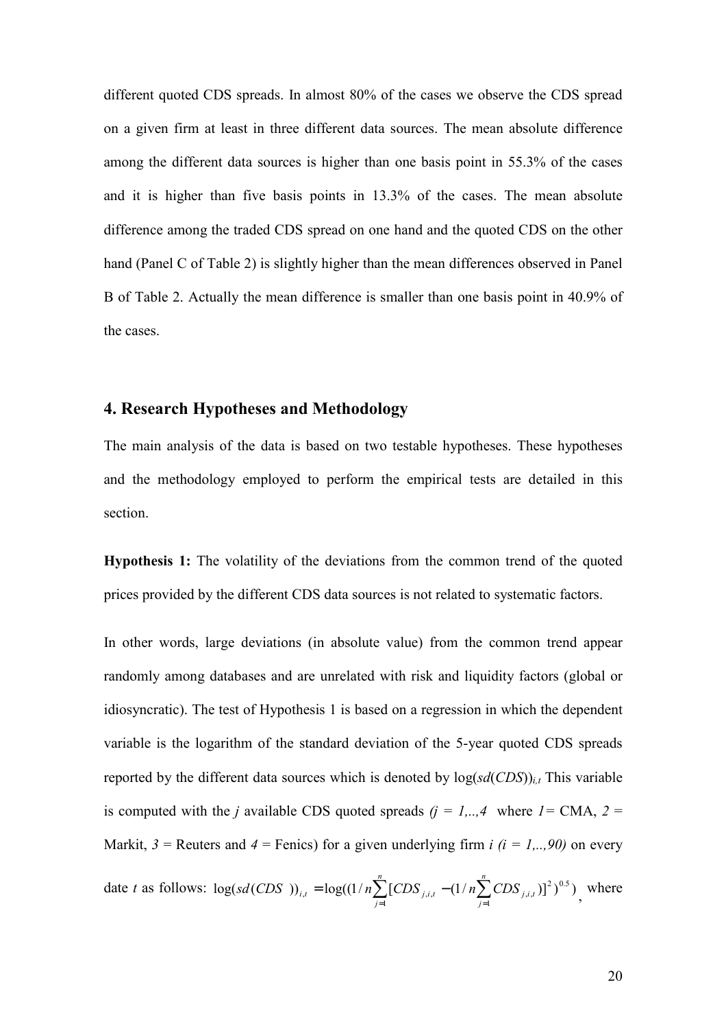different quoted CDS spreads. In almost 80% of the cases we observe the CDS spread on a given firm at least in three different data sources. The mean absolute difference among the different data sources is higher than one basis point in 55.3% of the cases and it is higher than five basis points in 13.3% of the cases. The mean absolute difference among the traded CDS spread on one hand and the quoted CDS on the other hand (Panel C of Table 2) is slightly higher than the mean differences observed in Panel B of Table 2. Actually the mean difference is smaller than one basis point in 40.9% of the cases.

## 4. Research Hypotheses and Methodology

The main analysis of the data is based on two testable hypotheses. These hypotheses and the methodology employed to perform the empirical tests are detailed in this section.

**Hypothesis 1:** The volatility of the deviations from the common trend of the quoted prices provided by the different CDS data sources is not related to systematic factors.

In other words, large deviations (in absolute value) from the common trend appear randomly among databases and are unrelated with risk and liquidity factors (global or idiosyncratic). The test of Hypothesis 1 is based on a regression in which the dependent variable is the logarithm of the standard deviation of the 5-year quoted CDS spreads reported by the different data sources which is denoted by $\log(sd(CDS))_{i,t}$ This variable is computed with the $j$ available CDS quoted spreads *(j = 1,..,4* where *1*= CMA, *2* = Markit, *3* = Reuters and *4* = Fenics) for a given underlying firm *i (i = 1,..,90)* on every date $t$ as follows: $\log(sd(CDS))_{i,t} = \log((1/n\sum_{j=1}^{n}[CDS_{j,i,t} - (1/n\sum_{j=1}^{n}CDS_{j,i,t})]^2)^{0.5})$, where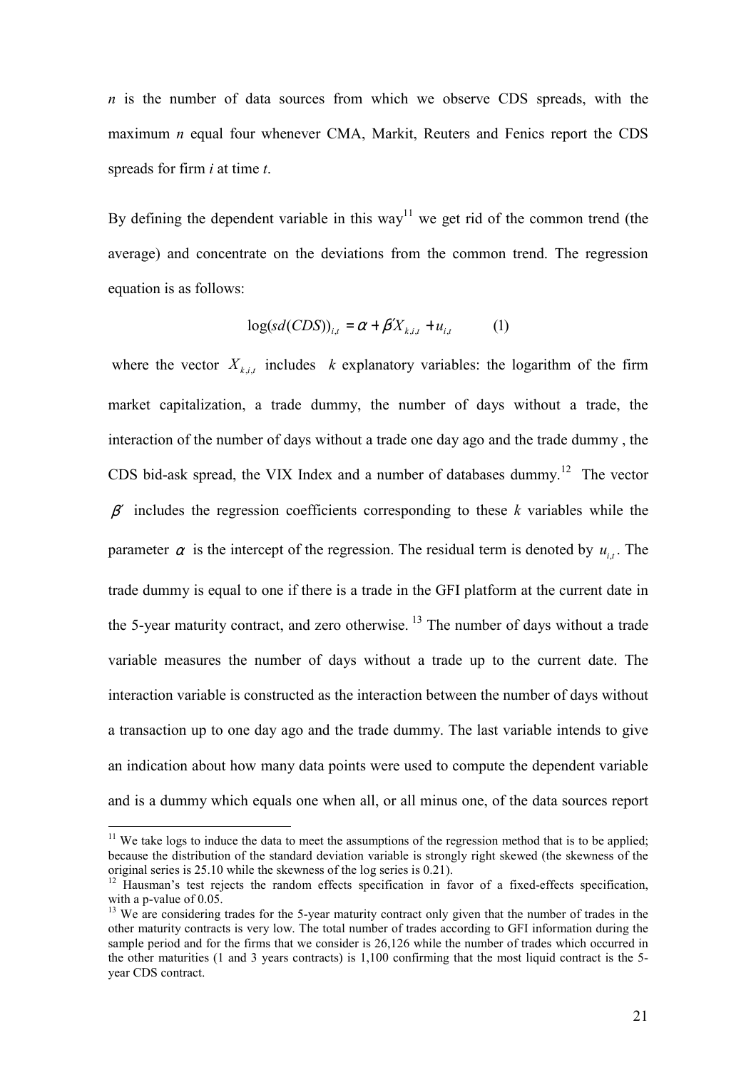$n$ is the number of data sources from which we observe CDS spreads, with the maximum $n$ equal four whenever CMA, Markit, Reuters and Fenics report the CDS spreads for firm $i$ at time $t$.

By defining the dependent variable in this way[11] we get rid of the common trend (the average) and concentrate on the deviations from the common trend. The regression equation is as follows:

$$\log(sd(CDS))_{i,t} = \alpha + \beta' X_{k,i,t} + u_{i,t} \qquad (1)$$

where the vector $X_{k,i,t}$ includes $k$ explanatory variables: the logarithm of the firm market capitalization, a trade dummy, the number of days without a trade, the interaction of the number of days without a trade one day ago and the trade dummy , the CDS bid-ask spread, the VIX Index and a number of databases dummy.[12] The vector $\beta'$ includes the regression coefficients corresponding to these $k$ variables while the parameter $\alpha$ is the intercept of the regression. The residual term is denoted by $u_{i,t}$. The trade dummy is equal to one if there is a trade in the GFI platform at the current date in the 5-year maturity contract, and zero otherwise. [13] The number of days without a trade variable measures the number of days without a trade up to the current date. The interaction variable is constructed as the interaction between the number of days without a transaction up to one day ago and the trade dummy. The last variable intends to give an indication about how many data points were used to compute the dependent variable and is a dummy which equals one when all, or all minus one, of the data sources report

[11] We take logs to induce the data to meet the assumptions of the regression method that is to be applied; because the distribution of the standard deviation variable is strongly right skewed (the skewness of the original series is 25.10 while the skewness of the log series is 0.21).

[12] Hausman's test rejects the random effects specification in favor of a fixed-effects specification, with a p-value of 0.05.

[13] We are considering trades for the 5-year maturity contract only given that the number of trades in the other maturity contracts is very low. The total number of trades according to GFI information during the sample period and for the firms that we consider is 26,126 while the number of trades which occurred in the other maturities (1 and 3 years contracts) is 1,100 confirming that the most liquid contract is the 5-year CDS contract.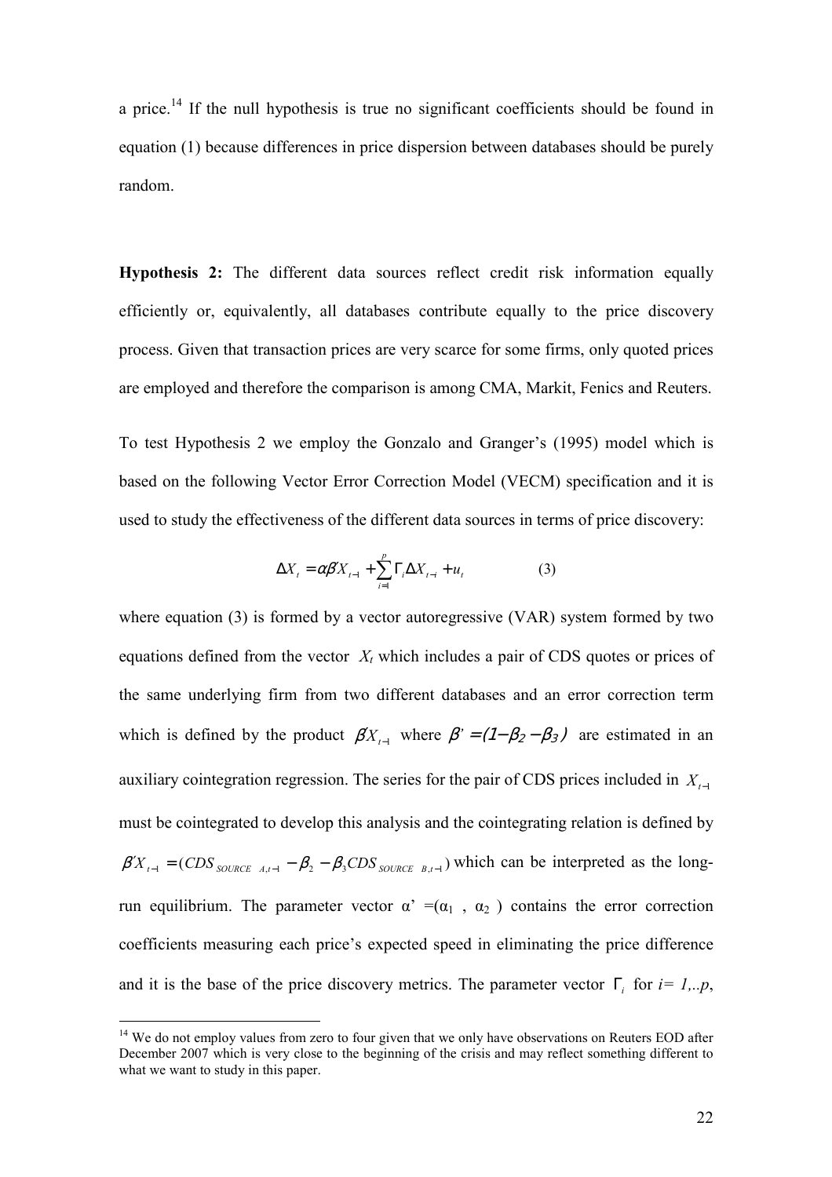a price.[14] If the null hypothesis is true no significant coefficients should be found in equation (1) because differences in price dispersion between databases should be purely random.

**Hypothesis 2:** The different data sources reflect credit risk information equally efficiently or, equivalently, all databases contribute equally to the price discovery process. Given that transaction prices are very scarce for some firms, only quoted prices are employed and therefore the comparison is among CMA, Markit, Fenics and Reuters.

To test Hypothesis 2 we employ the Gonzalo and Granger's (1995) model which is based on the following Vector Error Correction Model (VECM) specification and it is used to study the effectiveness of the different data sources in terms of price discovery:

$$\Delta X_t = \alpha\beta' X_{t-1} + \sum_{i=1}^{p} \Gamma_i \Delta X_{t-i} + u_t \qquad (3)$$

where equation (3) is formed by a vector autoregressive (VAR) system formed by two equations defined from the vector $X_t$ which includes a pair of CDS quotes or prices of the same underlying firm from two different databases and an error correction term which is defined by the product $\beta' X_{t-1}$ where $\beta' = (1 - \beta_2 - \beta_3)$ are estimated in an auxiliary cointegration regression. The series for the pair of CDS prices included in $X_{t-1}$ must be cointegrated to develop this analysis and the cointegrating relation is defined by $\beta' X_{t-1} = (CDS_{SOURCE\ A,t-1} - \beta_2 - \beta_3 CDS_{SOURCE\ B,t-1})$ which can be interpreted as the long-run equilibrium. The parameter vector $\alpha' = (\alpha_1, \alpha_2)$ contains the error correction coefficients measuring each price's expected speed in eliminating the price difference and it is the base of the price discovery metrics. The parameter vector $\Gamma_i$ for $i = 1,..p$,

[14] We do not employ values from zero to four given that we only have observations on Reuters EOD after December 2007 which is very close to the beginning of the crisis and may reflect something different to what we want to study in this paper.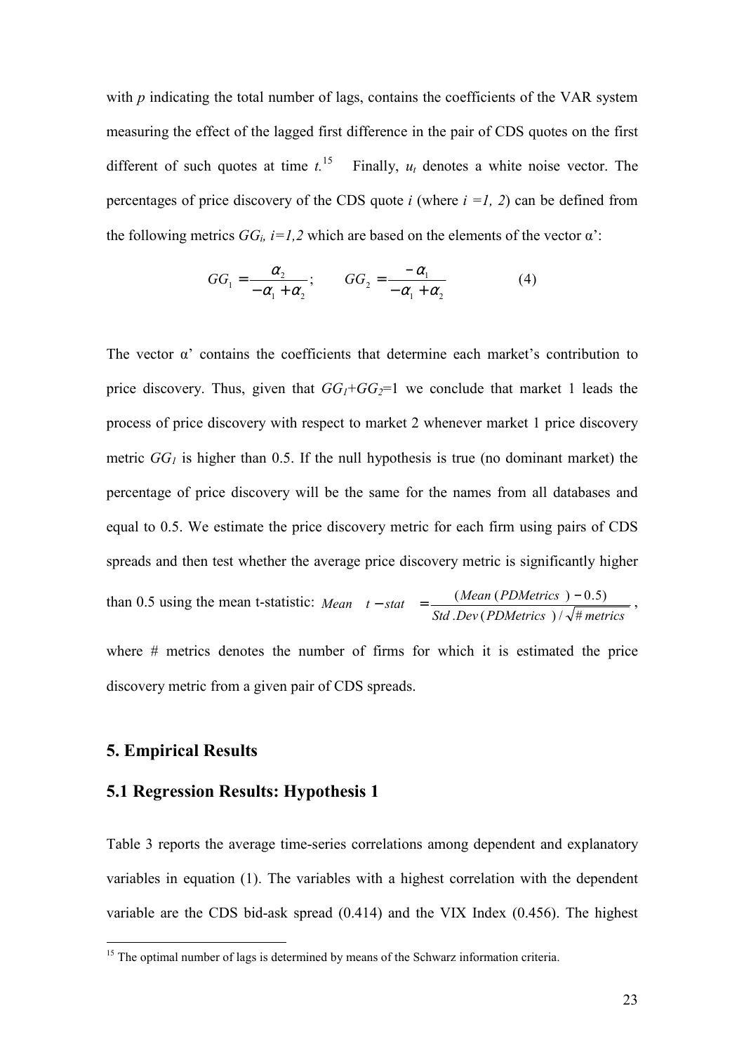with $p$ indicating the total number of lags, contains the coefficients of the VAR system measuring the effect of the lagged first difference in the pair of CDS quotes on the first different of such quotes at time $t$.[15] Finally, $u_t$ denotes a white noise vector. The percentages of price discovery of the CDS quote $i$ (where $i = 1, 2$) can be defined from the following metrics $GG_i$, $i=1,2$ which are based on the elements of the vector α':

$$GG_1 = \frac{\alpha_2}{-\alpha_1 + \alpha_2}; \qquad GG_2 = \frac{-\alpha_1}{-\alpha_1 + \alpha_2} \tag{4}$$

The vector α' contains the coefficients that determine each market's contribution to price discovery. Thus, given that $GG_1+GG_2=1$ we conclude that market 1 leads the process of price discovery with respect to market 2 whenever market 1 price discovery metric $GG_1$ is higher than 0.5. If the null hypothesis is true (no dominant market) the percentage of price discovery will be the same for the names from all databases and equal to 0.5. We estimate the price discovery metric for each firm using pairs of CDS spreads and then test whether the average price discovery metric is significantly higher than 0.5 using the mean t-statistic: $Mean \quad t-stat = \frac{(Mean\,(PDMetrics\,) - 0.5)}{Std.Dev\,(PDMetrics\,)/\sqrt{\#\,metrics}}$,

where # metrics denotes the number of firms for which it is estimated the price discovery metric from a given pair of CDS spreads.

## 5. Empirical Results

### 5.1 Regression Results: Hypothesis 1

Table 3 reports the average time-series correlations among dependent and explanatory variables in equation (1). The variables with a highest correlation with the dependent variable are the CDS bid-ask spread (0.414) and the VIX Index (0.456). The highest

[15] The optimal number of lags is determined by means of the Schwarz information criteria.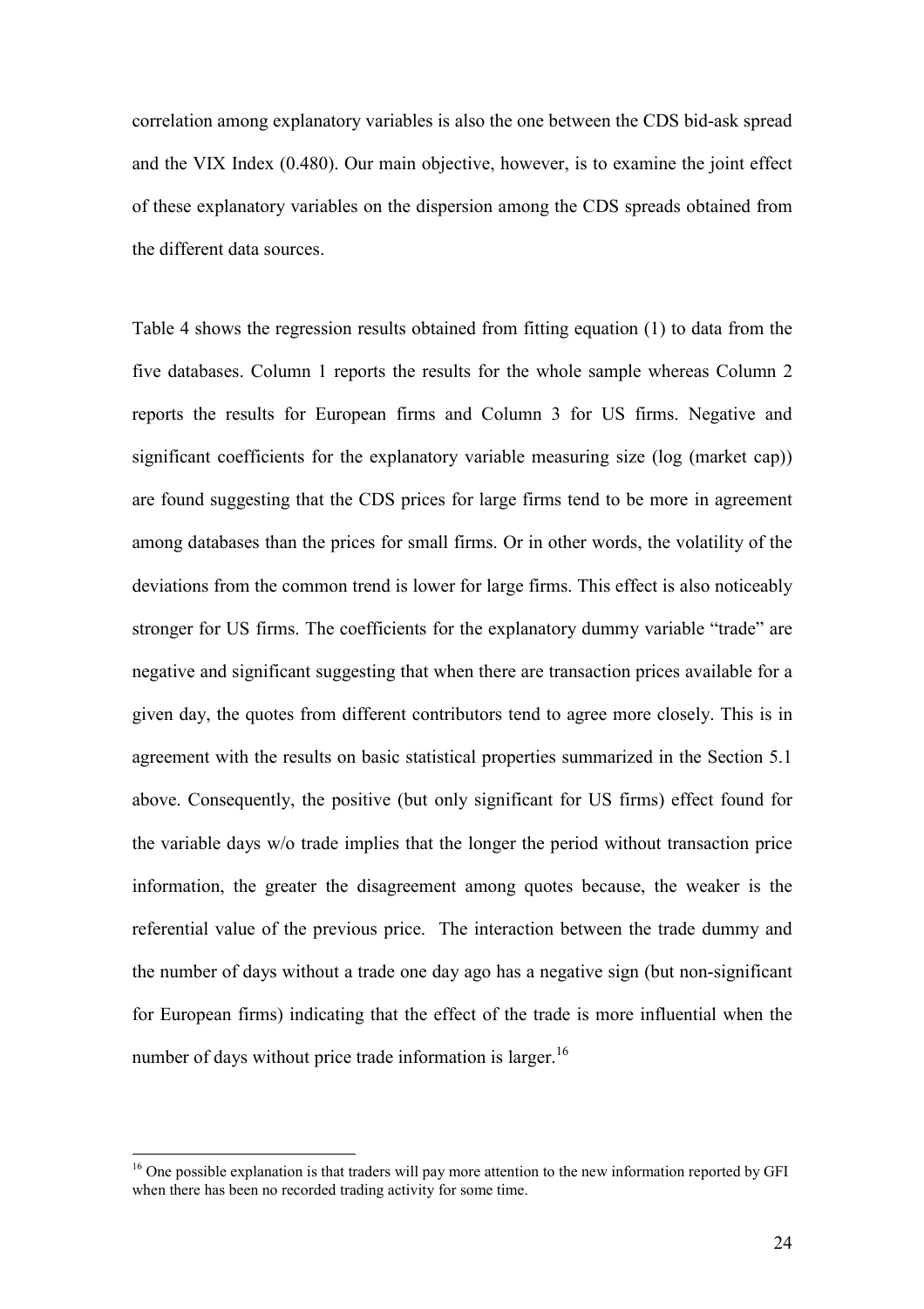correlation among explanatory variables is also the one between the CDS bid-ask spread and the VIX Index (0.480). Our main objective, however, is to examine the joint effect of these explanatory variables on the dispersion among the CDS spreads obtained from the different data sources.

Table 4 shows the regression results obtained from fitting equation (1) to data from the five databases. Column 1 reports the results for the whole sample whereas Column 2 reports the results for European firms and Column 3 for US firms. Negative and significant coefficients for the explanatory variable measuring size (log (market cap)) are found suggesting that the CDS prices for large firms tend to be more in agreement among databases than the prices for small firms. Or in other words, the volatility of the deviations from the common trend is lower for large firms. This effect is also noticeably stronger for US firms. The coefficients for the explanatory dummy variable "trade" are negative and significant suggesting that when there are transaction prices available for a given day, the quotes from different contributors tend to agree more closely. This is in agreement with the results on basic statistical properties summarized in the Section 5.1 above. Consequently, the positive (but only significant for US firms) effect found for the variable days w/o trade implies that the longer the period without transaction price information, the greater the disagreement among quotes because, the weaker is the referential value of the previous price. The interaction between the trade dummy and the number of days without a trade one day ago has a negative sign (but non-significant for European firms) indicating that the effect of the trade is more influential when the number of days without price trade information is larger.[16]

[16] One possible explanation is that traders will pay more attention to the new information reported by GFI when there has been no recorded trading activity for some time.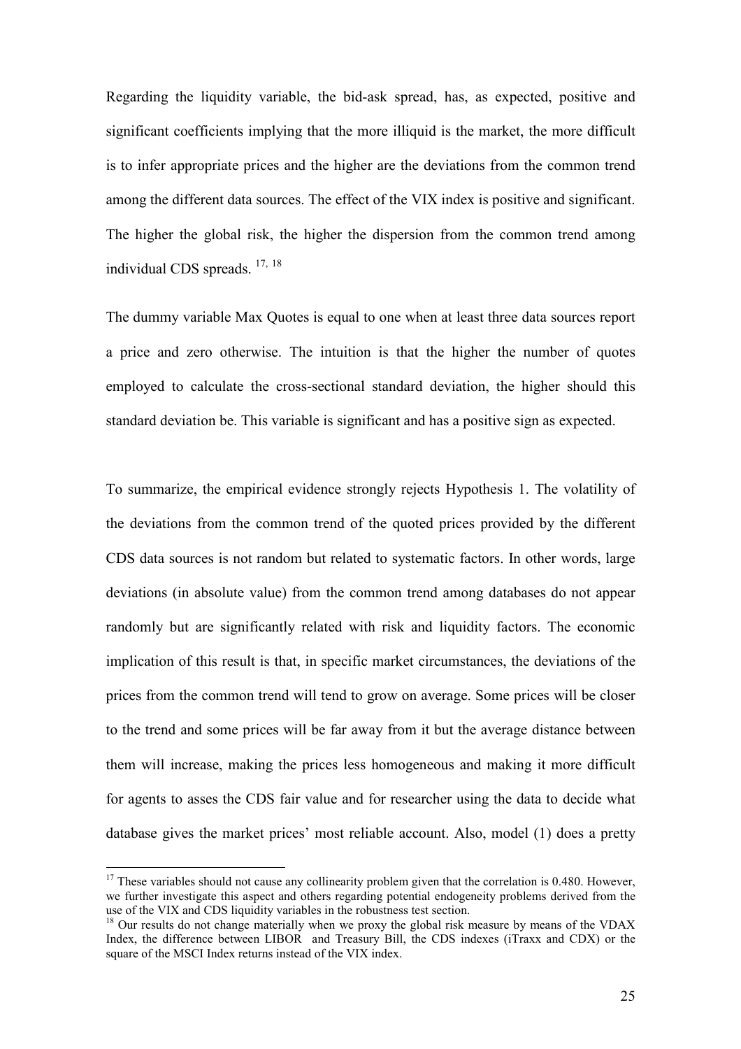Regarding the liquidity variable, the bid-ask spread, has, as expected, positive and significant coefficients implying that the more illiquid is the market, the more difficult is to infer appropriate prices and the higher are the deviations from the common trend among the different data sources. The effect of the VIX index is positive and significant. The higher the global risk, the higher the dispersion from the common trend among individual CDS spreads. [17, 18]

The dummy variable Max Quotes is equal to one when at least three data sources report a price and zero otherwise. The intuition is that the higher the number of quotes employed to calculate the cross-sectional standard deviation, the higher should this standard deviation be. This variable is significant and has a positive sign as expected.

To summarize, the empirical evidence strongly rejects Hypothesis 1. The volatility of the deviations from the common trend of the quoted prices provided by the different CDS data sources is not random but related to systematic factors. In other words, large deviations (in absolute value) from the common trend among databases do not appear randomly but are significantly related with risk and liquidity factors. The economic implication of this result is that, in specific market circumstances, the deviations of the prices from the common trend will tend to grow on average. Some prices will be closer to the trend and some prices will be far away from it but the average distance between them will increase, making the prices less homogeneous and making it more difficult for agents to asses the CDS fair value and for researcher using the data to decide what database gives the market prices' most reliable account. Also, model (1) does a pretty

---

[17] These variables should not cause any collinearity problem given that the correlation is 0.480. However, we further investigate this aspect and others regarding potential endogeneity problems derived from the use of the VIX and CDS liquidity variables in the robustness test section.

[18] Our results do not change materially when we proxy the global risk measure by means of the VDAX Index, the difference between LIBOR and Treasury Bill, the CDS indexes (iTraxx and CDX) or the square of the MSCI Index returns instead of the VIX index.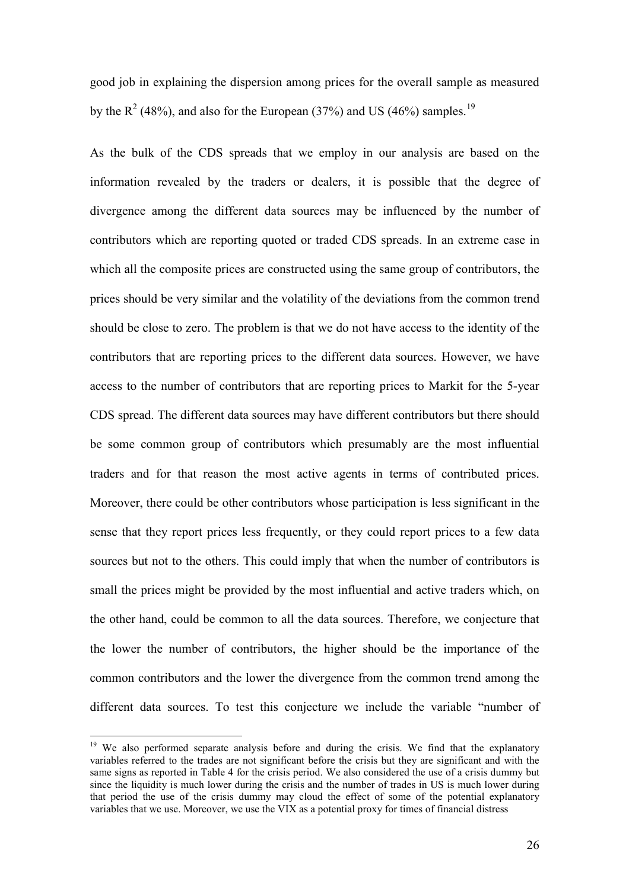good job in explaining the dispersion among prices for the overall sample as measured by the $R^2$ (48%), and also for the European (37%) and US (46%) samples.[19]

As the bulk of the CDS spreads that we employ in our analysis are based on the information revealed by the traders or dealers, it is possible that the degree of divergence among the different data sources may be influenced by the number of contributors which are reporting quoted or traded CDS spreads. In an extreme case in which all the composite prices are constructed using the same group of contributors, the prices should be very similar and the volatility of the deviations from the common trend should be close to zero. The problem is that we do not have access to the identity of the contributors that are reporting prices to the different data sources. However, we have access to the number of contributors that are reporting prices to Markit for the 5-year CDS spread. The different data sources may have different contributors but there should be some common group of contributors which presumably are the most influential traders and for that reason the most active agents in terms of contributed prices. Moreover, there could be other contributors whose participation is less significant in the sense that they report prices less frequently, or they could report prices to a few data sources but not to the others. This could imply that when the number of contributors is small the prices might be provided by the most influential and active traders which, on the other hand, could be common to all the data sources. Therefore, we conjecture that the lower the number of contributors, the higher should be the importance of the common contributors and the lower the divergence from the common trend among the different data sources. To test this conjecture we include the variable "number of

[19] We also performed separate analysis before and during the crisis. We find that the explanatory variables referred to the trades are not significant before the crisis but they are significant and with the same signs as reported in Table 4 for the crisis period. We also considered the use of a crisis dummy but since the liquidity is much lower during the crisis and the number of trades in US is much lower during that period the use of the crisis dummy may cloud the effect of some of the potential explanatory variables that we use. Moreover, we use the VIX as a potential proxy for times of financial distress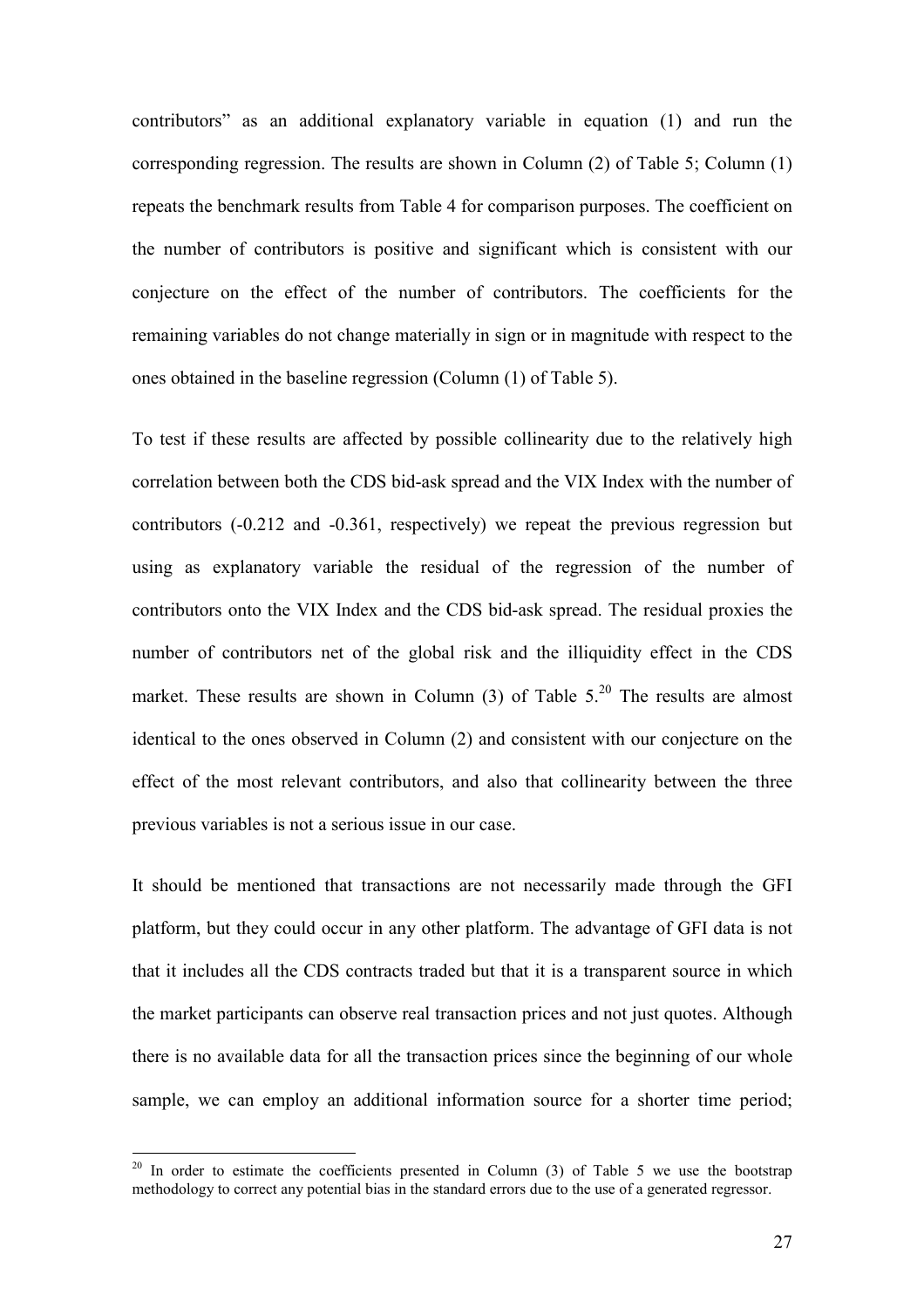contributors" as an additional explanatory variable in equation (1) and run the corresponding regression. The results are shown in Column (2) of Table 5; Column (1) repeats the benchmark results from Table 4 for comparison purposes. The coefficient on the number of contributors is positive and significant which is consistent with our conjecture on the effect of the number of contributors. The coefficients for the remaining variables do not change materially in sign or in magnitude with respect to the ones obtained in the baseline regression (Column (1) of Table 5).

To test if these results are affected by possible collinearity due to the relatively high correlation between both the CDS bid-ask spread and the VIX Index with the number of contributors (-0.212 and -0.361, respectively) we repeat the previous regression but using as explanatory variable the residual of the regression of the number of contributors onto the VIX Index and the CDS bid-ask spread. The residual proxies the number of contributors net of the global risk and the illiquidity effect in the CDS market. These results are shown in Column (3) of Table 5.[20] The results are almost identical to the ones observed in Column (2) and consistent with our conjecture on the effect of the most relevant contributors, and also that collinearity between the three previous variables is not a serious issue in our case.

It should be mentioned that transactions are not necessarily made through the GFI platform, but they could occur in any other platform. The advantage of GFI data is not that it includes all the CDS contracts traded but that it is a transparent source in which the market participants can observe real transaction prices and not just quotes. Although there is no available data for all the transaction prices since the beginning of our whole sample, we can employ an additional information source for a shorter time period;

[20] In order to estimate the coefficients presented in Column (3) of Table 5 we use the bootstrap methodology to correct any potential bias in the standard errors due to the use of a generated regressor.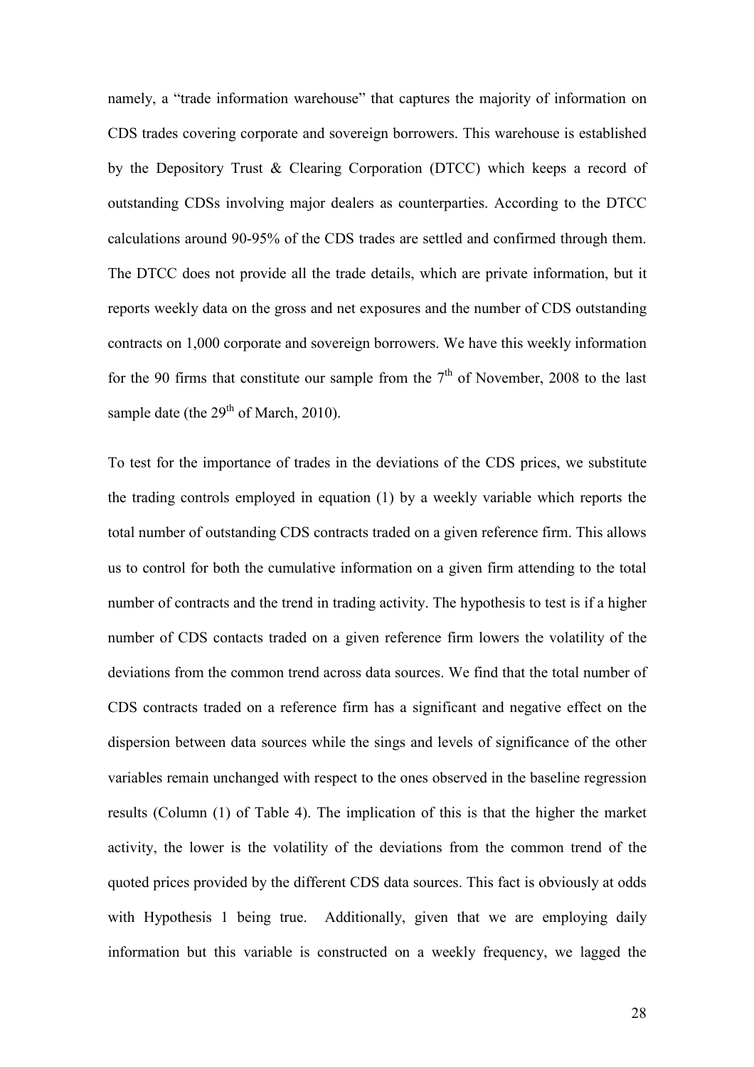namely, a "trade information warehouse" that captures the majority of information on CDS trades covering corporate and sovereign borrowers. This warehouse is established by the Depository Trust & Clearing Corporation (DTCC) which keeps a record of outstanding CDSs involving major dealers as counterparties. According to the DTCC calculations around 90-95% of the CDS trades are settled and confirmed through them. The DTCC does not provide all the trade details, which are private information, but it reports weekly data on the gross and net exposures and the number of CDS outstanding contracts on 1,000 corporate and sovereign borrowers. We have this weekly information for the 90 firms that constitute our sample from the 7th of November, 2008 to the last sample date (the 29th of March, 2010).

To test for the importance of trades in the deviations of the CDS prices, we substitute the trading controls employed in equation (1) by a weekly variable which reports the total number of outstanding CDS contracts traded on a given reference firm. This allows us to control for both the cumulative information on a given firm attending to the total number of contracts and the trend in trading activity. The hypothesis to test is if a higher number of CDS contacts traded on a given reference firm lowers the volatility of the deviations from the common trend across data sources. We find that the total number of CDS contracts traded on a reference firm has a significant and negative effect on the dispersion between data sources while the sings and levels of significance of the other variables remain unchanged with respect to the ones observed in the baseline regression results (Column (1) of Table 4). The implication of this is that the higher the market activity, the lower is the volatility of the deviations from the common trend of the quoted prices provided by the different CDS data sources. This fact is obviously at odds with Hypothesis 1 being true. Additionally, given that we are employing daily information but this variable is constructed on a weekly frequency, we lagged the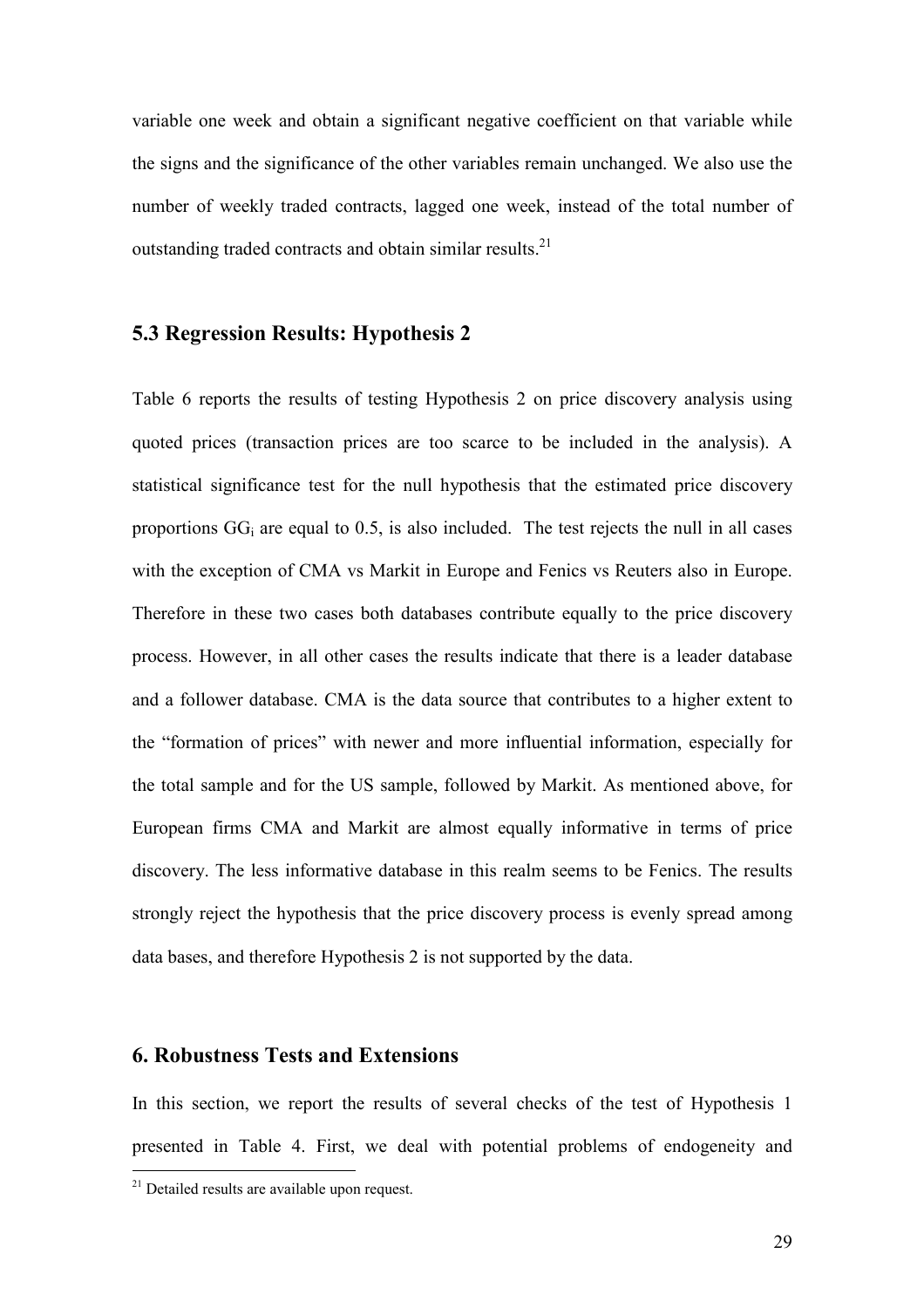variable one week and obtain a significant negative coefficient on that variable while the signs and the significance of the other variables remain unchanged. We also use the number of weekly traded contracts, lagged one week, instead of the total number of outstanding traded contracts and obtain similar results.[21]

## 5.3 Regression Results: Hypothesis 2

Table 6 reports the results of testing Hypothesis 2 on price discovery analysis using quoted prices (transaction prices are too scarce to be included in the analysis). A statistical significance test for the null hypothesis that the estimated price discovery proportions $GG_i$ are equal to 0.5, is also included. The test rejects the null in all cases with the exception of CMA vs Markit in Europe and Fenics vs Reuters also in Europe. Therefore in these two cases both databases contribute equally to the price discovery process. However, in all other cases the results indicate that there is a leader database and a follower database. CMA is the data source that contributes to a higher extent to the "formation of prices" with newer and more influential information, especially for the total sample and for the US sample, followed by Markit. As mentioned above, for European firms CMA and Markit are almost equally informative in terms of price discovery. The less informative database in this realm seems to be Fenics. The results strongly reject the hypothesis that the price discovery process is evenly spread among data bases, and therefore Hypothesis 2 is not supported by the data.

## 6. Robustness Tests and Extensions

In this section, we report the results of several checks of the test of Hypothesis 1 presented in Table 4. First, we deal with potential problems of endogeneity and

[21] Detailed results are available upon request.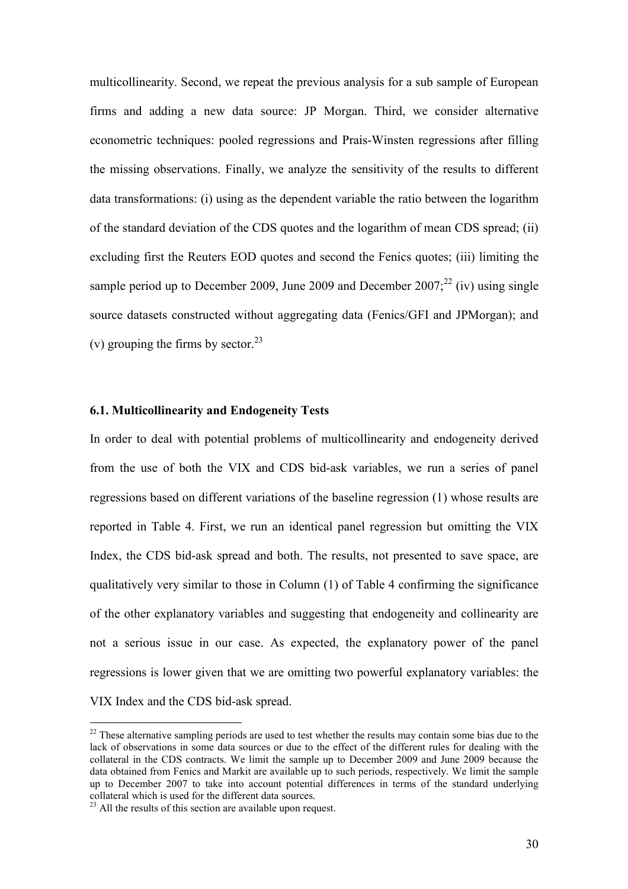multicollinearity. Second, we repeat the previous analysis for a sub sample of European firms and adding a new data source: JP Morgan. Third, we consider alternative econometric techniques: pooled regressions and Prais-Winsten regressions after filling the missing observations. Finally, we analyze the sensitivity of the results to different data transformations: (i) using as the dependent variable the ratio between the logarithm of the standard deviation of the CDS quotes and the logarithm of mean CDS spread; (ii) excluding first the Reuters EOD quotes and second the Fenics quotes; (iii) limiting the sample period up to December 2009, June 2009 and December 2007;[22] (iv) using single source datasets constructed without aggregating data (Fenics/GFI and JPMorgan); and (v) grouping the firms by sector.[23]

### 6.1. Multicollinearity and Endogeneity Tests

In order to deal with potential problems of multicollinearity and endogeneity derived from the use of both the VIX and CDS bid-ask variables, we run a series of panel regressions based on different variations of the baseline regression (1) whose results are reported in Table 4. First, we run an identical panel regression but omitting the VIX Index, the CDS bid-ask spread and both. The results, not presented to save space, are qualitatively very similar to those in Column (1) of Table 4 confirming the significance of the other explanatory variables and suggesting that endogeneity and collinearity are not a serious issue in our case. As expected, the explanatory power of the panel regressions is lower given that we are omitting two powerful explanatory variables: the VIX Index and the CDS bid-ask spread.

[22] These alternative sampling periods are used to test whether the results may contain some bias due to the lack of observations in some data sources or due to the effect of the different rules for dealing with the collateral in the CDS contracts. We limit the sample up to December 2009 and June 2009 because the data obtained from Fenics and Markit are available up to such periods, respectively. We limit the sample up to December 2007 to take into account potential differences in terms of the standard underlying collateral which is used for the different data sources.

[23] All the results of this section are available upon request.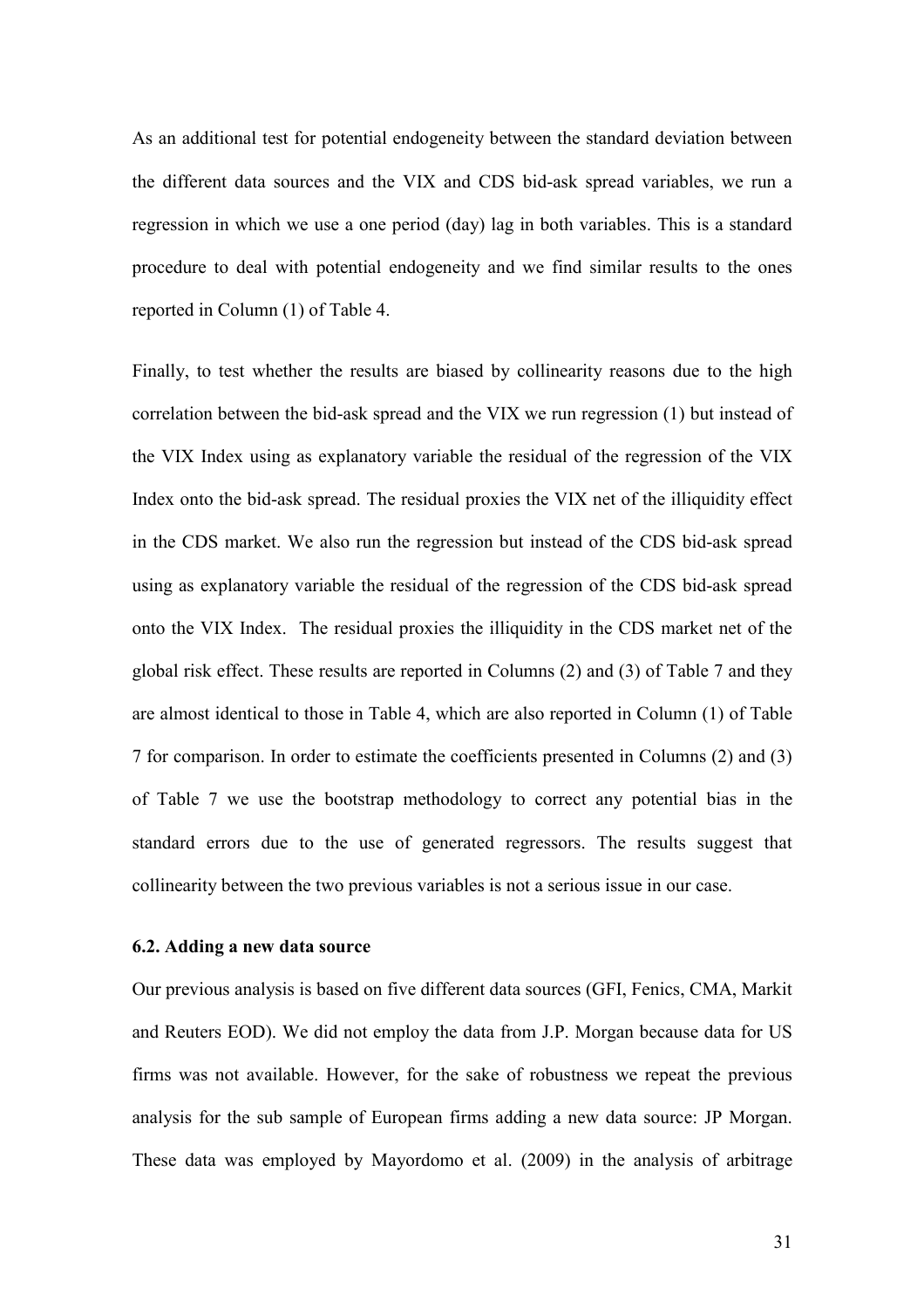As an additional test for potential endogeneity between the standard deviation between the different data sources and the VIX and CDS bid-ask spread variables, we run a regression in which we use a one period (day) lag in both variables. This is a standard procedure to deal with potential endogeneity and we find similar results to the ones reported in Column (1) of Table 4.

Finally, to test whether the results are biased by collinearity reasons due to the high correlation between the bid-ask spread and the VIX we run regression (1) but instead of the VIX Index using as explanatory variable the residual of the regression of the VIX Index onto the bid-ask spread. The residual proxies the VIX net of the illiquidity effect in the CDS market. We also run the regression but instead of the CDS bid-ask spread using as explanatory variable the residual of the regression of the CDS bid-ask spread onto the VIX Index. The residual proxies the illiquidity in the CDS market net of the global risk effect. These results are reported in Columns (2) and (3) of Table 7 and they are almost identical to those in Table 4, which are also reported in Column (1) of Table 7 for comparison. In order to estimate the coefficients presented in Columns (2) and (3) of Table 7 we use the bootstrap methodology to correct any potential bias in the standard errors due to the use of generated regressors. The results suggest that collinearity between the two previous variables is not a serious issue in our case.

### 6.2. Adding a new data source

Our previous analysis is based on five different data sources (GFI, Fenics, CMA, Markit and Reuters EOD). We did not employ the data from J.P. Morgan because data for US firms was not available. However, for the sake of robustness we repeat the previous analysis for the sub sample of European firms adding a new data source: JP Morgan. These data was employed by Mayordomo et al. (2009) in the analysis of arbitrage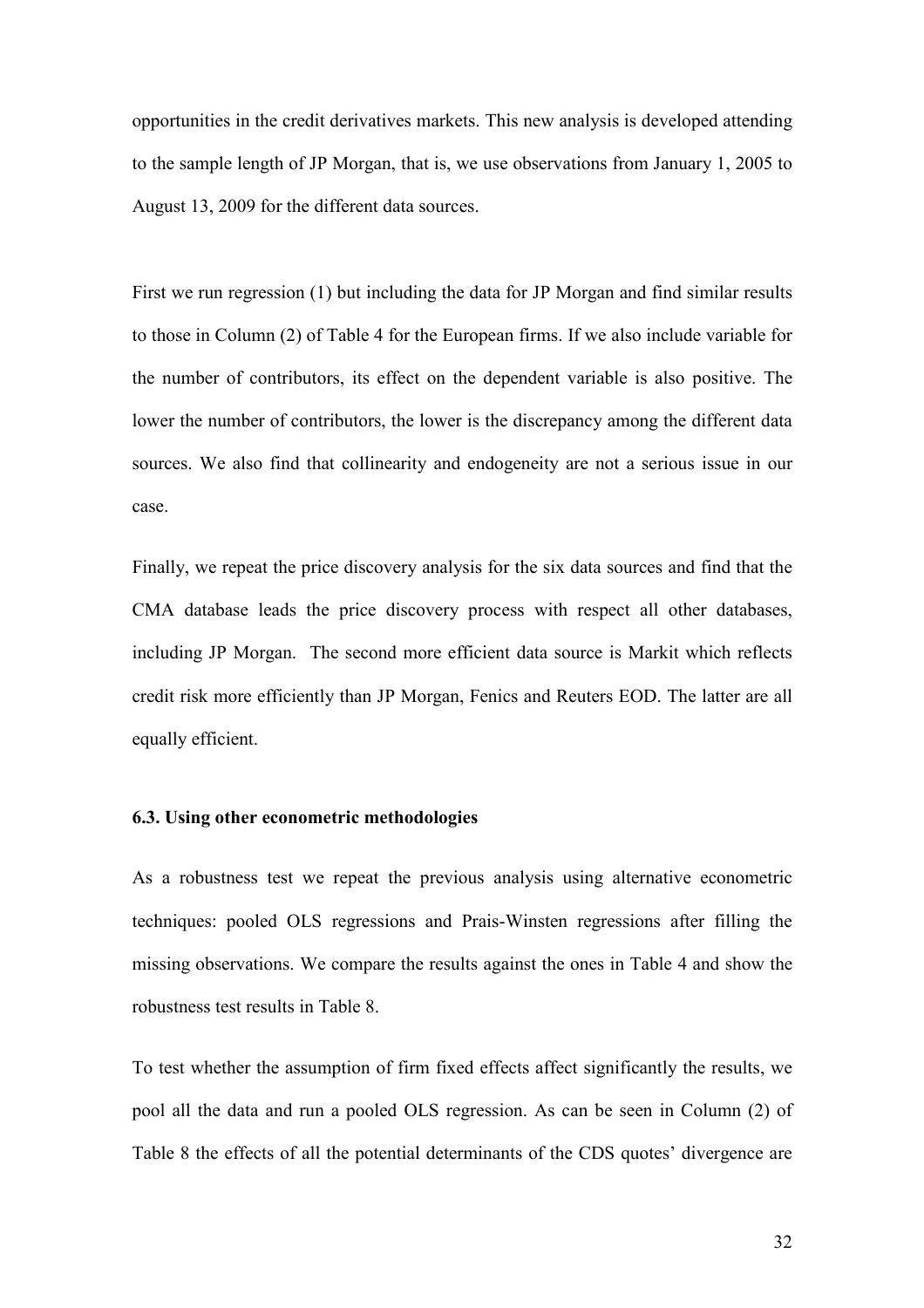opportunities in the credit derivatives markets. This new analysis is developed attending to the sample length of JP Morgan, that is, we use observations from January 1, 2005 to August 13, 2009 for the different data sources.

First we run regression (1) but including the data for JP Morgan and find similar results to those in Column (2) of Table 4 for the European firms. If we also include variable for the number of contributors, its effect on the dependent variable is also positive. The lower the number of contributors, the lower is the discrepancy among the different data sources. We also find that collinearity and endogeneity are not a serious issue in our case.

Finally, we repeat the price discovery analysis for the six data sources and find that the CMA database leads the price discovery process with respect all other databases, including JP Morgan. The second more efficient data source is Markit which reflects credit risk more efficiently than JP Morgan, Fenics and Reuters EOD. The latter are all equally efficient.

### 6.3. Using other econometric methodologies

As a robustness test we repeat the previous analysis using alternative econometric techniques: pooled OLS regressions and Prais-Winsten regressions after filling the missing observations. We compare the results against the ones in Table 4 and show the robustness test results in Table 8.

To test whether the assumption of firm fixed effects affect significantly the results, we pool all the data and run a pooled OLS regression. As can be seen in Column (2) of Table 8 the effects of all the potential determinants of the CDS quotes' divergence are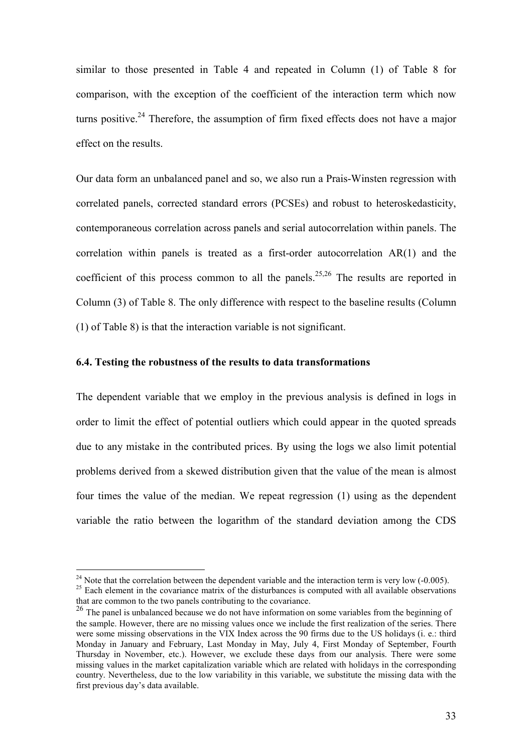similar to those presented in Table 4 and repeated in Column (1) of Table 8 for comparison, with the exception of the coefficient of the interaction term which now turns positive.[24] Therefore, the assumption of firm fixed effects does not have a major effect on the results.

Our data form an unbalanced panel and so, we also run a Prais-Winsten regression with correlated panels, corrected standard errors (PCSEs) and robust to heteroskedasticity, contemporaneous correlation across panels and serial autocorrelation within panels. The correlation within panels is treated as a first-order autocorrelation AR(1) and the coefficient of this process common to all the panels.[25,26] The results are reported in Column (3) of Table 8. The only difference with respect to the baseline results (Column (1) of Table 8) is that the interaction variable is not significant.

### 6.4. Testing the robustness of the results to data transformations

The dependent variable that we employ in the previous analysis is defined in logs in order to limit the effect of potential outliers which could appear in the quoted spreads due to any mistake in the contributed prices. By using the logs we also limit potential problems derived from a skewed distribution given that the value of the mean is almost four times the value of the median. We repeat regression (1) using as the dependent variable the ratio between the logarithm of the standard deviation among the CDS

---

[24] Note that the correlation between the dependent variable and the interaction term is very low (-0.005).

[25] Each element in the covariance matrix of the disturbances is computed with all available observations that are common to the two panels contributing to the covariance.

[26] The panel is unbalanced because we do not have information on some variables from the beginning of the sample. However, there are no missing values once we include the first realization of the series. There were some missing observations in the VIX Index across the 90 firms due to the US holidays (i. e.: third Monday in January and February, Last Monday in May, July 4, First Monday of September, Fourth Thursday in November, etc.). However, we exclude these days from our analysis. There were some missing values in the market capitalization variable which are related with holidays in the corresponding country. Nevertheless, due to the low variability in this variable, we substitute the missing data with the first previous day's data available.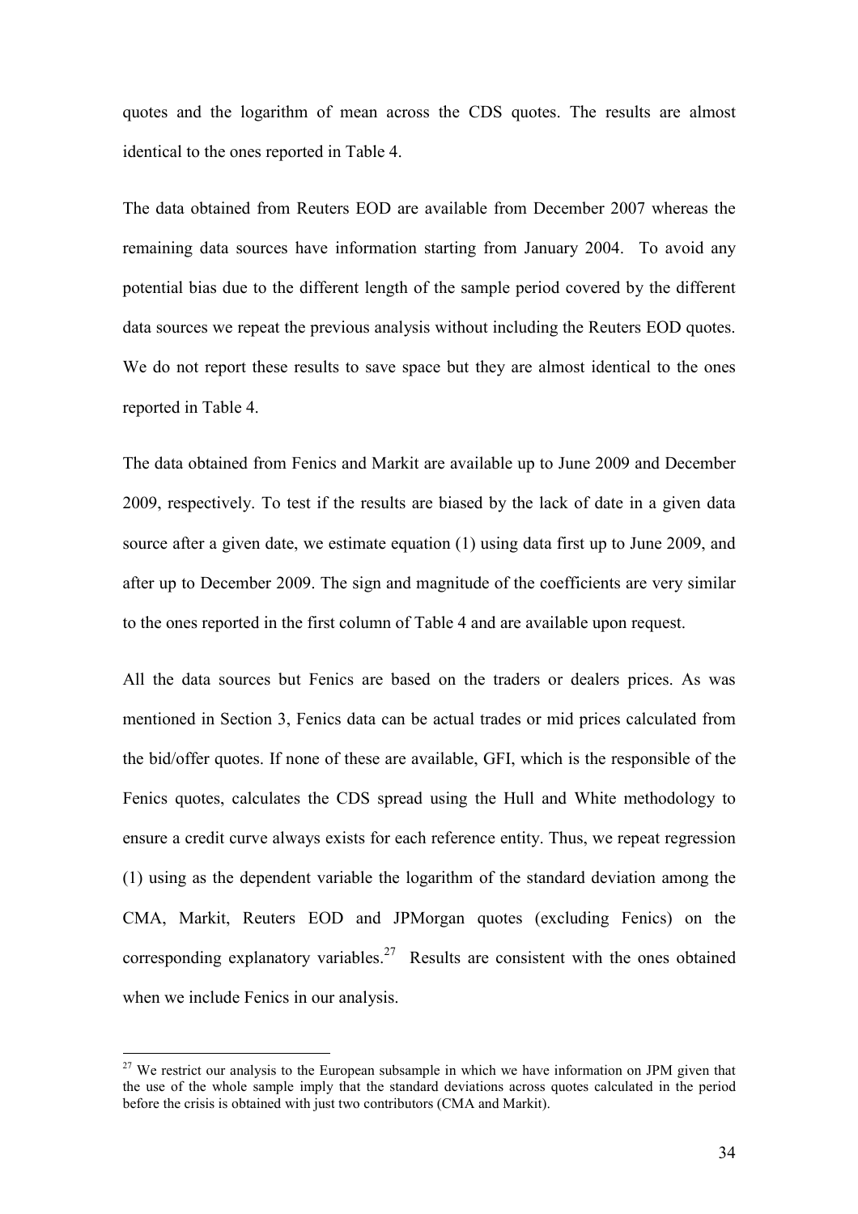quotes and the logarithm of mean across the CDS quotes. The results are almost identical to the ones reported in Table 4.

The data obtained from Reuters EOD are available from December 2007 whereas the remaining data sources have information starting from January 2004. To avoid any potential bias due to the different length of the sample period covered by the different data sources we repeat the previous analysis without including the Reuters EOD quotes. We do not report these results to save space but they are almost identical to the ones reported in Table 4.

The data obtained from Fenics and Markit are available up to June 2009 and December 2009, respectively. To test if the results are biased by the lack of date in a given data source after a given date, we estimate equation (1) using data first up to June 2009, and after up to December 2009. The sign and magnitude of the coefficients are very similar to the ones reported in the first column of Table 4 and are available upon request.

All the data sources but Fenics are based on the traders or dealers prices. As was mentioned in Section 3, Fenics data can be actual trades or mid prices calculated from the bid/offer quotes. If none of these are available, GFI, which is the responsible of the Fenics quotes, calculates the CDS spread using the Hull and White methodology to ensure a credit curve always exists for each reference entity. Thus, we repeat regression (1) using as the dependent variable the logarithm of the standard deviation among the CMA, Markit, Reuters EOD and JPMorgan quotes (excluding Fenics) on the corresponding explanatory variables.[27] Results are consistent with the ones obtained when we include Fenics in our analysis.

[27] We restrict our analysis to the European subsample in which we have information on JPM given that the use of the whole sample imply that the standard deviations across quotes calculated in the period before the crisis is obtained with just two contributors (CMA and Markit).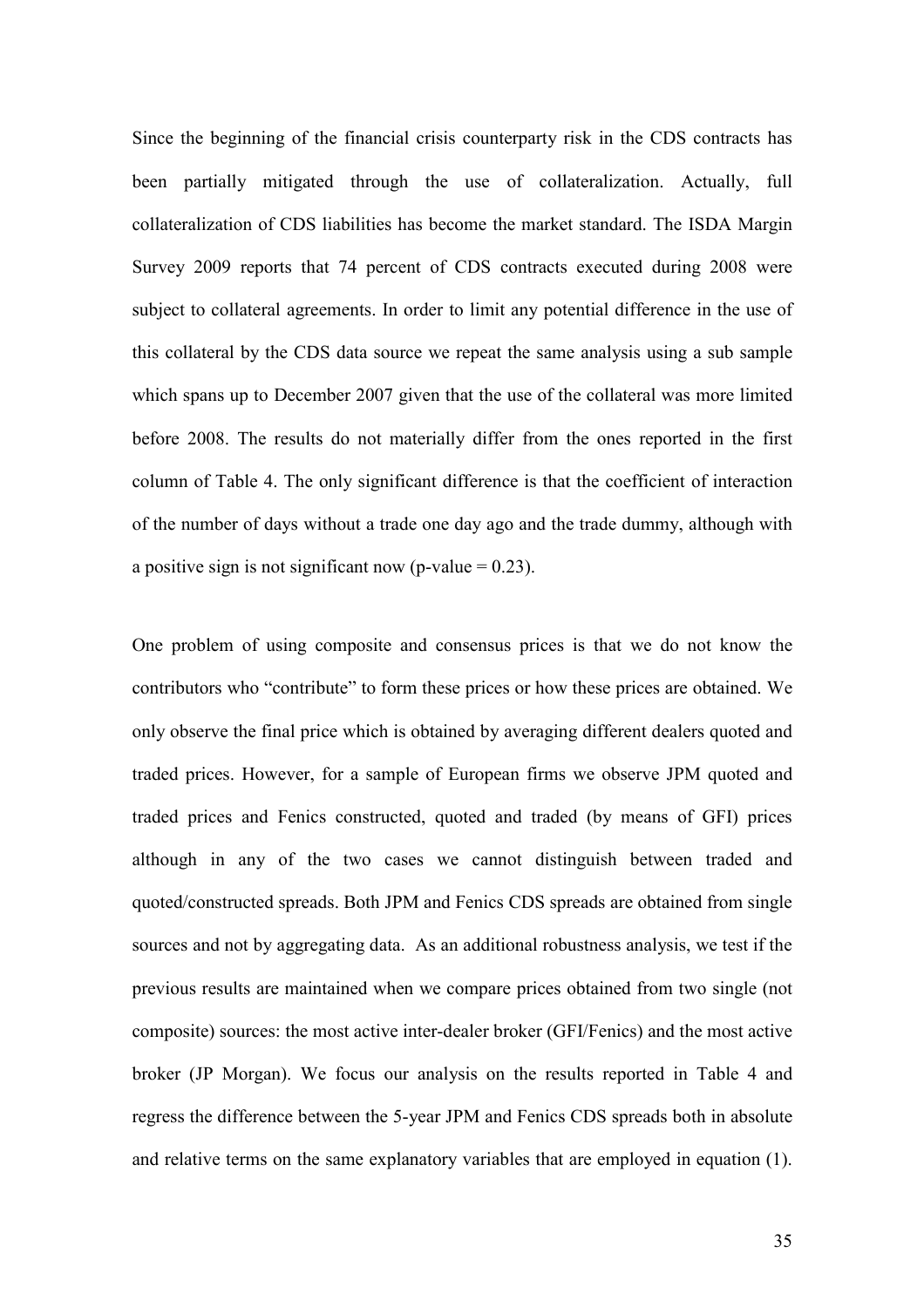Since the beginning of the financial crisis counterparty risk in the CDS contracts has been partially mitigated through the use of collateralization. Actually, full collateralization of CDS liabilities has become the market standard. The ISDA Margin Survey 2009 reports that 74 percent of CDS contracts executed during 2008 were subject to collateral agreements. In order to limit any potential difference in the use of this collateral by the CDS data source we repeat the same analysis using a sub sample which spans up to December 2007 given that the use of the collateral was more limited before 2008. The results do not materially differ from the ones reported in the first column of Table 4. The only significant difference is that the coefficient of interaction of the number of days without a trade one day ago and the trade dummy, although with a positive sign is not significant now (p-value = 0.23).

One problem of using composite and consensus prices is that we do not know the contributors who "contribute" to form these prices or how these prices are obtained. We only observe the final price which is obtained by averaging different dealers quoted and traded prices. However, for a sample of European firms we observe JPM quoted and traded prices and Fenics constructed, quoted and traded (by means of GFI) prices although in any of the two cases we cannot distinguish between traded and quoted/constructed spreads. Both JPM and Fenics CDS spreads are obtained from single sources and not by aggregating data. As an additional robustness analysis, we test if the previous results are maintained when we compare prices obtained from two single (not composite) sources: the most active inter-dealer broker (GFI/Fenics) and the most active broker (JP Morgan). We focus our analysis on the results reported in Table 4 and regress the difference between the 5-year JPM and Fenics CDS spreads both in absolute and relative terms on the same explanatory variables that are employed in equation (1).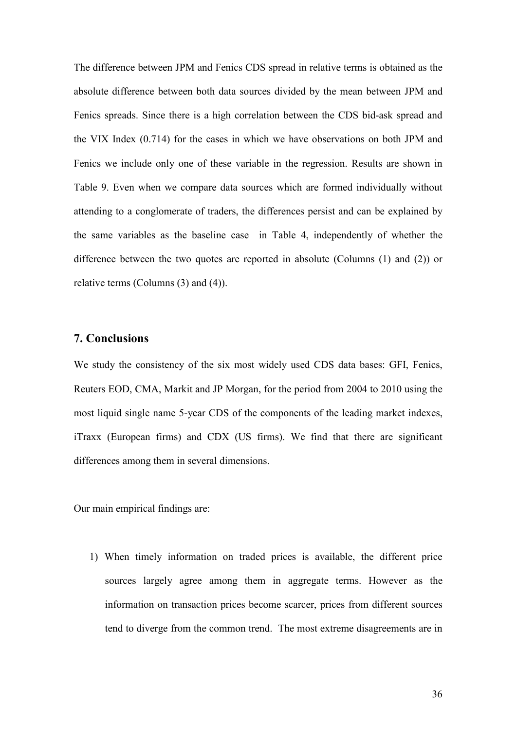The difference between JPM and Fenics CDS spread in relative terms is obtained as the absolute difference between both data sources divided by the mean between JPM and Fenics spreads. Since there is a high correlation between the CDS bid-ask spread and the VIX Index (0.714) for the cases in which we have observations on both JPM and Fenics we include only one of these variable in the regression. Results are shown in Table 9. Even when we compare data sources which are formed individually without attending to a conglomerate of traders, the differences persist and can be explained by the same variables as the baseline case in Table 4, independently of whether the difference between the two quotes are reported in absolute (Columns (1) and (2)) or relative terms (Columns (3) and (4)).

## 7. Conclusions

We study the consistency of the six most widely used CDS data bases: GFI, Fenics, Reuters EOD, CMA, Markit and JP Morgan, for the period from 2004 to 2010 using the most liquid single name 5-year CDS of the components of the leading market indexes, iTraxx (European firms) and CDX (US firms). We find that there are significant differences among them in several dimensions.

Our main empirical findings are:

1) When timely information on traded prices is available, the different price sources largely agree among them in aggregate terms. However as the information on transaction prices become scarcer, prices from different sources tend to diverge from the common trend. The most extreme disagreements are in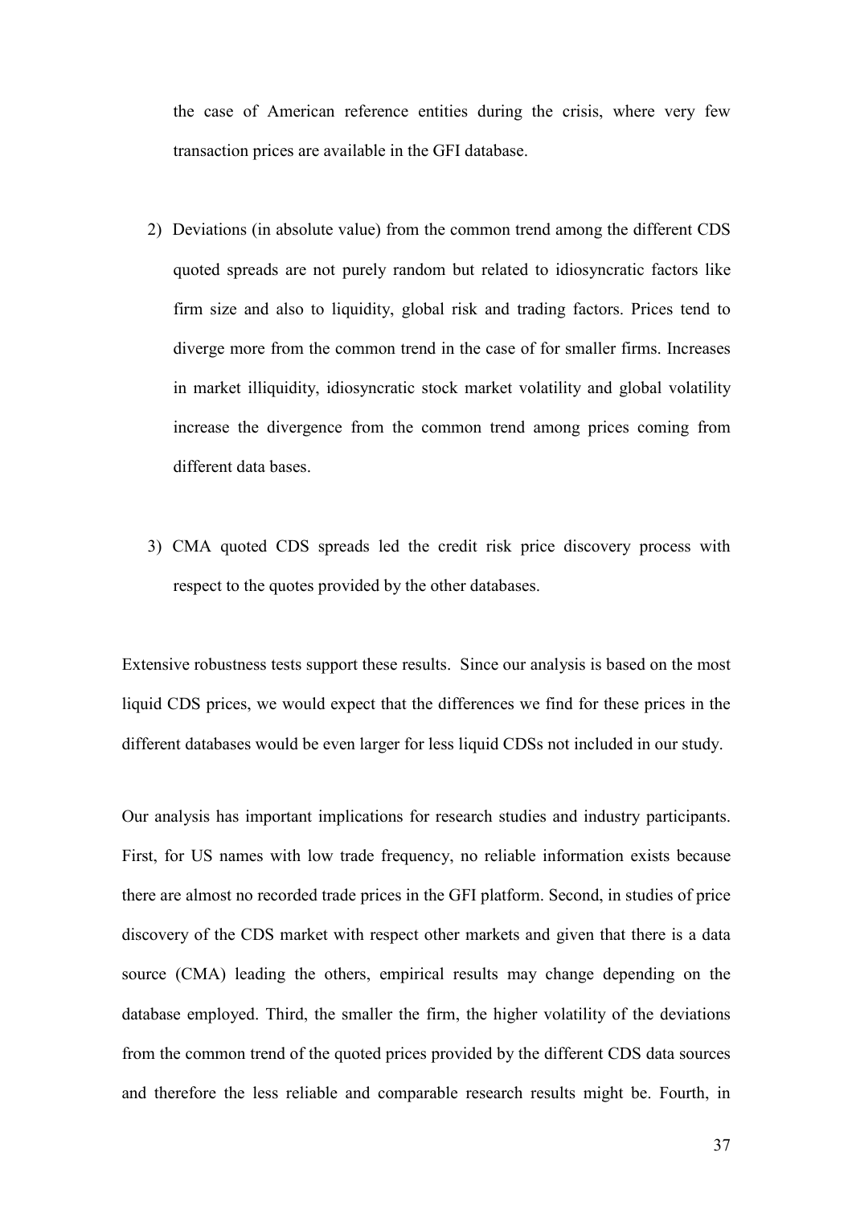the case of American reference entities during the crisis, where very few transaction prices are available in the GFI database.

2) Deviations (in absolute value) from the common trend among the different CDS quoted spreads are not purely random but related to idiosyncratic factors like firm size and also to liquidity, global risk and trading factors. Prices tend to diverge more from the common trend in the case of for smaller firms. Increases in market illiquidity, idiosyncratic stock market volatility and global volatility increase the divergence from the common trend among prices coming from different data bases.

3) CMA quoted CDS spreads led the credit risk price discovery process with respect to the quotes provided by the other databases.

Extensive robustness tests support these results. Since our analysis is based on the most liquid CDS prices, we would expect that the differences we find for these prices in the different databases would be even larger for less liquid CDSs not included in our study.

Our analysis has important implications for research studies and industry participants. First, for US names with low trade frequency, no reliable information exists because there are almost no recorded trade prices in the GFI platform. Second, in studies of price discovery of the CDS market with respect other markets and given that there is a data source (CMA) leading the others, empirical results may change depending on the database employed. Third, the smaller the firm, the higher volatility of the deviations from the common trend of the quoted prices provided by the different CDS data sources and therefore the less reliable and comparable research results might be. Fourth, in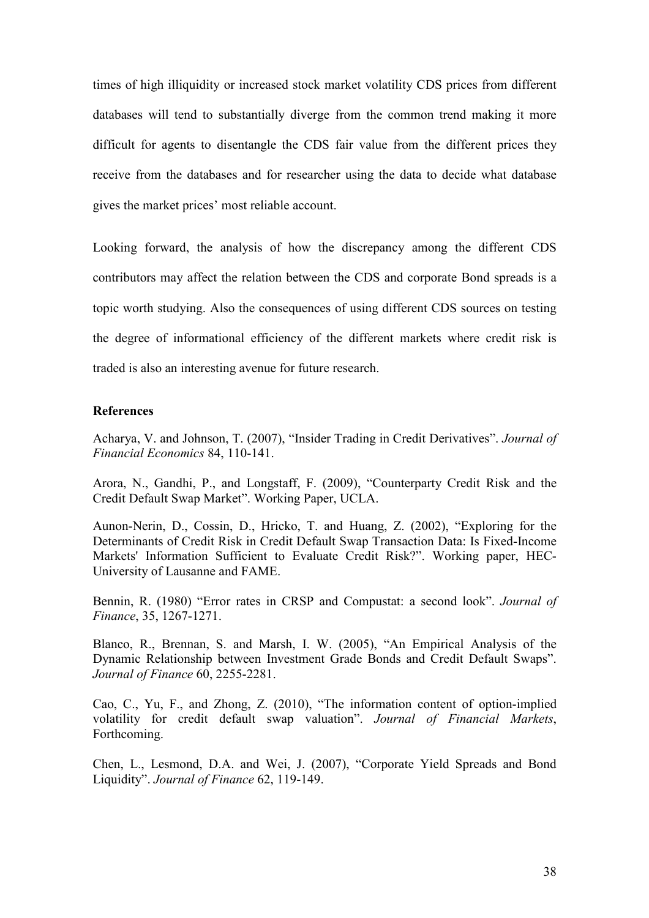times of high illiquidity or increased stock market volatility CDS prices from different databases will tend to substantially diverge from the common trend making it more difficult for agents to disentangle the CDS fair value from the different prices they receive from the databases and for researcher using the data to decide what database gives the market prices' most reliable account.

Looking forward, the analysis of how the discrepancy among the different CDS contributors may affect the relation between the CDS and corporate Bond spreads is a topic worth studying. Also the consequences of using different CDS sources on testing the degree of informational efficiency of the different markets where credit risk is traded is also an interesting avenue for future research.

**References**

Acharya, V. and Johnson, T. (2007), "Insider Trading in Credit Derivatives". *Journal of Financial Economics* 84, 110-141.

Arora, N., Gandhi, P., and Longstaff, F. (2009), "Counterparty Credit Risk and the Credit Default Swap Market". Working Paper, UCLA.

Aunon-Nerin, D., Cossin, D., Hricko, T. and Huang, Z. (2002), "Exploring for the Determinants of Credit Risk in Credit Default Swap Transaction Data: Is Fixed-Income Markets' Information Sufficient to Evaluate Credit Risk?". Working paper, HEC-University of Lausanne and FAME.

Bennin, R. (1980) "Error rates in CRSP and Compustat: a second look". *Journal of Finance*, 35, 1267-1271.

Blanco, R., Brennan, S. and Marsh, I. W. (2005), "An Empirical Analysis of the Dynamic Relationship between Investment Grade Bonds and Credit Default Swaps". *Journal of Finance* 60, 2255-2281.

Cao, C., Yu, F., and Zhong, Z. (2010), "The information content of option-implied volatility for credit default swap valuation". *Journal of Financial Markets*, Forthcoming.

Chen, L., Lesmond, D.A. and Wei, J. (2007), "Corporate Yield Spreads and Bond Liquidity". *Journal of Finance* 62, 119-149.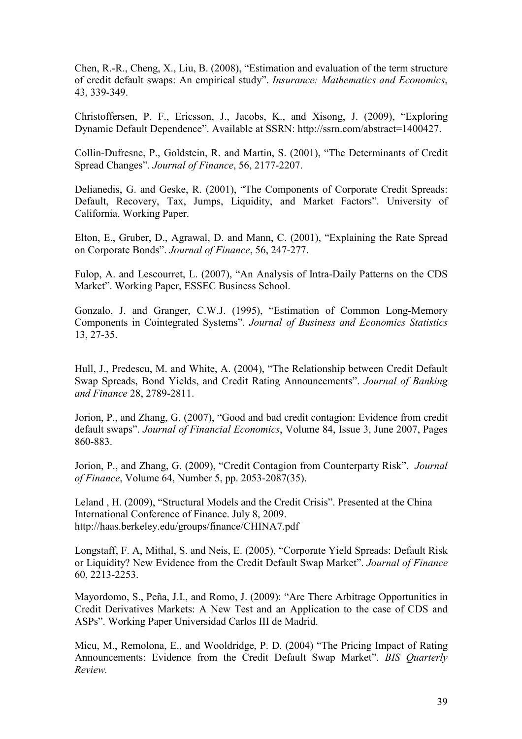Chen, R.-R., Cheng, X., Liu, B. (2008), "Estimation and evaluation of the term structure of credit default swaps: An empirical study". *Insurance: Mathematics and Economics*, 43, 339-349.

Christoffersen, P. F., Ericsson, J., Jacobs, K., and Xisong, J. (2009), "Exploring Dynamic Default Dependence". Available at SSRN: http://ssrn.com/abstract=1400427.

Collin-Dufresne, P., Goldstein, R. and Martin, S. (2001), "The Determinants of Credit Spread Changes". *Journal of Finance*, 56, 2177-2207.

Delianedis, G. and Geske, R. (2001), "The Components of Corporate Credit Spreads: Default, Recovery, Tax, Jumps, Liquidity, and Market Factors". University of California, Working Paper.

Elton, E., Gruber, D., Agrawal, D. and Mann, C. (2001), "Explaining the Rate Spread on Corporate Bonds". *Journal of Finance*, 56, 247-277.

Fulop, A. and Lescourret, L. (2007), "An Analysis of Intra-Daily Patterns on the CDS Market". Working Paper, ESSEC Business School.

Gonzalo, J. and Granger, C.W.J. (1995), "Estimation of Common Long-Memory Components in Cointegrated Systems". *Journal of Business and Economics Statistics* 13, 27-35.

Hull, J., Predescu, M. and White, A. (2004), "The Relationship between Credit Default Swap Spreads, Bond Yields, and Credit Rating Announcements". *Journal of Banking and Finance* 28, 2789-2811.

Jorion, P., and Zhang, G. (2007), "Good and bad credit contagion: Evidence from credit default swaps". *Journal of Financial Economics*, Volume 84, Issue 3, June 2007, Pages 860-883.

Jorion, P., and Zhang, G. (2009), "Credit Contagion from Counterparty Risk". *Journal of Finance*, Volume 64, Number 5, pp. 2053-2087(35).

Leland , H. (2009), "Structural Models and the Credit Crisis". Presented at the China International Conference of Finance. July 8, 2009. http://haas.berkeley.edu/groups/finance/CHINA7.pdf

Longstaff, F. A, Mithal, S. and Neis, E. (2005), "Corporate Yield Spreads: Default Risk or Liquidity? New Evidence from the Credit Default Swap Market". *Journal of Finance* 60, 2213-2253.

Mayordomo, S., Peña, J.I., and Romo, J. (2009): "Are There Arbitrage Opportunities in Credit Derivatives Markets: A New Test and an Application to the case of CDS and ASPs". Working Paper Universidad Carlos III de Madrid.

Micu, M., Remolona, E., and Wooldridge, P. D. (2004) "The Pricing Impact of Rating Announcements: Evidence from the Credit Default Swap Market". *BIS Quarterly Review.*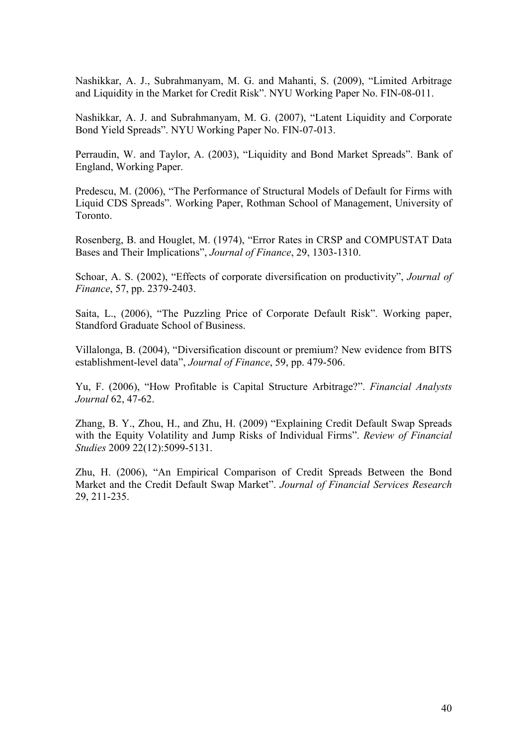Nashikkar, A. J., Subrahmanyam, M. G. and Mahanti, S. (2009), "Limited Arbitrage and Liquidity in the Market for Credit Risk". NYU Working Paper No. FIN-08-011.

Nashikkar, A. J. and Subrahmanyam, M. G. (2007), "Latent Liquidity and Corporate Bond Yield Spreads". NYU Working Paper No. FIN-07-013.

Perraudin, W. and Taylor, A. (2003), "Liquidity and Bond Market Spreads". Bank of England, Working Paper.

Predescu, M. (2006), "The Performance of Structural Models of Default for Firms with Liquid CDS Spreads". Working Paper, Rothman School of Management, University of Toronto.

Rosenberg, B. and Houglet, M. (1974), "Error Rates in CRSP and COMPUSTAT Data Bases and Their Implications", *Journal of Finance*, 29, 1303-1310.

Schoar, A. S. (2002), "Effects of corporate diversification on productivity", *Journal of Finance*, 57, pp. 2379-2403.

Saita, L., (2006), "The Puzzling Price of Corporate Default Risk". Working paper, Standford Graduate School of Business.

Villalonga, B. (2004), "Diversification discount or premium? New evidence from BITS establishment-level data", *Journal of Finance*, 59, pp. 479-506.

Yu, F. (2006), "How Profitable is Capital Structure Arbitrage?". *Financial Analysts Journal* 62, 47-62.

Zhang, B. Y., Zhou, H., and Zhu, H. (2009) "Explaining Credit Default Swap Spreads with the Equity Volatility and Jump Risks of Individual Firms". *Review of Financial Studies* 2009 22(12):5099-5131.

Zhu, H. (2006), "An Empirical Comparison of Credit Spreads Between the Bond Market and the Credit Default Swap Market". *Journal of Financial Services Research* 29, 211-235.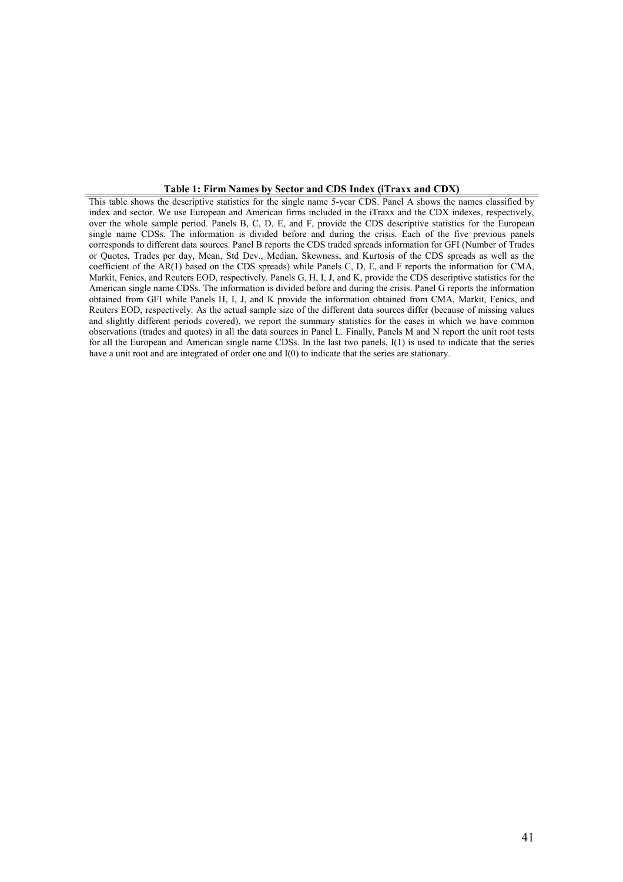**Table 1: Firm Names by Sector and CDS Index (iTraxx and CDX)**

This table shows the descriptive statistics for the single name 5-year CDS. Panel A shows the names classified by index and sector. We use European and American firms included in the iTraxx and the CDX indexes, respectively, over the whole sample period. Panels B, C, D, E, and F, provide the CDS descriptive statistics for the European single name CDSs. The information is divided before and during the crisis. Each of the five previous panels corresponds to different data sources. Panel B reports the CDS traded spreads information for GFI (Number of Trades or Quotes, Trades per day, Mean, Std Dev., Median, Skewness, and Kurtosis of the CDS spreads as well as the coefficient of the AR(1) based on the CDS spreads) while Panels C, D, E, and F reports the information for CMA, Markit, Fenics, and Reuters EOD, respectively. Panels G, H, I, J, and K, provide the CDS descriptive statistics for the American single name CDSs. The information is divided before and during the crisis. Panel G reports the information obtained from GFI while Panels H, I, J, and K provide the information obtained from CMA, Markit, Fenics, and Reuters EOD, respectively. As the actual sample size of the different data sources differ (because of missing values and slightly different periods covered), we report the summary statistics for the cases in which we have common observations (trades and quotes) in all the data sources in Panel L. Finally, Panels M and N report the unit root tests for all the European and American single name CDSs. In the last two panels, I(1) is used to indicate that the series have a unit root and are integrated of order one and I(0) to indicate that the series are stationary.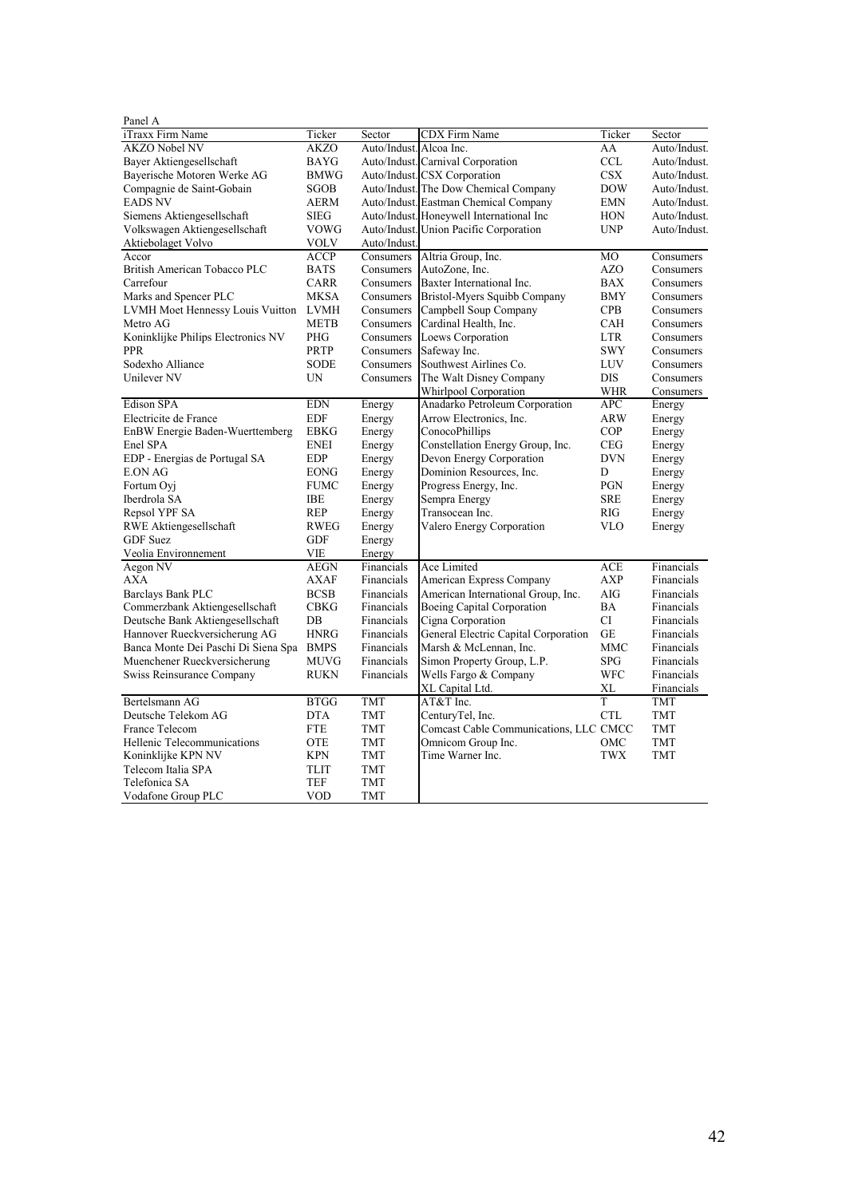Panel A

| iTraxx Firm Name | Ticker | Sector | CDX Firm Name | Ticker | Sector |
|---|---|---|---|---|---|
| AKZO Nobel NV | AKZO | Auto/Indust. | Alcoa Inc. | AA | Auto/Indust. |
| Bayer Aktiengesellschaft | BAYG | Auto/Indust. | Carnival Corporation | CCL | Auto/Indust. |
| Bayerische Motoren Werke AG | BMWG | Auto/Indust. | CSX Corporation | CSX | Auto/Indust. |
| Compagnie de Saint-Gobain | SGOB | Auto/Indust. | The Dow Chemical Company | DOW | Auto/Indust. |
| EADS NV | AERM | Auto/Indust. | Eastman Chemical Company | EMN | Auto/Indust. |
| Siemens Aktiengesellschaft | SIEG | Auto/Indust. | Honeywell International Inc | HON | Auto/Indust. |
| Volkswagen Aktiengesellschaft | VOWG | Auto/Indust. | Union Pacific Corporation | UNP | Auto/Indust. |
| Aktiebolaget Volvo | VOLV | Auto/Indust. | | | |
| Accor | ACCP | Consumers | Altria Group, Inc. | MO | Consumers |
| British American Tobacco PLC | BATS | Consumers | AutoZone, Inc. | AZO | Consumers |
| Carrefour | CARR | Consumers | Baxter International Inc. | BAX | Consumers |
| Marks and Spencer PLC | MKSA | Consumers | Bristol-Myers Squibb Company | BMY | Consumers |
| LVMH Moet Hennessy Louis Vuitton | LVMH | Consumers | Campbell Soup Company | CPB | Consumers |
| Metro AG | METB | Consumers | Cardinal Health, Inc. | CAH | Consumers |
| Koninklijke Philips Electronics NV | PHG | Consumers | Loews Corporation | LTR | Consumers |
| PPR | PRTP | Consumers | Safeway Inc. | SWY | Consumers |
| Sodexho Alliance | SODE | Consumers | Southwest Airlines Co. | LUV | Consumers |
| Unilever NV | UN | Consumers | The Walt Disney Company | DIS | Consumers |
| | | | Whirlpool Corporation | WHR | Consumers |
| Edison SPA | EDN | Energy | Anadarko Petroleum Corporation | APC | Energy |
| Electricite de France | EDF | Energy | Arrow Electronics, Inc. | ARW | Energy |
| EnBW Energie Baden-Wuerttemberg | EBKG | Energy | ConocoPhillips | COP | Energy |
| Enel SPA | ENEI | Energy | Constellation Energy Group, Inc. | CEG | Energy |
| EDP - Energias de Portugal SA | EDP | Energy | Devon Energy Corporation | DVN | Energy |
| E.ON AG | EONG | Energy | Dominion Resources, Inc. | D | Energy |
| Fortum Oyj | FUMC | Energy | Progress Energy, Inc. | PGN | Energy |
| Iberdrola SA | IBE | Energy | Sempra Energy | SRE | Energy |
| Repsol YPF SA | REP | Energy | Transocean Inc. | RIG | Energy |
| RWE Aktiengesellschaft | RWEG | Energy | Valero Energy Corporation | VLO | Energy |
| GDF Suez | GDF | Energy | | | |
| Veolia Environnement | VIE | Energy | | | |
| Aegon NV | AEGN | Financials | Ace Limited | ACE | Financials |
| AXA | AXAF | Financials | American Express Company | AXP | Financials |
| Barclays Bank PLC | BCSB | Financials | American International Group, Inc. | AIG | Financials |
| Commerzbank Aktiengesellschaft | CBKG | Financials | Boeing Capital Corporation | BA | Financials |
| Deutsche Bank Aktiengesellschaft | DB | Financials | Cigna Corporation | CI | Financials |
| Hannover Rueckversicherung AG | HNRG | Financials | General Electric Capital Corporation | GE | Financials |
| Banca Monte Dei Paschi Di Siena Spa | BMPS | Financials | Marsh & McLennan, Inc. | MMC | Financials |
| Muenchener Rueckversicherung | MUVG | Financials | Simon Property Group, L.P. | SPG | Financials |
| Swiss Reinsurance Company | RUKN | Financials | Wells Fargo & Company | WFC | Financials |
| | | | XL Capital Ltd. | XL | Financials |
| Bertelsmann AG | BTGG | TMT | AT&T Inc. | T | TMT |
| Deutsche Telekom AG | DTA | TMT | CenturyTel, Inc. | CTL | TMT |
| France Telecom | FTE | TMT | Comcast Cable Communications, LLC | CMCC | TMT |
| Hellenic Telecommunications | OTE | TMT | Omnicom Group Inc. | OMC | TMT |
| Koninklijke KPN NV | KPN | TMT | Time Warner Inc. | TWX | TMT |
| Telecom Italia SPA | TLIT | TMT | | | |
| Telefonica SA | TEF | TMT | | | |
| Vodafone Group PLC | VOD | TMT | | | |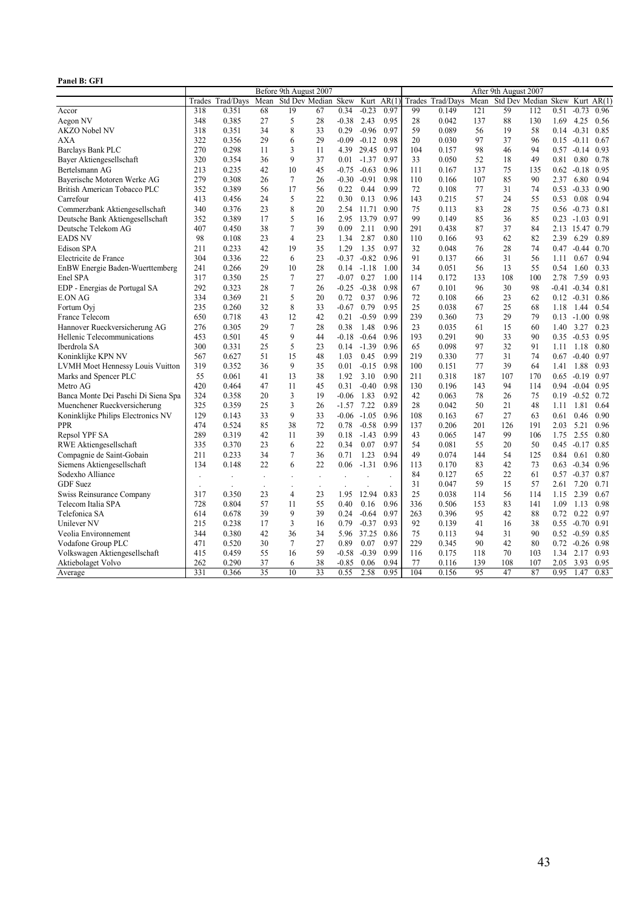**Panel B: GFI**

| | Before 9th August 2007 | | | | | | | | After 9th August 2007 | | | | | | | |
|---|---|---|---|---|---|---|---|---|---|---|---|---|---|---|---|---|
| | Trades | Trad/Days | Mean | Std Dev | Median | Skew | Kurt | AR(1) | Trades | Trad/Days | Mean | Std Dev | Median | Skew | Kurt | AR(1) |
| Accor | 318 | 0.351 | 68 | 19 | 67 | 0.34 | -0.23 | 0.97 | 99 | 0.149 | 121 | 59 | 112 | 0.51 | -0.73 | 0.96 |
| Aegon NV | 348 | 0.385 | 27 | 5 | 28 | -0.38 | 2.43 | 0.95 | 28 | 0.042 | 137 | 88 | 130 | 1.69 | 4.25 | 0.56 |
| AKZO Nobel NV | 318 | 0.351 | 34 | 8 | 33 | 0.29 | -0.96 | 0.97 | 59 | 0.089 | 56 | 19 | 58 | 0.14 | -0.31 | 0.85 |
| AXA | 322 | 0.356 | 29 | 6 | 29 | -0.09 | -0.12 | 0.98 | 20 | 0.030 | 97 | 37 | 96 | 0.15 | -0.11 | 0.67 |
| Barclays Bank PLC | 270 | 0.298 | 11 | 3 | 11 | 4.39 | 29.45 | 0.97 | 104 | 0.157 | 98 | 46 | 94 | 0.57 | -0.14 | 0.93 |
| Bayer Aktiengesellschaft | 320 | 0.354 | 36 | 9 | 37 | 0.01 | -1.37 | 0.97 | 33 | 0.050 | 52 | 18 | 49 | 0.81 | 0.80 | 0.78 |
| Bertelsmann AG | 213 | 0.235 | 42 | 10 | 45 | -0.75 | -0.63 | 0.96 | 111 | 0.167 | 137 | 75 | 135 | 0.62 | -0.18 | 0.95 |
| Bayerische Motoren Werke AG | 279 | 0.308 | 26 | 7 | 26 | -0.30 | -0.91 | 0.98 | 110 | 0.166 | 107 | 85 | 90 | 2.37 | 6.80 | 0.94 |
| British American Tobacco PLC | 352 | 0.389 | 56 | 17 | 56 | 0.22 | 0.44 | 0.99 | 72 | 0.108 | 77 | 31 | 74 | 0.53 | -0.33 | 0.90 |
| Carrefour | 413 | 0.456 | 24 | 5 | 22 | 0.30 | 0.13 | 0.96 | 143 | 0.215 | 57 | 24 | 55 | 0.53 | 0.08 | 0.94 |
| Commerzbank Aktiengesellschaft | 340 | 0.376 | 23 | 8 | 20 | 2.54 | 11.71 | 0.90 | 75 | 0.113 | 83 | 28 | 75 | 0.56 | -0.73 | 0.81 |
| Deutsche Bank Aktiengesellschaft | 352 | 0.389 | 17 | 5 | 16 | 2.95 | 13.79 | 0.97 | 99 | 0.149 | 85 | 36 | 85 | 0.23 | -1.03 | 0.91 |
| Deutsche Telekom AG | 407 | 0.450 | 38 | 7 | 39 | 0.09 | 2.11 | 0.90 | 291 | 0.438 | 87 | 37 | 84 | 2.13 | 15.47 | 0.79 |
| EADS NV | 98 | 0.108 | 23 | 4 | 23 | 1.34 | 2.87 | 0.80 | 110 | 0.166 | 93 | 62 | 82 | 2.39 | 6.29 | 0.89 |
| Edison SPA | 211 | 0.233 | 42 | 19 | 35 | 1.29 | 1.35 | 0.97 | 32 | 0.048 | 76 | 28 | 74 | 0.47 | -0.44 | 0.70 |
| Electricite de France | 304 | 0.336 | 22 | 6 | 23 | -0.37 | -0.82 | 0.96 | 91 | 0.137 | 66 | 31 | 56 | 1.11 | 0.67 | 0.94 |
| EnBW Energie Baden-Wuerttemberg | 241 | 0.266 | 29 | 10 | 28 | 0.14 | -1.18 | 1.00 | 34 | 0.051 | 56 | 13 | 55 | 0.54 | 1.60 | 0.33 |
| Enel SPA | 317 | 0.350 | 25 | 7 | 27 | -0.07 | 0.27 | 1.00 | 114 | 0.172 | 133 | 108 | 100 | 2.78 | 7.59 | 0.93 |
| EDP - Energias de Portugal SA | 292 | 0.323 | 28 | 7 | 26 | -0.25 | -0.38 | 0.98 | 67 | 0.101 | 96 | 30 | 98 | -0.41 | -0.34 | 0.81 |
| E.ON AG | 334 | 0.369 | 21 | 5 | 20 | 0.72 | 0.37 | 0.96 | 72 | 0.108 | 66 | 23 | 62 | 0.12 | -0.31 | 0.86 |
| Fortum Oyj | 235 | 0.260 | 32 | 8 | 33 | -0.67 | 0.79 | 0.95 | 25 | 0.038 | 67 | 25 | 68 | 1.18 | 1.44 | 0.54 |
| France Telecom | 650 | 0.718 | 43 | 12 | 42 | 0.21 | -0.59 | 0.99 | 239 | 0.360 | 73 | 29 | 79 | 0.13 | -1.00 | 0.98 |
| Hannover Rueckversicherung AG | 276 | 0.305 | 29 | 7 | 28 | 0.38 | 1.48 | 0.96 | 23 | 0.035 | 61 | 15 | 60 | 1.40 | 3.27 | 0.23 |
| Hellenic Telecommunications | 453 | 0.501 | 45 | 9 | 44 | -0.18 | -0.64 | 0.96 | 193 | 0.291 | 90 | 33 | 90 | 0.35 | -0.53 | 0.95 |
| Iberdrola SA | 300 | 0.331 | 25 | 5 | 23 | 0.14 | -1.39 | 0.96 | 65 | 0.098 | 97 | 32 | 91 | 1.11 | 1.18 | 0.80 |
| Koninklijke KPN NV | 567 | 0.627 | 51 | 15 | 48 | 1.03 | 0.45 | 0.99 | 219 | 0.330 | 77 | 31 | 74 | 0.67 | -0.40 | 0.97 |
| LVMH Moet Hennessy Louis Vuitton | 319 | 0.352 | 36 | 9 | 35 | 0.01 | -0.15 | 0.98 | 100 | 0.151 | 77 | 39 | 64 | 1.41 | 1.88 | 0.93 |
| Marks and Spencer PLC | 55 | 0.061 | 41 | 13 | 38 | 1.92 | 3.10 | 0.90 | 211 | 0.318 | 187 | 107 | 170 | 0.65 | -0.19 | 0.97 |
| Metro AG | 420 | 0.464 | 47 | 11 | 45 | 0.31 | -0.40 | 0.98 | 130 | 0.196 | 143 | 94 | 114 | 0.94 | -0.04 | 0.95 |
| Banca Monte Dei Paschi Di Siena Spa | 324 | 0.358 | 20 | 3 | 19 | -0.06 | 1.83 | 0.92 | 42 | 0.063 | 78 | 26 | 75 | 0.19 | -0.52 | 0.72 |
| Muenchener Rueckversicherung | 325 | 0.359 | 25 | 3 | 26 | -1.57 | 7.22 | 0.89 | 28 | 0.042 | 50 | 21 | 48 | 1.11 | 1.81 | 0.64 |
| Koninklijke Philips Electronics NV | 129 | 0.143 | 33 | 9 | 33 | -0.06 | -1.05 | 0.96 | 108 | 0.163 | 67 | 27 | 63 | 0.61 | 0.46 | 0.90 |
| PPR | 474 | 0.524 | 85 | 38 | 72 | 0.78 | -0.58 | 0.99 | 137 | 0.206 | 201 | 126 | 191 | 2.03 | 5.21 | 0.96 |
| Repsol YPF SA | 289 | 0.319 | 42 | 11 | 39 | 0.18 | -1.43 | 0.99 | 43 | 0.065 | 147 | 99 | 106 | 1.75 | 2.55 | 0.80 |
| RWE Aktiengesellschaft | 335 | 0.370 | 23 | 6 | 22 | 0.34 | 0.07 | 0.97 | 54 | 0.081 | 55 | 20 | 50 | 0.45 | -0.17 | 0.85 |
| Compagnie de Saint-Gobain | 211 | 0.233 | 34 | 7 | 36 | 0.71 | 1.23 | 0.94 | 49 | 0.074 | 144 | 54 | 125 | 0.84 | 0.61 | 0.80 |
| Siemens Aktiengesellschaft | 134 | 0.148 | 22 | 6 | 22 | 0.06 | -1.31 | 0.96 | 113 | 0.170 | 83 | 42 | 73 | 0.63 | -0.34 | 0.96 |
| Sodexho Alliance | . | . | . | . | . | . | . | . | 84 | 0.127 | 65 | 22 | 61 | 0.57 | -0.37 | 0.87 |
| GDF Suez | . | . | . | . | . | . | . | . | 31 | 0.047 | 59 | 15 | 57 | 2.61 | 7.20 | 0.71 |
| Swiss Reinsurance Company | 317 | 0.350 | 23 | 4 | 23 | 1.95 | 12.94 | 0.83 | 25 | 0.038 | 114 | 56 | 114 | 1.15 | 2.39 | 0.67 |
| Telecom Italia SPA | 728 | 0.804 | 57 | 11 | 55 | 0.40 | 0.16 | 0.96 | 336 | 0.506 | 153 | 83 | 141 | 1.09 | 1.13 | 0.98 |
| Telefonica SA | 614 | 0.678 | 39 | 9 | 39 | 0.24 | -0.64 | 0.97 | 263 | 0.396 | 95 | 42 | 88 | 0.72 | 0.22 | 0.97 |
| Unilever NV | 215 | 0.238 | 17 | 3 | 16 | 0.79 | -0.37 | 0.93 | 92 | 0.139 | 41 | 16 | 38 | 0.55 | -0.70 | 0.91 |
| Veolia Environnement | 344 | 0.380 | 42 | 36 | 34 | 5.96 | 37.25 | 0.86 | 75 | 0.113 | 94 | 31 | 90 | 0.52 | -0.59 | 0.85 |
| Vodafone Group PLC | 471 | 0.520 | 30 | 7 | 27 | 0.89 | 0.07 | 0.97 | 229 | 0.345 | 90 | 42 | 80 | 0.72 | -0.26 | 0.98 |
| Volkswagen Aktiengesellschaft | 415 | 0.459 | 55 | 16 | 59 | -0.58 | -0.39 | 0.99 | 116 | 0.175 | 118 | 70 | 103 | 1.34 | 2.17 | 0.93 |
| Aktiebolaget Volvo | 262 | 0.290 | 37 | 6 | 38 | -0.85 | 0.06 | 0.94 | 77 | 0.116 | 139 | 108 | 107 | 2.05 | 3.93 | 0.95 |
| Average | 331 | 0.366 | 35 | 10 | 33 | 0.55 | 2.58 | 0.95 | 104 | 0.156 | 95 | 47 | 87 | 0.95 | 1.47 | 0.83 |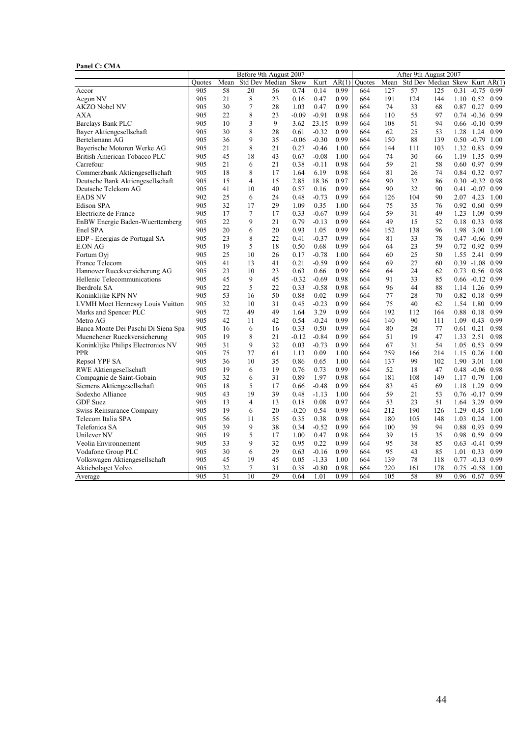**Panel C: CMA**

| | Before 9th August 2007 | | | | | | | After 9th August 2007 | | | | | | |
|---|---|---|---|---|---|---|---|---|---|---|---|---|---|---|
| | Quotes | Mean | Std Dev | Median | Skew | Kurt | AR(1) | Quotes | Mean | Std Dev | Median | Skew | Kurt | AR(1) |
| Accor | 905 | 58 | 20 | 56 | 0.74 | 0.14 | 0.99 | 664 | 127 | 57 | 125 | 0.31 | -0.75 | 0.99 |
| Aegon NV | 905 | 21 | 8 | 23 | 0.16 | 0.47 | 0.99 | 664 | 191 | 124 | 144 | 1.10 | 0.52 | 0.99 |
| AKZO Nobel NV | 905 | 30 | 7 | 28 | 1.03 | 0.47 | 0.99 | 664 | 74 | 33 | 68 | 0.87 | 0.27 | 0.99 |
| AXA | 905 | 22 | 8 | 23 | -0.09 | -0.91 | 0.98 | 664 | 110 | 55 | 97 | 0.74 | -0.36 | 0.99 |
| Barclays Bank PLC | 905 | 10 | 3 | 9 | 3.62 | 23.15 | 0.99 | 664 | 108 | 51 | 94 | 0.66 | -0.10 | 0.99 |
| Bayer Aktiengesellschaft | 905 | 30 | 8 | 28 | 0.61 | -0.32 | 0.99 | 664 | 62 | 25 | 53 | 1.28 | 1.24 | 0.99 |
| Bertelsmann AG | 905 | 36 | 9 | 35 | -0.06 | -0.30 | 0.99 | 664 | 150 | 88 | 139 | 0.50 | -0.79 | 1.00 |
| Bayerische Motoren Werke AG | 905 | 21 | 8 | 21 | 0.27 | -0.46 | 1.00 | 664 | 144 | 111 | 103 | 1.32 | 0.83 | 0.99 |
| British American Tobacco PLC | 905 | 45 | 18 | 43 | 0.67 | -0.08 | 1.00 | 664 | 74 | 30 | 66 | 1.19 | 1.35 | 0.99 |
| Carrefour | 905 | 21 | 6 | 21 | 0.38 | -0.11 | 0.98 | 664 | 59 | 21 | 58 | 0.60 | 0.97 | 0.99 |
| Commerzbank Aktiengesellschaft | 905 | 18 | 8 | 17 | 1.64 | 6.19 | 0.98 | 664 | 81 | 26 | 74 | 0.84 | 0.32 | 0.97 |
| Deutsche Bank Aktiengesellschaft | 905 | 15 | 4 | 15 | 2.85 | 18.36 | 0.97 | 664 | 90 | 32 | 86 | 0.30 | -0.32 | 0.98 |
| Deutsche Telekom AG | 905 | 41 | 10 | 40 | 0.57 | 0.16 | 0.99 | 664 | 90 | 32 | 90 | 0.41 | -0.07 | 0.99 |
| EADS NV | 902 | 25 | 6 | 24 | 0.48 | -0.73 | 0.99 | 664 | 126 | 104 | 90 | 2.07 | 4.23 | 1.00 |
| Edison SPA | 905 | 32 | 17 | 29 | 1.09 | 0.35 | 1.00 | 664 | 75 | 35 | 76 | 0.92 | 0.60 | 0.99 |
| Electricite de France | 905 | 17 | 7 | 17 | 0.33 | -0.67 | 0.99 | 664 | 59 | 31 | 49 | 1.23 | 1.09 | 0.99 |
| EnBW Energie Baden-Wuerttemberg | 905 | 22 | 9 | 21 | 0.79 | -0.13 | 0.99 | 664 | 49 | 15 | 52 | 0.18 | 0.33 | 0.98 |
| Enel SPA | 905 | 20 | 6 | 20 | 0.93 | 1.05 | 0.99 | 664 | 152 | 138 | 96 | 1.98 | 3.00 | 1.00 |
| EDP - Energias de Portugal SA | 905 | 23 | 8 | 22 | 0.41 | -0.37 | 0.99 | 664 | 81 | 33 | 78 | 0.47 | -0.66 | 0.99 |
| E.ON AG | 905 | 19 | 5 | 18 | 0.50 | 0.68 | 0.99 | 664 | 64 | 23 | 59 | 0.72 | 0.92 | 0.99 |
| Fortum Oyj | 905 | 25 | 10 | 26 | 0.17 | -0.78 | 1.00 | 664 | 60 | 25 | 50 | 1.55 | 2.41 | 0.99 |
| France Telecom | 905 | 41 | 13 | 41 | 0.21 | -0.59 | 0.99 | 664 | 69 | 27 | 60 | 0.39 | -1.08 | 0.99 |
| Hannover Rueckversicherung AG | 905 | 23 | 10 | 23 | 0.63 | 0.66 | 0.99 | 664 | 64 | 24 | 62 | 0.73 | 0.56 | 0.98 |
| Hellenic Telecommunications | 905 | 45 | 9 | 45 | -0.32 | -0.69 | 0.98 | 664 | 91 | 33 | 85 | 0.66 | -0.12 | 0.99 |
| Iberdrola SA | 905 | 22 | 5 | 22 | 0.33 | -0.58 | 0.98 | 664 | 96 | 44 | 88 | 1.14 | 1.26 | 0.99 |
| Koninklijke KPN NV | 905 | 53 | 16 | 50 | 0.88 | 0.02 | 0.99 | 664 | 77 | 28 | 70 | 0.82 | 0.18 | 0.99 |
| LVMH Moet Hennessy Louis Vuitton | 905 | 32 | 10 | 31 | 0.45 | -0.23 | 0.99 | 664 | 75 | 40 | 62 | 1.54 | 1.80 | 0.99 |
| Marks and Spencer PLC | 905 | 72 | 49 | 49 | 1.64 | 3.29 | 0.99 | 664 | 192 | 112 | 164 | 0.88 | 0.18 | 0.99 |
| Metro AG | 905 | 42 | 11 | 42 | 0.54 | -0.24 | 0.99 | 664 | 140 | 90 | 111 | 1.09 | 0.43 | 0.99 |
| Banca Monte Dei Paschi Di Siena Spa | 905 | 16 | 6 | 16 | 0.33 | 0.50 | 0.99 | 664 | 80 | 28 | 77 | 0.61 | 0.21 | 0.98 |
| Muenchener Rueckversicherung | 905 | 19 | 8 | 21 | -0.12 | -0.84 | 0.99 | 664 | 51 | 19 | 47 | 1.33 | 2.51 | 0.98 |
| Koninklijke Philips Electronics NV | 905 | 31 | 9 | 32 | 0.03 | -0.73 | 0.99 | 664 | 67 | 31 | 54 | 1.05 | 0.53 | 0.99 |
| PPR | 905 | 75 | 37 | 61 | 1.13 | 0.09 | 1.00 | 664 | 259 | 166 | 214 | 1.15 | 0.26 | 1.00 |
| Repsol YPF SA | 905 | 36 | 10 | 35 | 0.86 | 0.65 | 1.00 | 664 | 137 | 99 | 102 | 1.90 | 3.01 | 1.00 |
| RWE Aktiengesellschaft | 905 | 19 | 6 | 19 | 0.76 | 0.73 | 0.99 | 664 | 52 | 18 | 47 | 0.48 | -0.06 | 0.98 |
| Compagnie de Saint-Gobain | 905 | 32 | 6 | 31 | 0.89 | 1.97 | 0.98 | 664 | 181 | 108 | 149 | 1.17 | 0.79 | 1.00 |
| Siemens Aktiengesellschaft | 905 | 18 | 5 | 17 | 0.66 | -0.48 | 0.99 | 664 | 83 | 45 | 69 | 1.18 | 1.29 | 0.99 |
| Sodexho Alliance | 905 | 43 | 19 | 39 | 0.48 | -1.13 | 1.00 | 664 | 59 | 21 | 53 | 0.76 | -0.17 | 0.99 |
| GDF Suez | 905 | 13 | 4 | 13 | 0.18 | 0.08 | 0.97 | 664 | 53 | 23 | 51 | 1.64 | 3.29 | 0.99 |
| Swiss Reinsurance Company | 905 | 19 | 6 | 20 | -0.20 | 0.54 | 0.99 | 664 | 212 | 190 | 126 | 1.29 | 0.45 | 1.00 |
| Telecom Italia SPA | 905 | 56 | 11 | 55 | 0.35 | 0.38 | 0.98 | 664 | 180 | 105 | 148 | 1.03 | 0.24 | 1.00 |
| Telefonica SA | 905 | 39 | 9 | 38 | 0.34 | -0.52 | 0.99 | 664 | 100 | 39 | 94 | 0.88 | 0.93 | 0.99 |
| Unilever NV | 905 | 19 | 5 | 17 | 1.00 | 0.47 | 0.98 | 664 | 39 | 15 | 35 | 0.98 | 0.59 | 0.99 |
| Veolia Environnement | 905 | 33 | 9 | 32 | 0.95 | 0.22 | 0.99 | 664 | 95 | 38 | 85 | 0.63 | -0.41 | 0.99 |
| Vodafone Group PLC | 905 | 30 | 6 | 29 | 0.63 | -0.16 | 0.99 | 664 | 95 | 43 | 85 | 1.01 | 0.33 | 0.99 |
| Volkswagen Aktiengesellschaft | 905 | 45 | 19 | 45 | 0.05 | -1.33 | 1.00 | 664 | 139 | 78 | 118 | 0.77 | -0.13 | 0.99 |
| Aktiebolaget Volvo | 905 | 32 | 7 | 31 | 0.38 | -0.80 | 0.98 | 664 | 220 | 161 | 178 | 0.75 | -0.58 | 1.00 |
| Average | 905 | 31 | 10 | 29 | 0.64 | 1.01 | 0.99 | 664 | 105 | 58 | 89 | 0.96 | 0.67 | 0.99 |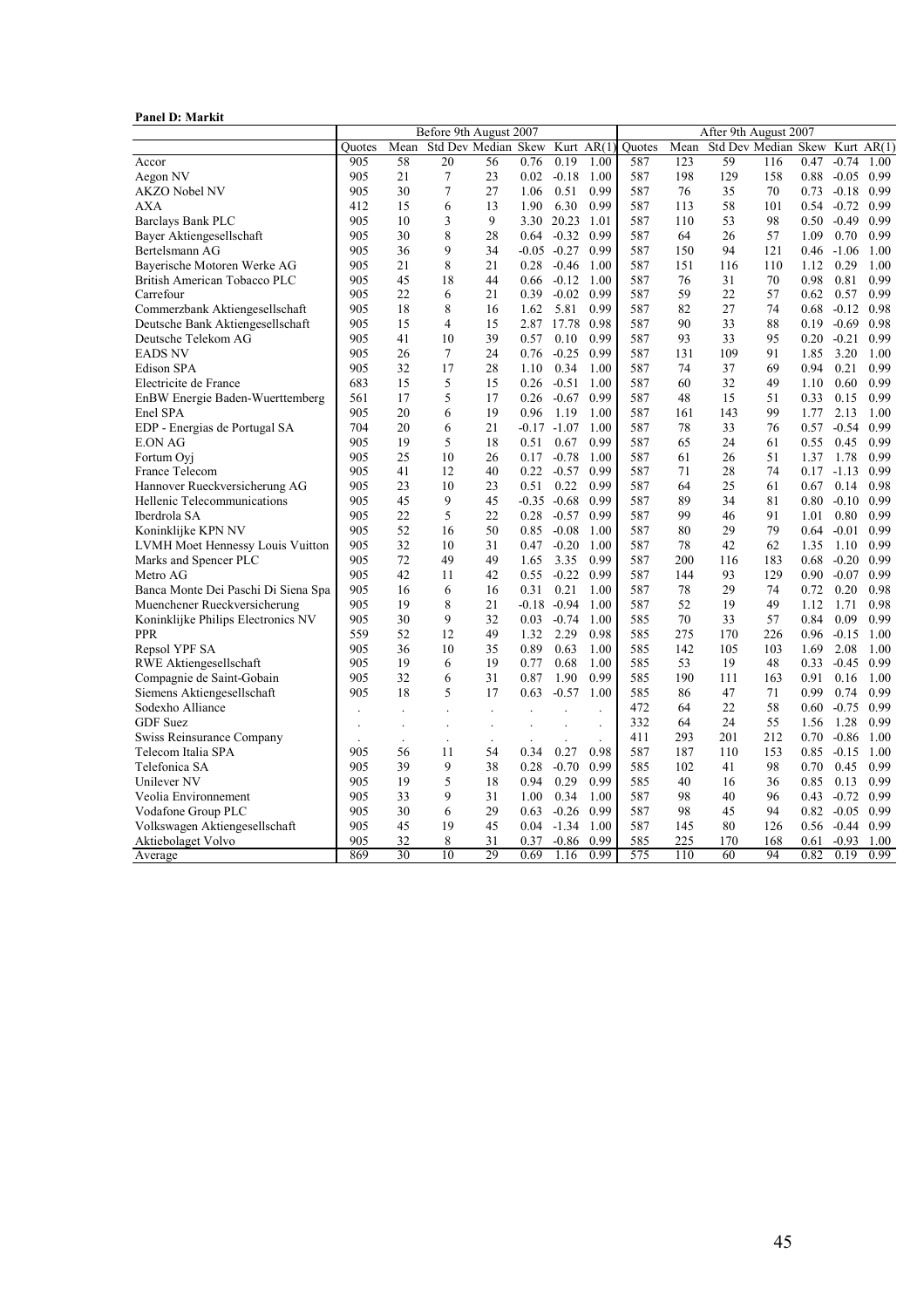**Panel D: Markit**

| | Before 9th August 2007 | | | | | | | After 9th August 2007 | | | | | | |
|---|---|---|---|---|---|---|---|---|---|---|---|---|---|---|
| | Quotes | Mean | Std Dev | Median | Skew | Kurt | AR(1) | Quotes | Mean | Std Dev | Median | Skew | Kurt | AR(1) |
| Accor | 905 | 58 | 20 | 56 | 0.76 | 0.19 | 1.00 | 587 | 123 | 59 | 116 | 0.47 | -0.74 | 1.00 |
| Aegon NV | 905 | 21 | 7 | 23 | 0.02 | -0.18 | 1.00 | 587 | 198 | 129 | 158 | 0.88 | -0.05 | 0.99 |
| AKZO Nobel NV | 905 | 30 | 7 | 27 | 1.06 | 0.51 | 0.99 | 587 | 76 | 35 | 70 | 0.73 | -0.18 | 0.99 |
| AXA | 412 | 15 | 6 | 13 | 1.90 | 6.30 | 0.99 | 587 | 113 | 58 | 101 | 0.54 | -0.72 | 0.99 |
| Barclays Bank PLC | 905 | 10 | 3 | 9 | 3.30 | 20.23 | 1.01 | 587 | 110 | 53 | 98 | 0.50 | -0.49 | 0.99 |
| Bayer Aktiengesellschaft | 905 | 30 | 8 | 28 | 0.64 | -0.32 | 0.99 | 587 | 64 | 26 | 57 | 1.09 | 0.70 | 0.99 |
| Bertelsmann AG | 905 | 36 | 9 | 34 | -0.05 | -0.27 | 0.99 | 587 | 150 | 94 | 121 | 0.46 | -1.06 | 1.00 |
| Bayerische Motoren Werke AG | 905 | 21 | 8 | 21 | 0.28 | -0.46 | 1.00 | 587 | 151 | 116 | 110 | 1.12 | 0.29 | 1.00 |
| British American Tobacco PLC | 905 | 45 | 18 | 44 | 0.66 | -0.12 | 1.00 | 587 | 76 | 31 | 70 | 0.98 | 0.81 | 0.99 |
| Carrefour | 905 | 22 | 6 | 21 | 0.39 | -0.02 | 0.99 | 587 | 59 | 22 | 57 | 0.62 | 0.57 | 0.99 |
| Commerzbank Aktiengesellschaft | 905 | 18 | 8 | 16 | 1.62 | 5.81 | 0.99 | 587 | 82 | 27 | 74 | 0.68 | -0.12 | 0.98 |
| Deutsche Bank Aktiengesellschaft | 905 | 15 | 4 | 15 | 2.87 | 17.78 | 0.98 | 587 | 90 | 33 | 88 | 0.19 | -0.69 | 0.98 |
| Deutsche Telekom AG | 905 | 41 | 10 | 39 | 0.57 | 0.10 | 0.99 | 587 | 93 | 33 | 95 | 0.20 | -0.21 | 0.99 |
| EADS NV | 905 | 26 | 7 | 24 | 0.76 | -0.25 | 0.99 | 587 | 131 | 109 | 91 | 1.85 | 3.20 | 1.00 |
| Edison SPA | 905 | 32 | 17 | 28 | 1.10 | 0.34 | 1.00 | 587 | 74 | 37 | 69 | 0.94 | 0.21 | 0.99 |
| Electricite de France | 683 | 15 | 5 | 15 | 0.26 | -0.51 | 1.00 | 587 | 60 | 32 | 49 | 1.10 | 0.60 | 0.99 |
| EnBW Energie Baden-Wuerttemberg | 561 | 17 | 5 | 17 | 0.26 | -0.67 | 0.99 | 587 | 48 | 15 | 51 | 0.33 | 0.15 | 0.99 |
| Enel SPA | 905 | 20 | 6 | 19 | 0.96 | 1.19 | 1.00 | 587 | 161 | 143 | 99 | 1.77 | 2.13 | 1.00 |
| EDP - Energias de Portugal SA | 704 | 20 | 6 | 21 | -0.17 | -1.07 | 1.00 | 587 | 78 | 33 | 76 | 0.57 | -0.54 | 0.99 |
| E.ON AG | 905 | 19 | 5 | 18 | 0.51 | 0.67 | 0.99 | 587 | 65 | 24 | 61 | 0.55 | 0.45 | 0.99 |
| Fortum Oyj | 905 | 25 | 10 | 26 | 0.17 | -0.78 | 1.00 | 587 | 61 | 26 | 51 | 1.37 | 1.78 | 0.99 |
| France Telecom | 905 | 41 | 12 | 40 | 0.22 | -0.57 | 0.99 | 587 | 71 | 28 | 74 | 0.17 | -1.13 | 0.99 |
| Hannover Rueckversicherung AG | 905 | 23 | 10 | 23 | 0.51 | 0.22 | 0.99 | 587 | 64 | 25 | 61 | 0.67 | 0.14 | 0.98 |
| Hellenic Telecommunications | 905 | 45 | 9 | 45 | -0.35 | -0.68 | 0.99 | 587 | 89 | 34 | 81 | 0.80 | -0.10 | 0.99 |
| Iberdrola SA | 905 | 22 | 5 | 22 | 0.28 | -0.57 | 0.99 | 587 | 99 | 46 | 91 | 1.01 | 0.80 | 0.99 |
| Koninklijke KPN NV | 905 | 52 | 16 | 50 | 0.85 | -0.08 | 1.00 | 587 | 80 | 29 | 79 | 0.64 | -0.01 | 0.99 |
| LVMH Moet Hennessy Louis Vuitton | 905 | 32 | 10 | 31 | 0.47 | -0.20 | 1.00 | 587 | 78 | 42 | 62 | 1.35 | 1.10 | 0.99 |
| Marks and Spencer PLC | 905 | 72 | 49 | 49 | 1.65 | 3.35 | 0.99 | 587 | 200 | 116 | 183 | 0.68 | -0.20 | 0.99 |
| Metro AG | 905 | 42 | 11 | 42 | 0.55 | -0.22 | 0.99 | 587 | 144 | 93 | 129 | 0.90 | -0.07 | 0.99 |
| Banca Monte Dei Paschi Di Siena Spa | 905 | 16 | 6 | 16 | 0.31 | 0.21 | 1.00 | 587 | 78 | 29 | 74 | 0.72 | 0.20 | 0.98 |
| Muenchener Rueckversicherung | 905 | 19 | 8 | 21 | -0.18 | -0.94 | 1.00 | 587 | 52 | 19 | 49 | 1.12 | 1.71 | 0.98 |
| Koninklijke Philips Electronics NV | 905 | 30 | 9 | 32 | 0.03 | -0.74 | 1.00 | 585 | 70 | 33 | 57 | 0.84 | 0.09 | 0.99 |
| PPR | 559 | 52 | 12 | 49 | 1.32 | 2.29 | 0.98 | 585 | 275 | 170 | 226 | 0.96 | -0.15 | 1.00 |
| Repsol YPF SA | 905 | 36 | 10 | 35 | 0.89 | 0.63 | 1.00 | 585 | 142 | 105 | 103 | 1.69 | 2.08 | 1.00 |
| RWE Aktiengesellschaft | 905 | 19 | 6 | 19 | 0.77 | 0.68 | 1.00 | 585 | 53 | 19 | 48 | 0.33 | -0.45 | 0.99 |
| Compagnie de Saint-Gobain | 905 | 32 | 6 | 31 | 0.87 | 1.90 | 0.99 | 585 | 190 | 111 | 163 | 0.91 | 0.16 | 1.00 |
| Siemens Aktiengesellschaft | 905 | 18 | 5 | 17 | 0.63 | -0.57 | 1.00 | 585 | 86 | 47 | 71 | 0.99 | 0.74 | 0.99 |
| Sodexho Alliance | . | . | . | . | . | . | . | 472 | 64 | 22 | 58 | 0.60 | -0.75 | 0.99 |
| GDF Suez | . | . | . | . | . | . | . | 332 | 64 | 24 | 55 | 1.56 | 1.28 | 0.99 |
| Swiss Reinsurance Company | . | . | . | . | . | . | . | 411 | 293 | 201 | 212 | 0.70 | -0.86 | 1.00 |
| Telecom Italia SPA | 905 | 56 | 11 | 54 | 0.34 | 0.27 | 0.98 | 587 | 187 | 110 | 153 | 0.85 | -0.15 | 1.00 |
| Telefonica SA | 905 | 39 | 9 | 38 | 0.28 | -0.70 | 0.99 | 585 | 102 | 41 | 98 | 0.70 | 0.45 | 0.99 |
| Unilever NV | 905 | 19 | 5 | 18 | 0.94 | 0.29 | 0.99 | 585 | 40 | 16 | 36 | 0.85 | 0.13 | 0.99 |
| Veolia Environnement | 905 | 33 | 9 | 31 | 1.00 | 0.34 | 1.00 | 587 | 98 | 40 | 96 | 0.43 | -0.72 | 0.99 |
| Vodafone Group PLC | 905 | 30 | 6 | 29 | 0.63 | -0.26 | 0.99 | 587 | 98 | 45 | 94 | 0.82 | -0.05 | 0.99 |
| Volkswagen Aktiengesellschaft | 905 | 45 | 19 | 45 | 0.04 | -1.34 | 1.00 | 587 | 145 | 80 | 126 | 0.56 | -0.44 | 0.99 |
| Aktiebolaget Volvo | 905 | 32 | 8 | 31 | 0.37 | -0.86 | 0.99 | 585 | 225 | 170 | 168 | 0.61 | -0.93 | 1.00 |
| Average | 869 | 30 | 10 | 29 | 0.69 | 1.16 | 0.99 | 575 | 110 | 60 | 94 | 0.82 | 0.19 | 0.99 |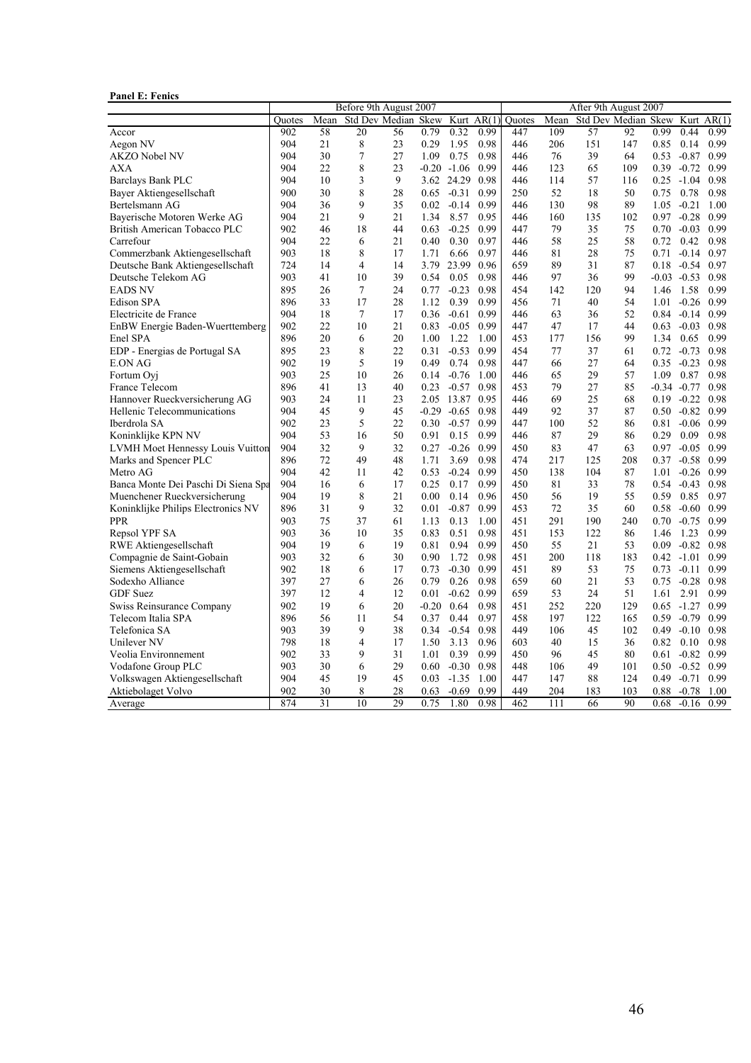**Panel E: Fenics**

| | Before 9th August 2007 | | | | | | | After 9th August 2007 | | | | | | |
|---|---|---|---|---|---|---|---|---|---|---|---|---|---|---|
| | Quotes | Mean | Std Dev | Median | Skew | Kurt | AR(1) | Quotes | Mean | Std Dev | Median | Skew | Kurt | AR(1) |
| Accor | 902 | 58 | 20 | 56 | 0.79 | 0.32 | 0.99 | 447 | 109 | 57 | 92 | 0.99 | 0.44 | 0.99 |
| Aegon NV | 904 | 21 | 8 | 23 | 0.29 | 1.95 | 0.98 | 446 | 206 | 151 | 147 | 0.85 | 0.14 | 0.99 |
| AKZO Nobel NV | 904 | 30 | 7 | 27 | 1.09 | 0.75 | 0.98 | 446 | 76 | 39 | 64 | 0.53 | -0.87 | 0.99 |
| AXA | 904 | 22 | 8 | 23 | -0.20 | -1.06 | 0.99 | 446 | 123 | 65 | 109 | 0.39 | -0.72 | 0.99 |
| Barclays Bank PLC | 904 | 10 | 3 | 9 | 3.62 | 24.29 | 0.98 | 446 | 114 | 57 | 116 | 0.25 | -1.04 | 0.98 |
| Bayer Aktiengesellschaft | 900 | 30 | 8 | 28 | 0.65 | -0.31 | 0.99 | 250 | 52 | 18 | 50 | 0.75 | 0.78 | 0.98 |
| Bertelsmann AG | 904 | 36 | 9 | 35 | 0.02 | -0.14 | 0.99 | 446 | 130 | 98 | 89 | 1.05 | -0.21 | 1.00 |
| Bayerische Motoren Werke AG | 904 | 21 | 9 | 21 | 1.34 | 8.57 | 0.95 | 446 | 160 | 135 | 102 | 0.97 | -0.28 | 0.99 |
| British American Tobacco PLC | 902 | 46 | 18 | 44 | 0.63 | -0.25 | 0.99 | 447 | 79 | 35 | 75 | 0.70 | -0.03 | 0.99 |
| Carrefour | 904 | 22 | 6 | 21 | 0.40 | 0.30 | 0.97 | 446 | 58 | 25 | 58 | 0.72 | 0.42 | 0.98 |
| Commerzbank Aktiengesellschaft | 903 | 18 | 8 | 17 | 1.71 | 6.66 | 0.97 | 446 | 81 | 28 | 75 | 0.71 | -0.14 | 0.97 |
| Deutsche Bank Aktiengesellschaft | 724 | 14 | 4 | 14 | 3.79 | 23.99 | 0.96 | 659 | 89 | 31 | 87 | 0.18 | -0.54 | 0.97 |
| Deutsche Telekom AG | 903 | 41 | 10 | 39 | 0.54 | 0.05 | 0.98 | 446 | 97 | 36 | 99 | -0.03 | -0.53 | 0.98 |
| EADS NV | 895 | 26 | 7 | 24 | 0.77 | -0.23 | 0.98 | 454 | 142 | 120 | 94 | 1.46 | 1.58 | 0.99 |
| Edison SPA | 896 | 33 | 17 | 28 | 1.12 | 0.39 | 0.99 | 456 | 71 | 40 | 54 | 1.01 | -0.26 | 0.99 |
| Electricite de France | 904 | 18 | 7 | 17 | 0.36 | -0.61 | 0.99 | 446 | 63 | 36 | 52 | 0.84 | -0.14 | 0.99 |
| EnBW Energie Baden-Wuerttemberg | 902 | 22 | 10 | 21 | 0.83 | -0.05 | 0.99 | 447 | 47 | 17 | 44 | 0.63 | -0.03 | 0.98 |
| Enel SPA | 896 | 20 | 6 | 20 | 1.00 | 1.22 | 1.00 | 453 | 177 | 156 | 99 | 1.34 | 0.65 | 0.99 |
| EDP - Energias de Portugal SA | 895 | 23 | 8 | 22 | 0.31 | -0.53 | 0.99 | 454 | 77 | 37 | 61 | 0.72 | -0.73 | 0.98 |
| E.ON AG | 902 | 19 | 5 | 19 | 0.49 | 0.74 | 0.98 | 447 | 66 | 27 | 64 | 0.35 | -0.23 | 0.98 |
| Fortum Oyj | 903 | 25 | 10 | 26 | 0.14 | -0.76 | 1.00 | 446 | 65 | 29 | 57 | 1.09 | 0.87 | 0.98 |
| France Telecom | 896 | 41 | 13 | 40 | 0.23 | -0.57 | 0.98 | 453 | 79 | 27 | 85 | -0.34 | -0.77 | 0.98 |
| Hannover Rueckversicherung AG | 903 | 24 | 11 | 23 | 2.05 | 13.87 | 0.95 | 446 | 69 | 25 | 68 | 0.19 | -0.22 | 0.98 |
| Hellenic Telecommunications | 904 | 45 | 9 | 45 | -0.29 | -0.65 | 0.98 | 449 | 92 | 37 | 87 | 0.50 | -0.82 | 0.99 |
| Iberdrola SA | 902 | 23 | 5 | 22 | 0.30 | -0.57 | 0.99 | 447 | 100 | 52 | 86 | 0.81 | -0.06 | 0.99 |
| Koninklijke KPN NV | 904 | 53 | 16 | 50 | 0.91 | 0.15 | 0.99 | 446 | 87 | 29 | 86 | 0.29 | 0.09 | 0.98 |
| LVMH Moet Hennessy Louis Vuitton | 904 | 32 | 9 | 32 | 0.27 | -0.26 | 0.99 | 450 | 83 | 47 | 63 | 0.97 | -0.05 | 0.99 |
| Marks and Spencer PLC | 896 | 72 | 49 | 48 | 1.71 | 3.69 | 0.98 | 474 | 217 | 125 | 208 | 0.37 | -0.58 | 0.99 |
| Metro AG | 904 | 42 | 11 | 42 | 0.53 | -0.24 | 0.99 | 450 | 138 | 104 | 87 | 1.01 | -0.26 | 0.99 |
| Banca Monte Dei Paschi Di Siena Spa | 904 | 16 | 6 | 17 | 0.25 | 0.17 | 0.99 | 450 | 81 | 33 | 78 | 0.54 | -0.43 | 0.98 |
| Muenchener Rueckversicherung | 904 | 19 | 8 | 21 | 0.00 | 0.14 | 0.96 | 450 | 56 | 19 | 55 | 0.59 | 0.85 | 0.97 |
| Koninklijke Philips Electronics NV | 896 | 31 | 9 | 32 | 0.01 | -0.87 | 0.99 | 453 | 72 | 35 | 60 | 0.58 | -0.60 | 0.99 |
| PPR | 903 | 75 | 37 | 61 | 1.13 | 0.13 | 1.00 | 451 | 291 | 190 | 240 | 0.70 | -0.75 | 0.99 |
| Repsol YPF SA | 903 | 36 | 10 | 35 | 0.83 | 0.51 | 0.98 | 451 | 153 | 122 | 86 | 1.46 | 1.23 | 0.99 |
| RWE Aktiengesellschaft | 904 | 19 | 6 | 19 | 0.81 | 0.94 | 0.99 | 450 | 55 | 21 | 53 | 0.09 | -0.82 | 0.98 |
| Compagnie de Saint-Gobain | 903 | 32 | 6 | 30 | 0.90 | 1.72 | 0.98 | 451 | 200 | 118 | 183 | 0.42 | -1.01 | 0.99 |
| Siemens Aktiengesellschaft | 902 | 18 | 6 | 17 | 0.73 | -0.30 | 0.99 | 451 | 89 | 53 | 75 | 0.73 | -0.11 | 0.99 |
| Sodexho Alliance | 397 | 27 | 6 | 26 | 0.79 | 0.26 | 0.98 | 659 | 60 | 21 | 53 | 0.75 | -0.28 | 0.98 |
| GDF Suez | 397 | 12 | 4 | 12 | 0.01 | -0.62 | 0.99 | 659 | 53 | 24 | 51 | 1.61 | 2.91 | 0.99 |
| Swiss Reinsurance Company | 902 | 19 | 6 | 20 | -0.20 | 0.64 | 0.98 | 451 | 252 | 220 | 129 | 0.65 | -1.27 | 0.99 |
| Telecom Italia SPA | 896 | 56 | 11 | 54 | 0.37 | 0.44 | 0.97 | 458 | 197 | 122 | 165 | 0.59 | -0.79 | 0.99 |
| Telefonica SA | 903 | 39 | 9 | 38 | 0.34 | -0.54 | 0.98 | 449 | 106 | 45 | 102 | 0.49 | -0.10 | 0.98 |
| Unilever NV | 798 | 18 | 4 | 17 | 1.50 | 3.13 | 0.96 | 603 | 40 | 15 | 36 | 0.82 | 0.10 | 0.98 |
| Veolia Environnement | 902 | 33 | 9 | 31 | 1.01 | 0.39 | 0.99 | 450 | 96 | 45 | 80 | 0.61 | -0.82 | 0.99 |
| Vodafone Group PLC | 903 | 30 | 6 | 29 | 0.60 | -0.30 | 0.98 | 448 | 106 | 49 | 101 | 0.50 | -0.52 | 0.99 |
| Volkswagen Aktiengesellschaft | 904 | 45 | 19 | 45 | 0.03 | -1.35 | 1.00 | 447 | 147 | 88 | 124 | 0.49 | -0.71 | 0.99 |
| Aktiebolaget Volvo | 902 | 30 | 8 | 28 | 0.63 | -0.69 | 0.99 | 449 | 204 | 183 | 103 | 0.88 | -0.78 | 1.00 |
| Average | 874 | 31 | 10 | 29 | 0.75 | 1.80 | 0.98 | 462 | 111 | 66 | 90 | 0.68 | -0.16 | 0.99 |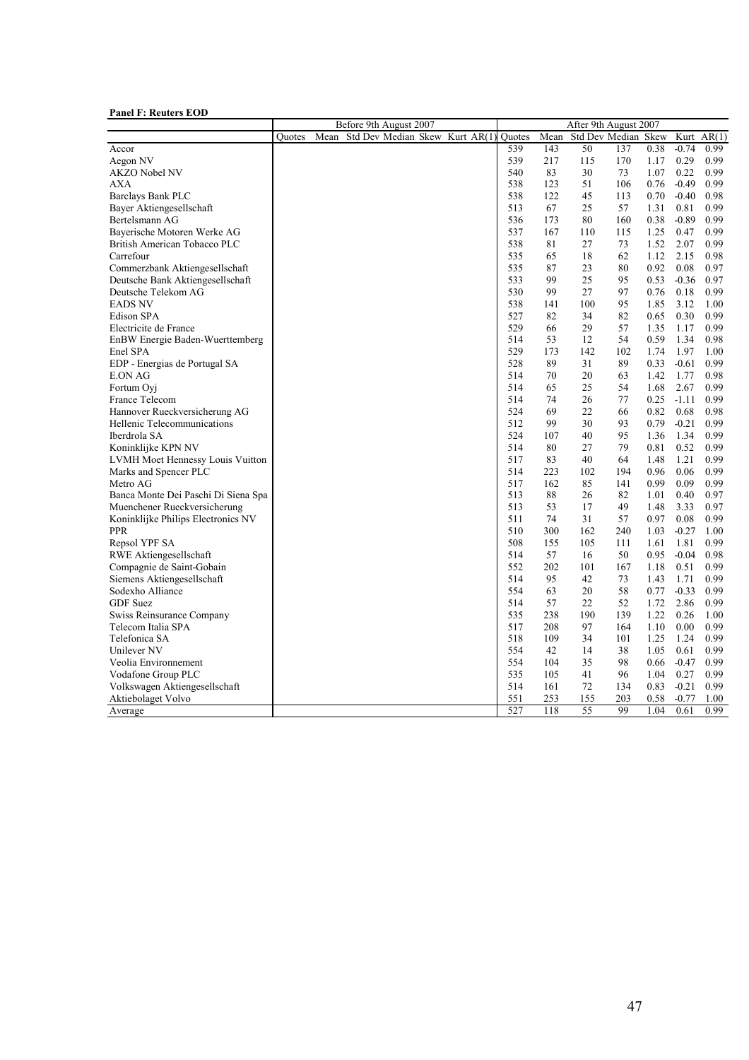**Panel F: Reuters EOD**

| | Before 9th August 2007 | | | | | | | After 9th August 2007 | | | | | | |
|---|---|---|---|---|---|---|---|---|---|---|---|---|---|---|
| | Quotes | Mean | Std Dev | Median | Skew | Kurt | AR(1) | Quotes | Mean | Std Dev | Median | Skew | Kurt | AR(1) |
| Accor | | | | | | | | 539 | 143 | 50 | 137 | 0.38 | -0.74 | 0.99 |
| Aegon NV | | | | | | | | 539 | 217 | 115 | 170 | 1.17 | 0.29 | 0.99 |
| AKZO Nobel NV | | | | | | | | 540 | 83 | 30 | 73 | 1.07 | 0.22 | 0.99 |
| AXA | | | | | | | | 538 | 123 | 51 | 106 | 0.76 | -0.49 | 0.99 |
| Barclays Bank PLC | | | | | | | | 538 | 122 | 45 | 113 | 0.70 | -0.40 | 0.98 |
| Bayer Aktiengesellschaft | | | | | | | | 513 | 67 | 25 | 57 | 1.31 | 0.81 | 0.99 |
| Bertelsmann AG | | | | | | | | 536 | 173 | 80 | 160 | 0.38 | -0.89 | 0.99 |
| Bayerische Motoren Werke AG | | | | | | | | 537 | 167 | 110 | 115 | 1.25 | 0.47 | 0.99 |
| British American Tobacco PLC | | | | | | | | 538 | 81 | 27 | 73 | 1.52 | 2.07 | 0.99 |
| Carrefour | | | | | | | | 535 | 65 | 18 | 62 | 1.12 | 2.15 | 0.98 |
| Commerzbank Aktiengesellschaft | | | | | | | | 535 | 87 | 23 | 80 | 0.92 | 0.08 | 0.97 |
| Deutsche Bank Aktiengesellschaft | | | | | | | | 533 | 99 | 25 | 95 | 0.53 | -0.36 | 0.97 |
| Deutsche Telekom AG | | | | | | | | 530 | 99 | 27 | 97 | 0.76 | 0.18 | 0.99 |
| EADS NV | | | | | | | | 538 | 141 | 100 | 95 | 1.85 | 3.12 | 1.00 |
| Edison SPA | | | | | | | | 527 | 82 | 34 | 82 | 0.65 | 0.30 | 0.99 |
| Electricite de France | | | | | | | | 529 | 66 | 29 | 57 | 1.35 | 1.17 | 0.99 |
| EnBW Energie Baden-Wuerttemberg | | | | | | | | 514 | 53 | 12 | 54 | 0.59 | 1.34 | 0.98 |
| Enel SPA | | | | | | | | 529 | 173 | 142 | 102 | 1.74 | 1.97 | 1.00 |
| EDP - Energias de Portugal SA | | | | | | | | 528 | 89 | 31 | 89 | 0.33 | -0.61 | 0.99 |
| E.ON AG | | | | | | | | 514 | 70 | 20 | 63 | 1.42 | 1.77 | 0.98 |
| Fortum Oyj | | | | | | | | 514 | 65 | 25 | 54 | 1.68 | 2.67 | 0.99 |
| France Telecom | | | | | | | | 514 | 74 | 26 | 77 | 0.25 | -1.11 | 0.99 |
| Hannover Rueckversicherung AG | | | | | | | | 524 | 69 | 22 | 66 | 0.82 | 0.68 | 0.98 |
| Hellenic Telecommunications | | | | | | | | 512 | 99 | 30 | 93 | 0.79 | -0.21 | 0.99 |
| Iberdrola SA | | | | | | | | 524 | 107 | 40 | 95 | 1.36 | 1.34 | 0.99 |
| Koninklijke KPN NV | | | | | | | | 514 | 80 | 27 | 79 | 0.81 | 0.52 | 0.99 |
| LVMH Moet Hennessy Louis Vuitton | | | | | | | | 517 | 83 | 40 | 64 | 1.48 | 1.21 | 0.99 |
| Marks and Spencer PLC | | | | | | | | 514 | 223 | 102 | 194 | 0.96 | 0.06 | 0.99 |
| Metro AG | | | | | | | | 517 | 162 | 85 | 141 | 0.99 | 0.09 | 0.99 |
| Banca Monte Dei Paschi Di Siena Spa | | | | | | | | 513 | 88 | 26 | 82 | 1.01 | 0.40 | 0.97 |
| Muenchener Rueckversicherung | | | | | | | | 513 | 53 | 17 | 49 | 1.48 | 3.33 | 0.97 |
| Koninklijke Philips Electronics NV | | | | | | | | 511 | 74 | 31 | 57 | 0.97 | 0.08 | 0.99 |
| PPR | | | | | | | | 510 | 300 | 162 | 240 | 1.03 | -0.27 | 1.00 |
| Repsol YPF SA | | | | | | | | 508 | 155 | 105 | 111 | 1.61 | 1.81 | 0.99 |
| RWE Aktiengesellschaft | | | | | | | | 514 | 57 | 16 | 50 | 0.95 | -0.04 | 0.98 |
| Compagnie de Saint-Gobain | | | | | | | | 552 | 202 | 101 | 167 | 1.18 | 0.51 | 0.99 |
| Siemens Aktiengesellschaft | | | | | | | | 514 | 95 | 42 | 73 | 1.43 | 1.71 | 0.99 |
| Sodexho Alliance | | | | | | | | 554 | 63 | 20 | 58 | 0.77 | -0.33 | 0.99 |
| GDF Suez | | | | | | | | 514 | 57 | 22 | 52 | 1.72 | 2.86 | 0.99 |
| Swiss Reinsurance Company | | | | | | | | 535 | 238 | 190 | 139 | 1.22 | 0.26 | 1.00 |
| Telecom Italia SPA | | | | | | | | 517 | 208 | 97 | 164 | 1.10 | 0.00 | 0.99 |
| Telefonica SA | | | | | | | | 518 | 109 | 34 | 101 | 1.25 | 1.24 | 0.99 |
| Unilever NV | | | | | | | | 554 | 42 | 14 | 38 | 1.05 | 0.61 | 0.99 |
| Veolia Environnement | | | | | | | | 554 | 104 | 35 | 98 | 0.66 | -0.47 | 0.99 |
| Vodafone Group PLC | | | | | | | | 535 | 105 | 41 | 96 | 1.04 | 0.27 | 0.99 |
| Volkswagen Aktiengesellschaft | | | | | | | | 514 | 161 | 72 | 134 | 0.83 | -0.21 | 0.99 |
| Aktiebolaget Volvo | | | | | | | | 551 | 253 | 155 | 203 | 0.58 | -0.77 | 1.00 |
| Average | | | | | | | | 527 | 118 | 55 | 99 | 1.04 | 0.61 | 0.99 |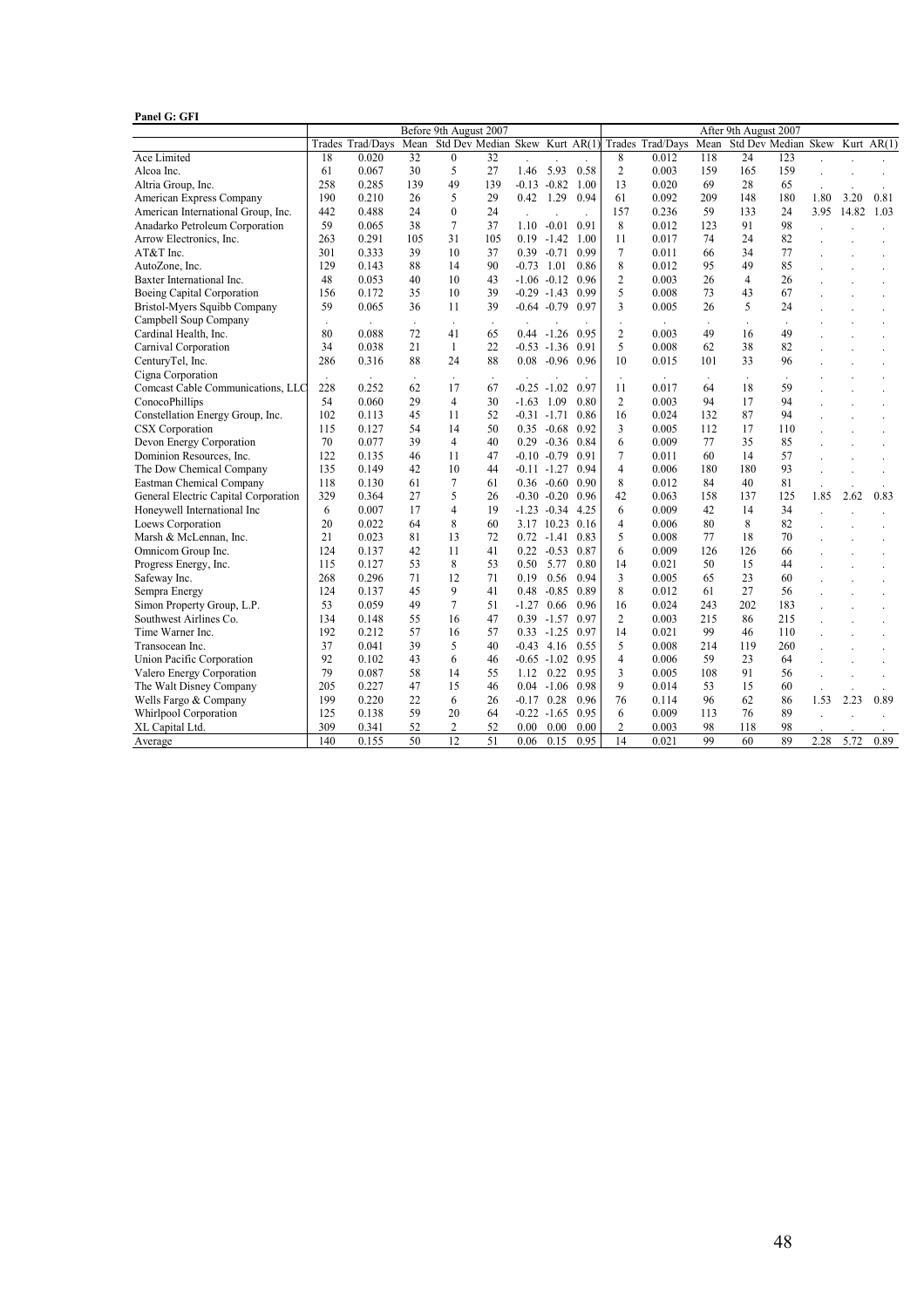**Panel G: GFI**

| | Before 9th August 2007 | | | | | | | | After 9th August 2007 | | | | | | | |
|---|---|---|---|---|---|---|---|---|---|---|---|---|---|---|---|---|
| | Trades | Trad/Days | Mean | Std Dev | Median | Skew | Kurt | AR(1) | Trades | Trad/Days | Mean | Std Dev | Median | Skew | Kurt | AR(1) |
| Ace Limited | 18 | 0.020 | 32 | 0 | 32 | . | . | . | 8 | 0.012 | 118 | 24 | 123 | . | . | . |
| Alcoa Inc. | 61 | 0.067 | 30 | 5 | 27 | 1.46 | 5.93 | 0.58 | 2 | 0.003 | 159 | 165 | 159 | . | . | . |
| Altria Group, Inc. | 258 | 0.285 | 139 | 49 | 139 | -0.13 | -0.82 | 1.00 | 13 | 0.020 | 69 | 28 | 65 | . | . | . |
| American Express Company | 190 | 0.210 | 26 | 5 | 29 | 0.42 | 1.29 | 0.94 | 61 | 0.092 | 209 | 148 | 180 | 1.80 | 3.20 | 0.81 |
| American International Group, Inc. | 442 | 0.488 | 24 | 0 | 24 | . | . | . | 157 | 0.236 | 59 | 133 | 24 | 3.95 | 14.82 | 1.03 |
| Anadarko Petroleum Corporation | 59 | 0.065 | 38 | 7 | 37 | 1.10 | -0.01 | 0.91 | 8 | 0.012 | 123 | 91 | 98 | . | . | . |
| Arrow Electronics, Inc. | 263 | 0.291 | 105 | 31 | 105 | 0.19 | -1.42 | 1.00 | 11 | 0.017 | 74 | 24 | 82 | . | . | . |
| AT&T Inc. | 301 | 0.333 | 39 | 10 | 37 | 0.39 | -0.71 | 0.99 | 7 | 0.011 | 66 | 34 | 77 | . | . | . |
| AutoZone, Inc. | 129 | 0.143 | 88 | 14 | 90 | -0.73 | 1.01 | 0.86 | 8 | 0.012 | 95 | 49 | 85 | . | . | . |
| Baxter International Inc. | 48 | 0.053 | 40 | 10 | 43 | -1.06 | -0.12 | 0.96 | 2 | 0.003 | 26 | 4 | 26 | . | . | . |
| Boeing Capital Corporation | 156 | 0.172 | 35 | 10 | 39 | -0.29 | -1.43 | 0.99 | 5 | 0.008 | 73 | 43 | 67 | . | . | . |
| Bristol-Myers Squibb Company | 59 | 0.065 | 36 | 11 | 39 | -0.64 | -0.79 | 0.97 | 3 | 0.005 | 26 | 5 | 24 | . | . | . |
| Campbell Soup Company | . | . | . | . | . | . | . | . | . | . | . | . | . | . | . | . |
| Cardinal Health, Inc. | 80 | 0.088 | 72 | 41 | 65 | 0.44 | -1.26 | 0.95 | 2 | 0.003 | 49 | 16 | 49 | . | . | . |
| Carnival Corporation | 34 | 0.038 | 21 | 1 | 22 | -0.53 | -1.36 | 0.91 | 5 | 0.008 | 62 | 38 | 82 | . | . | . |
| CenturyTel, Inc. | 286 | 0.316 | 88 | 24 | 88 | 0.08 | -0.96 | 0.96 | 10 | 0.015 | 101 | 33 | 96 | . | . | . |
| Cigna Corporation | . | . | . | . | . | . | . | . | . | . | . | . | . | . | . | . |
| Comcast Cable Communications, LLC | 228 | 0.252 | 62 | 17 | 67 | -0.25 | -1.02 | 0.97 | 11 | 0.017 | 64 | 18 | 59 | . | . | . |
| ConocoPhillips | 54 | 0.060 | 29 | 4 | 30 | -1.63 | 1.09 | 0.80 | 2 | 0.003 | 94 | 17 | 94 | . | . | . |
| Constellation Energy Group, Inc. | 102 | 0.113 | 45 | 11 | 52 | -0.31 | -1.71 | 0.86 | 16 | 0.024 | 132 | 87 | 94 | . | . | . |
| CSX Corporation | 115 | 0.127 | 54 | 14 | 50 | 0.35 | -0.68 | 0.92 | 3 | 0.005 | 112 | 17 | 110 | . | . | . |
| Devon Energy Corporation | 70 | 0.077 | 39 | 4 | 40 | 0.29 | -0.36 | 0.84 | 6 | 0.009 | 77 | 35 | 85 | . | . | . |
| Dominion Resources, Inc. | 122 | 0.135 | 46 | 11 | 47 | -0.10 | -0.79 | 0.91 | 7 | 0.011 | 60 | 14 | 57 | . | . | . |
| The Dow Chemical Company | 135 | 0.149 | 42 | 10 | 44 | -0.11 | -1.27 | 0.94 | 4 | 0.006 | 180 | 180 | 93 | . | . | . |
| Eastman Chemical Company | 118 | 0.130 | 61 | 7 | 61 | 0.36 | -0.60 | 0.90 | 8 | 0.012 | 84 | 40 | 81 | . | . | . |
| General Electric Capital Corporation | 329 | 0.364 | 27 | 5 | 26 | -0.30 | -0.20 | 0.96 | 42 | 0.063 | 158 | 137 | 125 | 1.85 | 2.62 | 0.83 |
| Honeywell International Inc | 6 | 0.007 | 17 | 4 | 19 | -1.23 | -0.34 | 4.25 | 6 | 0.009 | 42 | 14 | 34 | . | . | . |
| Loews Corporation | 20 | 0.022 | 64 | 8 | 60 | 3.17 | 10.23 | 0.16 | 4 | 0.006 | 80 | 8 | 82 | . | . | . |
| Marsh & McLennan, Inc. | 21 | 0.023 | 81 | 13 | 72 | 0.72 | -1.41 | 0.83 | 5 | 0.008 | 77 | 18 | 70 | . | . | . |
| Omnicom Group Inc. | 124 | 0.137 | 42 | 11 | 41 | 0.22 | -0.53 | 0.87 | 6 | 0.009 | 126 | 126 | 66 | . | . | . |
| Progress Energy, Inc. | 115 | 0.127 | 53 | 8 | 53 | 0.50 | 5.77 | 0.80 | 14 | 0.021 | 50 | 15 | 44 | . | . | . |
| Safeway Inc. | 268 | 0.296 | 71 | 12 | 71 | 0.19 | 0.56 | 0.94 | 3 | 0.005 | 65 | 23 | 60 | . | . | . |
| Sempra Energy | 124 | 0.137 | 45 | 9 | 41 | 0.48 | -0.85 | 0.89 | 8 | 0.012 | 61 | 27 | 56 | . | . | . |
| Simon Property Group, L.P. | 53 | 0.059 | 49 | 7 | 51 | -1.27 | 0.66 | 0.96 | 16 | 0.024 | 243 | 202 | 183 | . | . | . |
| Southwest Airlines Co. | 134 | 0.148 | 55 | 16 | 47 | 0.39 | -1.57 | 0.97 | 2 | 0.003 | 215 | 86 | 215 | . | . | . |
| Time Warner Inc. | 192 | 0.212 | 57 | 16 | 57 | 0.33 | -1.25 | 0.97 | 14 | 0.021 | 99 | 46 | 110 | . | . | . |
| Transocean Inc. | 37 | 0.041 | 39 | 5 | 40 | -0.43 | 4.16 | 0.55 | 5 | 0.008 | 214 | 119 | 260 | . | . | . |
| Union Pacific Corporation | 92 | 0.102 | 43 | 6 | 46 | -0.65 | -1.02 | 0.95 | 4 | 0.006 | 59 | 23 | 64 | . | . | . |
| Valero Energy Corporation | 79 | 0.087 | 58 | 14 | 55 | 1.12 | 0.22 | 0.95 | 3 | 0.005 | 108 | 91 | 56 | . | . | . |
| The Walt Disney Company | 205 | 0.227 | 47 | 15 | 46 | 0.04 | -1.06 | 0.98 | 9 | 0.014 | 53 | 15 | 60 | . | . | . |
| Wells Fargo & Company | 199 | 0.220 | 22 | 6 | 26 | -0.17 | 0.28 | 0.96 | 76 | 0.114 | 96 | 62 | 86 | 1.53 | 2.23 | 0.89 |
| Whirlpool Corporation | 125 | 0.138 | 59 | 20 | 64 | -0.22 | -1.65 | 0.95 | 6 | 0.009 | 113 | 76 | 89 | . | . | . |
| XL Capital Ltd. | 309 | 0.341 | 52 | 2 | 52 | 0.00 | 0.00 | 0.00 | 2 | 0.003 | 98 | 118 | 98 | . | . | . |
| Average | 140 | 0.155 | 50 | 12 | 51 | 0.06 | 0.15 | 0.95 | 14 | 0.021 | 99 | 60 | 89 | 2.28 | 5.72 | 0.89 |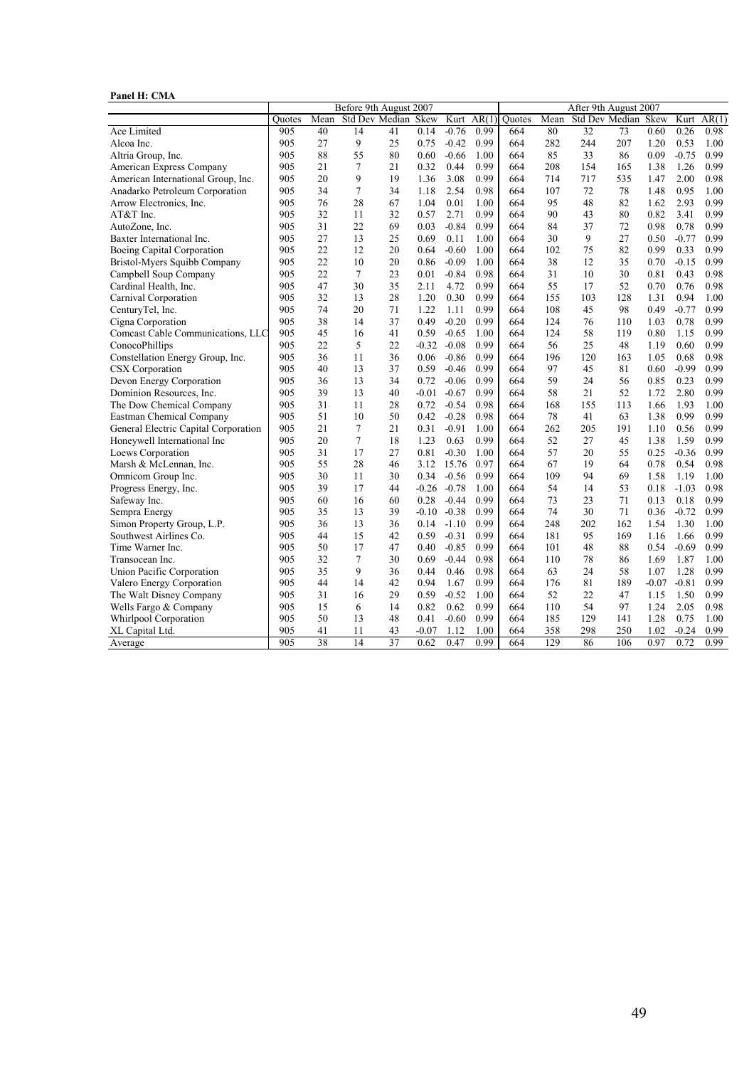**Panel H: CMA**

| | Before 9th August 2007 | | | | | | | After 9th August 2007 | | | | | | |
|---|---|---|---|---|---|---|---|---|---|---|---|---|---|---|
| | Quotes | Mean | Std Dev | Median | Skew | Kurt | AR(1) | Quotes | Mean | Std Dev | Median | Skew | Kurt | AR(1) |
| Ace Limited | 905 | 40 | 14 | 41 | 0.14 | -0.76 | 0.99 | 664 | 80 | 32 | 73 | 0.60 | 0.26 | 0.98 |
| Alcoa Inc. | 905 | 27 | 9 | 25 | 0.75 | -0.42 | 0.99 | 664 | 282 | 244 | 207 | 1.20 | 0.53 | 1.00 |
| Altria Group, Inc. | 905 | 88 | 55 | 80 | 0.60 | -0.66 | 1.00 | 664 | 85 | 33 | 86 | 0.09 | -0.75 | 0.99 |
| American Express Company | 905 | 21 | 7 | 21 | 0.32 | 0.44 | 0.99 | 664 | 208 | 154 | 165 | 1.38 | 1.26 | 0.99 |
| American International Group, Inc. | 905 | 20 | 9 | 19 | 1.36 | 3.08 | 0.99 | 664 | 714 | 717 | 535 | 1.47 | 2.00 | 0.98 |
| Anadarko Petroleum Corporation | 905 | 34 | 7 | 34 | 1.18 | 2.54 | 0.98 | 664 | 107 | 72 | 78 | 1.48 | 0.95 | 1.00 |
| Arrow Electronics, Inc. | 905 | 76 | 28 | 67 | 1.04 | 0.01 | 1.00 | 664 | 95 | 48 | 82 | 1.62 | 2.93 | 0.99 |
| AT&T Inc. | 905 | 32 | 11 | 32 | 0.57 | 2.71 | 0.99 | 664 | 90 | 43 | 80 | 0.82 | 3.41 | 0.99 |
| AutoZone, Inc. | 905 | 31 | 22 | 69 | 0.03 | -0.84 | 0.99 | 664 | 84 | 37 | 72 | 0.98 | 0.78 | 0.99 |
| Baxter International Inc. | 905 | 27 | 13 | 25 | 0.69 | 0.11 | 1.00 | 664 | 30 | 9 | 27 | 0.50 | -0.77 | 0.99 |
| Boeing Capital Corporation | 905 | 22 | 12 | 20 | 0.64 | -0.60 | 1.00 | 664 | 102 | 75 | 82 | 0.99 | 0.33 | 0.99 |
| Bristol-Myers Squibb Company | 905 | 22 | 10 | 20 | 0.86 | -0.09 | 1.00 | 664 | 38 | 12 | 35 | 0.70 | -0.15 | 0.99 |
| Campbell Soup Company | 905 | 22 | 7 | 23 | 0.01 | -0.84 | 0.98 | 664 | 31 | 10 | 30 | 0.81 | 0.43 | 0.98 |
| Cardinal Health, Inc. | 905 | 47 | 30 | 35 | 2.11 | 4.72 | 0.99 | 664 | 55 | 17 | 52 | 0.70 | 0.76 | 0.98 |
| Carnival Corporation | 905 | 32 | 13 | 28 | 1.20 | 0.30 | 0.99 | 664 | 155 | 103 | 128 | 1.31 | 0.94 | 1.00 |
| CenturyTel, Inc. | 905 | 74 | 20 | 71 | 1.22 | 1.11 | 0.99 | 664 | 108 | 45 | 98 | 0.49 | -0.77 | 0.99 |
| Cigna Corporation | 905 | 38 | 14 | 37 | 0.49 | -0.20 | 0.99 | 664 | 124 | 76 | 110 | 1.03 | 0.78 | 0.99 |
| Comcast Cable Communications, LLC | 905 | 45 | 16 | 41 | 0.59 | -0.65 | 1.00 | 664 | 124 | 58 | 119 | 0.80 | 1.15 | 0.99 |
| ConocoPhillips | 905 | 22 | 5 | 22 | -0.32 | -0.08 | 0.99 | 664 | 56 | 25 | 48 | 1.19 | 0.60 | 0.99 |
| Constellation Energy Group, Inc. | 905 | 36 | 11 | 36 | 0.06 | -0.86 | 0.99 | 664 | 196 | 120 | 163 | 1.05 | 0.68 | 0.98 |
| CSX Corporation | 905 | 40 | 13 | 37 | 0.59 | -0.46 | 0.99 | 664 | 97 | 45 | 81 | 0.60 | -0.99 | 0.99 |
| Devon Energy Corporation | 905 | 36 | 13 | 34 | 0.72 | -0.06 | 0.99 | 664 | 59 | 24 | 56 | 0.85 | 0.23 | 0.99 |
| Dominion Resources, Inc. | 905 | 39 | 13 | 40 | -0.01 | -0.67 | 0.99 | 664 | 58 | 21 | 52 | 1.72 | 2.80 | 0.99 |
| The Dow Chemical Company | 905 | 31 | 11 | 28 | 0.72 | -0.54 | 0.98 | 664 | 168 | 155 | 113 | 1.66 | 1.93 | 1.00 |
| Eastman Chemical Company | 905 | 51 | 10 | 50 | 0.42 | -0.28 | 0.98 | 664 | 78 | 41 | 63 | 1.38 | 0.99 | 0.99 |
| General Electric Capital Corporation | 905 | 21 | 7 | 21 | 0.31 | -0.91 | 1.00 | 664 | 262 | 205 | 191 | 1.10 | 0.56 | 0.99 |
| Honeywell International Inc | 905 | 20 | 7 | 18 | 1.23 | 0.63 | 0.99 | 664 | 52 | 27 | 45 | 1.38 | 1.59 | 0.99 |
| Loews Corporation | 905 | 31 | 17 | 27 | 0.81 | -0.30 | 1.00 | 664 | 57 | 20 | 55 | 0.25 | -0.36 | 0.99 |
| Marsh & McLennan, Inc. | 905 | 55 | 28 | 46 | 3.12 | 15.76 | 0.97 | 664 | 67 | 19 | 64 | 0.78 | 0.54 | 0.98 |
| Omnicom Group Inc. | 905 | 30 | 11 | 30 | 0.34 | -0.56 | 0.99 | 664 | 109 | 94 | 69 | 1.58 | 1.19 | 1.00 |
| Progress Energy, Inc. | 905 | 39 | 17 | 44 | -0.26 | -0.78 | 1.00 | 664 | 54 | 14 | 53 | 0.18 | -1.03 | 0.98 |
| Safeway Inc. | 905 | 60 | 16 | 60 | 0.28 | -0.44 | 0.99 | 664 | 73 | 23 | 71 | 0.13 | 0.18 | 0.99 |
| Sempra Energy | 905 | 35 | 13 | 39 | -0.10 | -0.38 | 0.99 | 664 | 74 | 30 | 71 | 0.36 | -0.72 | 0.99 |
| Simon Property Group, L.P. | 905 | 36 | 13 | 36 | 0.14 | -1.10 | 0.99 | 664 | 248 | 202 | 162 | 1.54 | 1.30 | 1.00 |
| Southwest Airlines Co. | 905 | 44 | 15 | 42 | 0.59 | -0.31 | 0.99 | 664 | 181 | 95 | 169 | 1.16 | 1.66 | 0.99 |
| Time Warner Inc. | 905 | 50 | 17 | 47 | 0.40 | -0.85 | 0.99 | 664 | 101 | 48 | 88 | 0.54 | -0.69 | 0.99 |
| Transocean Inc. | 905 | 32 | 7 | 30 | 0.69 | -0.44 | 0.98 | 664 | 110 | 78 | 86 | 1.69 | 1.87 | 1.00 |
| Union Pacific Corporation | 905 | 35 | 9 | 36 | 0.44 | 0.46 | 0.98 | 664 | 63 | 24 | 58 | 1.07 | 1.28 | 0.99 |
| Valero Energy Corporation | 905 | 44 | 14 | 42 | 0.94 | 1.67 | 0.99 | 664 | 176 | 81 | 189 | -0.07 | -0.81 | 0.99 |
| The Walt Disney Company | 905 | 31 | 16 | 29 | 0.59 | -0.52 | 1.00 | 664 | 52 | 22 | 47 | 1.15 | 1.50 | 0.99 |
| Wells Fargo & Company | 905 | 15 | 6 | 14 | 0.82 | 0.62 | 0.99 | 664 | 110 | 54 | 97 | 1.24 | 2.05 | 0.98 |
| Whirlpool Corporation | 905 | 50 | 13 | 48 | 0.41 | -0.60 | 0.99 | 664 | 185 | 129 | 141 | 1.28 | 0.75 | 1.00 |
| XL Capital Ltd. | 905 | 41 | 11 | 43 | -0.07 | 1.12 | 1.00 | 664 | 358 | 298 | 250 | 1.02 | -0.24 | 0.99 |
| Average | 905 | 38 | 14 | 37 | 0.62 | 0.47 | 0.99 | 664 | 129 | 86 | 106 | 0.97 | 0.72 | 0.99 |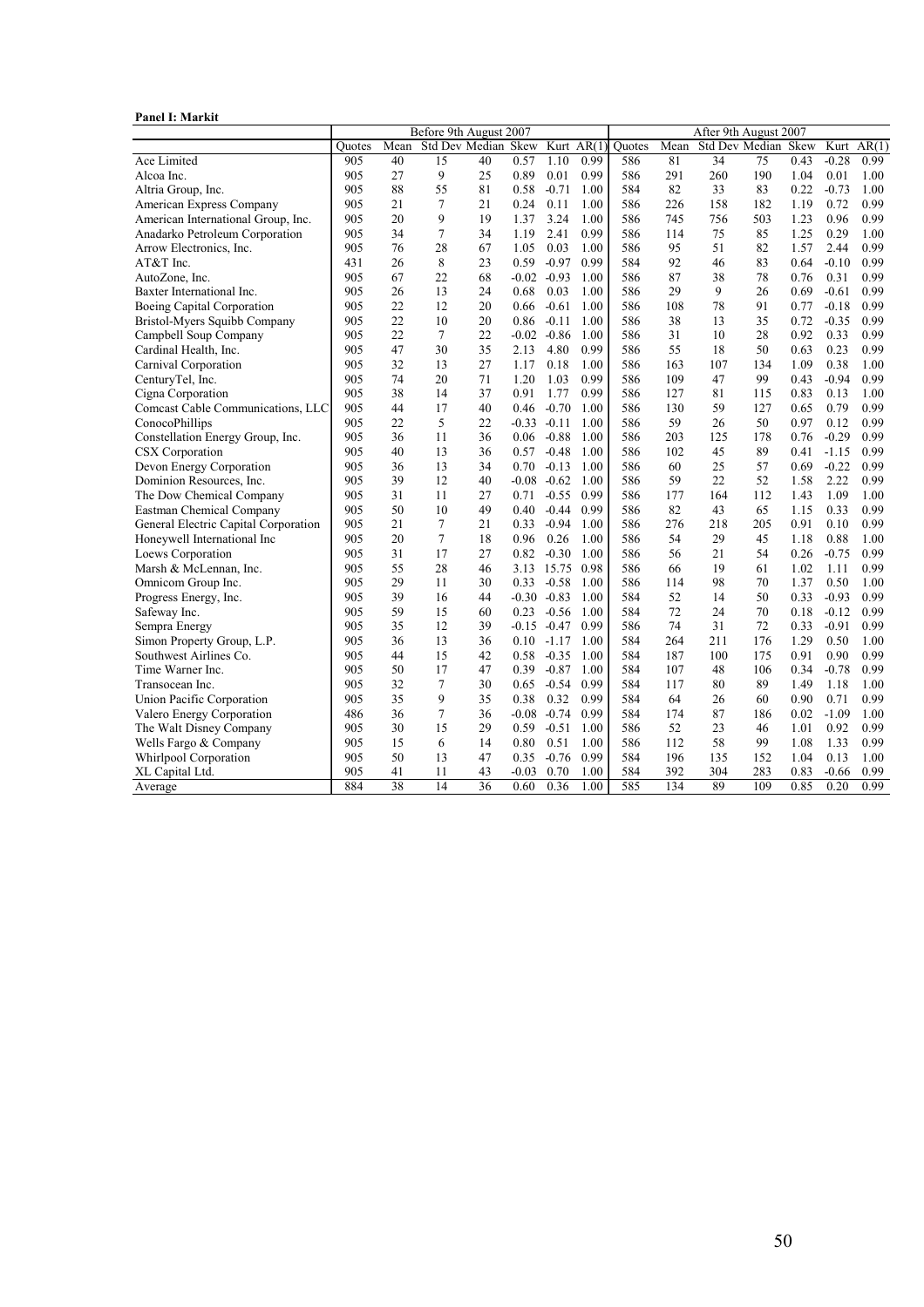**Panel I: Markit**

| | Before 9th August 2007 | | | | | | | After 9th August 2007 | | | | | | |
|---|---|---|---|---|---|---|---|---|---|---|---|---|---|---|
| | Quotes | Mean | Std Dev | Median | Skew | Kurt | AR(1) | Quotes | Mean | Std Dev | Median | Skew | Kurt | AR(1) |
| Ace Limited | 905 | 40 | 15 | 40 | 0.57 | 1.10 | 0.99 | 586 | 81 | 34 | 75 | 0.43 | -0.28 | 0.99 |
| Alcoa Inc. | 905 | 27 | 9 | 25 | 0.89 | 0.01 | 0.99 | 586 | 291 | 260 | 190 | 1.04 | 0.01 | 1.00 |
| Altria Group, Inc. | 905 | 88 | 55 | 81 | 0.58 | -0.71 | 1.00 | 584 | 82 | 33 | 83 | 0.22 | -0.73 | 1.00 |
| American Express Company | 905 | 21 | 7 | 21 | 0.24 | 0.11 | 1.00 | 586 | 226 | 158 | 182 | 1.19 | 0.72 | 0.99 |
| American International Group, Inc. | 905 | 20 | 9 | 19 | 1.37 | 3.24 | 1.00 | 586 | 745 | 756 | 503 | 1.23 | 0.96 | 0.99 |
| Anadarko Petroleum Corporation | 905 | 34 | 7 | 34 | 1.19 | 2.41 | 0.99 | 586 | 114 | 75 | 85 | 1.25 | 0.29 | 1.00 |
| Arrow Electronics, Inc. | 905 | 76 | 28 | 67 | 1.05 | 0.03 | 1.00 | 586 | 95 | 51 | 82 | 1.57 | 2.44 | 0.99 |
| AT&T Inc. | 431 | 26 | 8 | 23 | 0.59 | -0.97 | 0.99 | 584 | 92 | 46 | 83 | 0.64 | -0.10 | 0.99 |
| AutoZone, Inc. | 905 | 67 | 22 | 68 | -0.02 | -0.93 | 1.00 | 586 | 87 | 38 | 78 | 0.76 | 0.31 | 0.99 |
| Baxter International Inc. | 905 | 26 | 13 | 24 | 0.68 | 0.03 | 1.00 | 586 | 29 | 9 | 26 | 0.69 | -0.61 | 0.99 |
| Boeing Capital Corporation | 905 | 22 | 12 | 20 | 0.66 | -0.61 | 1.00 | 586 | 108 | 78 | 91 | 0.77 | -0.18 | 0.99 |
| Bristol-Myers Squibb Company | 905 | 22 | 10 | 20 | 0.86 | -0.11 | 1.00 | 586 | 38 | 13 | 35 | 0.72 | -0.35 | 0.99 |
| Campbell Soup Company | 905 | 22 | 7 | 22 | -0.02 | -0.86 | 1.00 | 586 | 31 | 10 | 28 | 0.92 | 0.33 | 0.99 |
| Cardinal Health, Inc. | 905 | 47 | 30 | 35 | 2.13 | 4.80 | 0.99 | 586 | 55 | 18 | 50 | 0.63 | 0.23 | 0.99 |
| Carnival Corporation | 905 | 32 | 13 | 27 | 1.17 | 0.18 | 1.00 | 586 | 163 | 107 | 134 | 1.09 | 0.38 | 1.00 |
| CenturyTel, Inc. | 905 | 74 | 20 | 71 | 1.20 | 1.03 | 0.99 | 586 | 109 | 47 | 99 | 0.43 | -0.94 | 0.99 |
| Cigna Corporation | 905 | 38 | 14 | 37 | 0.91 | 1.77 | 0.99 | 586 | 127 | 81 | 115 | 0.83 | 0.13 | 1.00 |
| Comcast Cable Communications, LLC | 905 | 44 | 17 | 40 | 0.46 | -0.70 | 1.00 | 586 | 130 | 59 | 127 | 0.65 | 0.79 | 0.99 |
| ConocoPhillips | 905 | 22 | 5 | 22 | -0.33 | -0.11 | 1.00 | 586 | 59 | 26 | 50 | 0.97 | 0.12 | 0.99 |
| Constellation Energy Group, Inc. | 905 | 36 | 11 | 36 | 0.06 | -0.88 | 1.00 | 586 | 203 | 125 | 178 | 0.76 | -0.29 | 0.99 |
| CSX Corporation | 905 | 40 | 13 | 36 | 0.57 | -0.48 | 1.00 | 586 | 102 | 45 | 89 | 0.41 | -1.15 | 0.99 |
| Devon Energy Corporation | 905 | 36 | 13 | 34 | 0.70 | -0.13 | 1.00 | 586 | 60 | 25 | 57 | 0.69 | -0.22 | 0.99 |
| Dominion Resources, Inc. | 905 | 39 | 12 | 40 | -0.08 | -0.62 | 1.00 | 586 | 59 | 22 | 52 | 1.58 | 2.22 | 0.99 |
| The Dow Chemical Company | 905 | 31 | 11 | 27 | 0.71 | -0.55 | 0.99 | 586 | 177 | 164 | 112 | 1.43 | 1.09 | 1.00 |
| Eastman Chemical Company | 905 | 50 | 10 | 49 | 0.40 | -0.44 | 0.99 | 586 | 82 | 43 | 65 | 1.15 | 0.33 | 0.99 |
| General Electric Capital Corporation | 905 | 21 | 7 | 21 | 0.33 | -0.94 | 1.00 | 586 | 276 | 218 | 205 | 0.91 | 0.10 | 0.99 |
| Honeywell International Inc | 905 | 20 | 7 | 18 | 0.96 | 0.26 | 1.00 | 586 | 54 | 29 | 45 | 1.18 | 0.88 | 1.00 |
| Loews Corporation | 905 | 31 | 17 | 27 | 0.82 | -0.30 | 1.00 | 586 | 56 | 21 | 54 | 0.26 | -0.75 | 0.99 |
| Marsh & McLennan, Inc. | 905 | 55 | 28 | 46 | 3.13 | 15.75 | 0.98 | 586 | 66 | 19 | 61 | 1.02 | 1.11 | 0.99 |
| Omnicom Group Inc. | 905 | 29 | 11 | 30 | 0.33 | -0.58 | 1.00 | 586 | 114 | 98 | 70 | 1.37 | 0.50 | 1.00 |
| Progress Energy, Inc. | 905 | 39 | 16 | 44 | -0.30 | -0.83 | 1.00 | 584 | 52 | 14 | 50 | 0.33 | -0.93 | 0.99 |
| Safeway Inc. | 905 | 59 | 15 | 60 | 0.23 | -0.56 | 1.00 | 584 | 72 | 24 | 70 | 0.18 | -0.12 | 0.99 |
| Sempra Energy | 905 | 35 | 12 | 39 | -0.15 | -0.47 | 0.99 | 586 | 74 | 31 | 72 | 0.33 | -0.91 | 0.99 |
| Simon Property Group, L.P. | 905 | 36 | 13 | 36 | 0.10 | -1.17 | 1.00 | 584 | 264 | 211 | 176 | 1.29 | 0.50 | 1.00 |
| Southwest Airlines Co. | 905 | 44 | 15 | 42 | 0.58 | -0.35 | 1.00 | 584 | 187 | 100 | 175 | 0.91 | 0.90 | 0.99 |
| Time Warner Inc. | 905 | 50 | 17 | 47 | 0.39 | -0.87 | 1.00 | 584 | 107 | 48 | 106 | 0.34 | -0.78 | 0.99 |
| Transocean Inc. | 905 | 32 | 7 | 30 | 0.65 | -0.54 | 0.99 | 584 | 117 | 80 | 89 | 1.49 | 1.18 | 1.00 |
| Union Pacific Corporation | 905 | 35 | 9 | 35 | 0.38 | 0.32 | 0.99 | 584 | 64 | 26 | 60 | 0.90 | 0.71 | 0.99 |
| Valero Energy Corporation | 486 | 36 | 7 | 36 | -0.08 | -0.74 | 0.99 | 584 | 174 | 87 | 186 | 0.02 | -1.09 | 1.00 |
| The Walt Disney Company | 905 | 30 | 15 | 29 | 0.59 | -0.51 | 1.00 | 586 | 52 | 23 | 46 | 1.01 | 0.92 | 0.99 |
| Wells Fargo & Company | 905 | 15 | 6 | 14 | 0.80 | 0.51 | 1.00 | 586 | 112 | 58 | 99 | 1.08 | 1.33 | 0.99 |
| Whirlpool Corporation | 905 | 50 | 13 | 47 | 0.35 | -0.76 | 0.99 | 584 | 196 | 135 | 152 | 1.04 | 0.13 | 1.00 |
| XL Capital Ltd. | 905 | 41 | 11 | 43 | -0.03 | 0.70 | 1.00 | 584 | 392 | 304 | 283 | 0.83 | -0.66 | 0.99 |
| Average | 884 | 38 | 14 | 36 | 0.60 | 0.36 | 1.00 | 585 | 134 | 89 | 109 | 0.85 | 0.20 | 0.99 |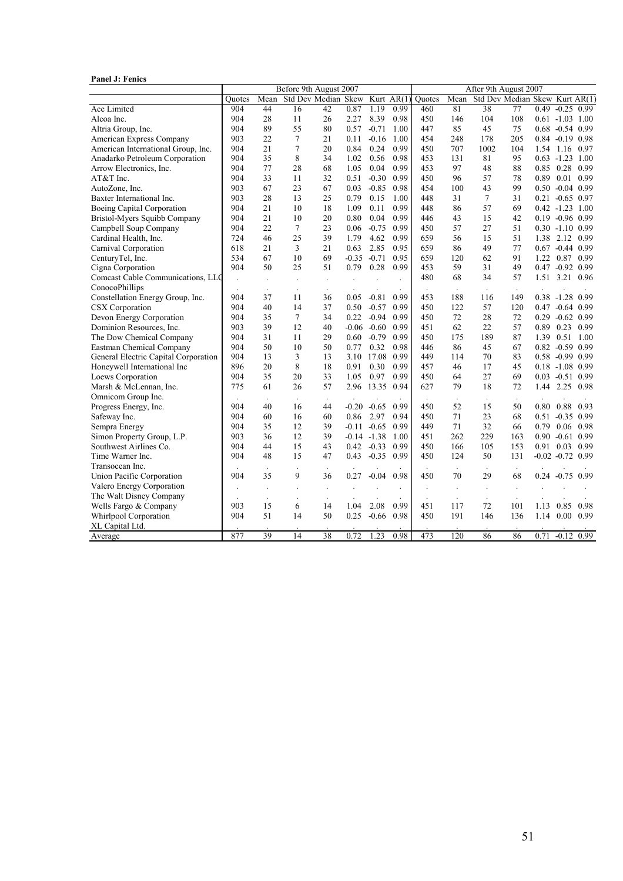**Panel J: Fenics**

| | Before 9th August 2007 | | | | | | | After 9th August 2007 | | | | | | |
|---|---|---|---|---|---|---|---|---|---|---|---|---|---|---|
| | Quotes | Mean | Std Dev | Median | Skew | Kurt | AR(1) | Quotes | Mean | Std Dev | Median | Skew | Kurt | AR(1) |
| Ace Limited | 904 | 44 | 16 | 42 | 0.87 | 1.19 | 0.99 | 460 | 81 | 38 | 77 | 0.49 | -0.25 | 0.99 |
| Alcoa Inc. | 904 | 28 | 11 | 26 | 2.27 | 8.39 | 0.98 | 450 | 146 | 104 | 108 | 0.61 | -1.03 | 1.00 |
| Altria Group, Inc. | 904 | 89 | 55 | 80 | 0.57 | -0.71 | 1.00 | 447 | 85 | 45 | 75 | 0.68 | -0.54 | 0.99 |
| American Express Company | 903 | 22 | 7 | 21 | 0.11 | -0.16 | 1.00 | 454 | 248 | 178 | 205 | 0.84 | -0.19 | 0.98 |
| American International Group, Inc. | 904 | 21 | 7 | 20 | 0.84 | 0.24 | 0.99 | 450 | 707 | 1002 | 104 | 1.54 | 1.16 | 0.97 |
| Anadarko Petroleum Corporation | 904 | 35 | 8 | 34 | 1.02 | 0.56 | 0.98 | 453 | 131 | 81 | 95 | 0.63 | -1.23 | 1.00 |
| Arrow Electronics, Inc. | 904 | 77 | 28 | 68 | 1.05 | 0.04 | 0.99 | 453 | 97 | 48 | 88 | 0.85 | 0.28 | 0.99 |
| AT&T Inc. | 904 | 33 | 11 | 32 | 0.51 | -0.30 | 0.99 | 450 | 96 | 57 | 78 | 0.89 | 0.01 | 0.99 |
| AutoZone, Inc. | 903 | 67 | 23 | 67 | 0.03 | -0.85 | 0.98 | 454 | 100 | 43 | 99 | 0.50 | -0.04 | 0.99 |
| Baxter International Inc. | 903 | 28 | 13 | 25 | 0.79 | 0.15 | 1.00 | 448 | 31 | 7 | 31 | 0.21 | -0.65 | 0.97 |
| Boeing Capital Corporation | 904 | 21 | 10 | 18 | 1.09 | 0.11 | 0.99 | 448 | 86 | 57 | 69 | 0.42 | -1.23 | 1.00 |
| Bristol-Myers Squibb Company | 904 | 21 | 10 | 20 | 0.80 | 0.04 | 0.99 | 446 | 43 | 15 | 42 | 0.19 | -0.96 | 0.99 |
| Campbell Soup Company | 904 | 22 | 7 | 23 | 0.06 | -0.75 | 0.99 | 450 | 57 | 27 | 51 | 0.30 | -1.10 | 0.99 |
| Cardinal Health, Inc. | 724 | 46 | 25 | 39 | 1.79 | 4.62 | 0.99 | 659 | 56 | 15 | 51 | 1.38 | 2.12 | 0.99 |
| Carnival Corporation | 618 | 21 | 3 | 21 | 0.63 | 2.85 | 0.95 | 659 | 86 | 49 | 77 | 0.67 | -0.44 | 0.99 |
| CenturyTel, Inc. | 534 | 67 | 10 | 69 | -0.35 | -0.71 | 0.95 | 659 | 120 | 62 | 91 | 1.22 | 0.87 | 0.99 |
| Cigna Corporation | 904 | 50 | 25 | 51 | 0.79 | 0.28 | 0.99 | 453 | 59 | 31 | 49 | 0.47 | -0.92 | 0.99 |
| Comcast Cable Communications, LLC | . | . | . | . | . | . | . | 480 | 68 | 34 | 57 | 1.51 | 3.21 | 0.96 |
| ConocoPhillips | . | . | . | . | . | . | . | . | . | . | . | . | . | . |
| Constellation Energy Group, Inc. | 904 | 37 | 11 | 36 | 0.05 | -0.81 | 0.99 | 453 | 188 | 116 | 149 | 0.38 | -1.28 | 0.99 |
| CSX Corporation | 904 | 40 | 14 | 37 | 0.50 | -0.57 | 0.99 | 450 | 122 | 57 | 120 | 0.47 | -0.64 | 0.99 |
| Devon Energy Corporation | 904 | 35 | 7 | 34 | 0.22 | -0.94 | 0.99 | 450 | 72 | 28 | 72 | 0.29 | -0.62 | 0.99 |
| Dominion Resources, Inc. | 903 | 39 | 12 | 40 | -0.06 | -0.60 | 0.99 | 451 | 62 | 22 | 57 | 0.89 | 0.23 | 0.99 |
| The Dow Chemical Company | 904 | 31 | 11 | 29 | 0.60 | -0.79 | 0.99 | 450 | 175 | 189 | 87 | 1.39 | 0.51 | 1.00 |
| Eastman Chemical Company | 904 | 50 | 10 | 50 | 0.77 | 0.32 | 0.98 | 446 | 86 | 45 | 67 | 0.82 | -0.59 | 0.99 |
| General Electric Capital Corporation | 904 | 13 | 3 | 13 | 3.10 | 17.08 | 0.99 | 449 | 114 | 70 | 83 | 0.58 | -0.99 | 0.99 |
| Honeywell International Inc | 896 | 20 | 8 | 18 | 0.91 | 0.30 | 0.99 | 457 | 46 | 17 | 45 | 0.18 | -1.08 | 0.99 |
| Loews Corporation | 904 | 35 | 20 | 33 | 1.05 | 0.97 | 0.99 | 450 | 64 | 27 | 69 | 0.03 | -0.51 | 0.99 |
| Marsh & McLennan, Inc. | 775 | 61 | 26 | 57 | 2.96 | 13.35 | 0.94 | 627 | 79 | 18 | 72 | 1.44 | 2.25 | 0.98 |
| Omnicom Group Inc. | . | . | . | . | . | . | . | . | . | . | . | . | . | . |
| Progress Energy, Inc. | 904 | 40 | 16 | 44 | -0.20 | -0.65 | 0.99 | 450 | 52 | 15 | 50 | 0.80 | 0.88 | 0.93 |
| Safeway Inc. | 904 | 60 | 16 | 60 | 0.86 | 2.97 | 0.94 | 450 | 71 | 23 | 68 | 0.51 | -0.35 | 0.99 |
| Sempra Energy | 904 | 35 | 12 | 39 | -0.11 | -0.65 | 0.99 | 449 | 71 | 32 | 66 | 0.79 | 0.06 | 0.98 |
| Simon Property Group, L.P. | 903 | 36 | 12 | 39 | -0.14 | -1.38 | 1.00 | 451 | 262 | 229 | 163 | 0.90 | -0.61 | 0.99 |
| Southwest Airlines Co. | 904 | 44 | 15 | 43 | 0.42 | -0.33 | 0.99 | 450 | 166 | 105 | 153 | 0.91 | 0.03 | 0.99 |
| Time Warner Inc. | 904 | 48 | 15 | 47 | 0.43 | -0.35 | 0.99 | 450 | 124 | 50 | 131 | -0.02 | -0.72 | 0.99 |
| Transocean Inc. | . | . | . | . | . | . | . | . | . | . | . | . | . | . |
| Union Pacific Corporation | 904 | 35 | 9 | 36 | 0.27 | -0.04 | 0.98 | 450 | 70 | 29 | 68 | 0.24 | -0.75 | 0.99 |
| Valero Energy Corporation | . | . | . | . | . | . | . | . | . | . | . | . | . | . |
| The Walt Disney Company | . | . | . | . | . | . | . | . | . | . | . | . | . | . |
| Wells Fargo & Company | 903 | 15 | 6 | 14 | 1.04 | 2.08 | 0.99 | 451 | 117 | 72 | 101 | 1.13 | 0.85 | 0.98 |
| Whirlpool Corporation | 904 | 51 | 14 | 50 | 0.25 | -0.66 | 0.98 | 450 | 191 | 146 | 136 | 1.14 | 0.00 | 0.99 |
| XL Capital Ltd. | . | . | . | . | . | . | . | . | . | . | . | . | . | . |
| Average | 877 | 39 | 14 | 38 | 0.72 | 1.23 | 0.98 | 473 | 120 | 86 | 86 | 0.71 | -0.12 | 0.99 |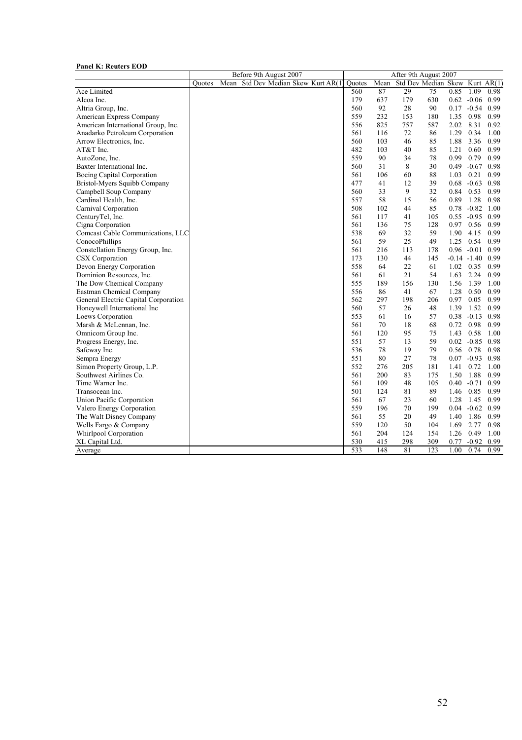**Panel K: Reuters EOD**

| | Before 9th August 2007 | | | | | | | After 9th August 2007 | | | | | | |
|---|---|---|---|---|---|---|---|---|---|---|---|---|---|---|
| | Quotes | Mean | Std Dev | Median | Skew | Kurt | AR(1) | Quotes | Mean | Std Dev | Median | Skew | Kurt | AR(1) |
| Ace Limited | | | | | | | | 560 | 87 | 29 | 75 | 0.85 | 1.09 | 0.98 |
| Alcoa Inc. | | | | | | | | 179 | 637 | 179 | 630 | 0.62 | -0.06 | 0.99 |
| Altria Group, Inc. | | | | | | | | 560 | 92 | 28 | 90 | 0.17 | -0.54 | 0.99 |
| American Express Company | | | | | | | | 559 | 232 | 153 | 180 | 1.35 | 0.98 | 0.99 |
| American International Group, Inc. | | | | | | | | 556 | 825 | 757 | 587 | 2.02 | 8.31 | 0.92 |
| Anadarko Petroleum Corporation | | | | | | | | 561 | 116 | 72 | 86 | 1.29 | 0.34 | 1.00 |
| Arrow Electronics, Inc. | | | | | | | | 560 | 103 | 46 | 85 | 1.88 | 3.36 | 0.99 |
| AT&T Inc. | | | | | | | | 482 | 103 | 40 | 85 | 1.21 | 0.60 | 0.99 |
| AutoZone, Inc. | | | | | | | | 559 | 90 | 34 | 78 | 0.99 | 0.79 | 0.99 |
| Baxter International Inc. | | | | | | | | 560 | 31 | 8 | 30 | 0.49 | -0.67 | 0.98 |
| Boeing Capital Corporation | | | | | | | | 561 | 106 | 60 | 88 | 1.03 | 0.21 | 0.99 |
| Bristol-Myers Squibb Company | | | | | | | | 477 | 41 | 12 | 39 | 0.68 | -0.63 | 0.98 |
| Campbell Soup Company | | | | | | | | 560 | 33 | 9 | 32 | 0.84 | 0.53 | 0.99 |
| Cardinal Health, Inc. | | | | | | | | 557 | 58 | 15 | 56 | 0.89 | 1.28 | 0.98 |
| Carnival Corporation | | | | | | | | 508 | 102 | 44 | 85 | 0.78 | -0.82 | 1.00 |
| CenturyTel, Inc. | | | | | | | | 561 | 117 | 41 | 105 | 0.55 | -0.95 | 0.99 |
| Cigna Corporation | | | | | | | | 561 | 136 | 75 | 128 | 0.97 | 0.56 | 0.99 |
| Comcast Cable Communications, LLC | | | | | | | | 538 | 69 | 32 | 59 | 1.90 | 4.15 | 0.99 |
| ConocoPhillips | | | | | | | | 561 | 59 | 25 | 49 | 1.25 | 0.54 | 0.99 |
| Constellation Energy Group, Inc. | | | | | | | | 561 | 216 | 113 | 178 | 0.96 | -0.01 | 0.99 |
| CSX Corporation | | | | | | | | 173 | 130 | 44 | 145 | -0.14 | -1.40 | 0.99 |
| Devon Energy Corporation | | | | | | | | 558 | 64 | 22 | 61 | 1.02 | 0.35 | 0.99 |
| Dominion Resources, Inc. | | | | | | | | 561 | 61 | 21 | 54 | 1.63 | 2.24 | 0.99 |
| The Dow Chemical Company | | | | | | | | 555 | 189 | 156 | 130 | 1.56 | 1.39 | 1.00 |
| Eastman Chemical Company | | | | | | | | 556 | 86 | 41 | 67 | 1.28 | 0.50 | 0.99 |
| General Electric Capital Corporation | | | | | | | | 562 | 297 | 198 | 206 | 0.97 | 0.05 | 0.99 |
| Honeywell International Inc | | | | | | | | 560 | 57 | 26 | 48 | 1.39 | 1.52 | 0.99 |
| Loews Corporation | | | | | | | | 553 | 61 | 16 | 57 | 0.38 | -0.13 | 0.98 |
| Marsh & McLennan, Inc. | | | | | | | | 561 | 70 | 18 | 68 | 0.72 | 0.98 | 0.99 |
| Omnicom Group Inc. | | | | | | | | 561 | 120 | 95 | 75 | 1.43 | 0.58 | 1.00 |
| Progress Energy, Inc. | | | | | | | | 551 | 57 | 13 | 59 | 0.02 | -0.85 | 0.98 |
| Safeway Inc. | | | | | | | | 536 | 78 | 19 | 79 | 0.56 | 0.78 | 0.98 |
| Sempra Energy | | | | | | | | 551 | 80 | 27 | 78 | 0.07 | -0.93 | 0.98 |
| Simon Property Group, L.P. | | | | | | | | 552 | 276 | 205 | 181 | 1.41 | 0.72 | 1.00 |
| Southwest Airlines Co. | | | | | | | | 561 | 200 | 83 | 175 | 1.50 | 1.88 | 0.99 |
| Time Warner Inc. | | | | | | | | 561 | 109 | 48 | 105 | 0.40 | -0.71 | 0.99 |
| Transocean Inc. | | | | | | | | 501 | 124 | 81 | 89 | 1.46 | 0.85 | 0.99 |
| Union Pacific Corporation | | | | | | | | 561 | 67 | 23 | 60 | 1.28 | 1.45 | 0.99 |
| Valero Energy Corporation | | | | | | | | 559 | 196 | 70 | 199 | 0.04 | -0.62 | 0.99 |
| The Walt Disney Company | | | | | | | | 561 | 55 | 20 | 49 | 1.40 | 1.86 | 0.99 |
| Wells Fargo & Company | | | | | | | | 559 | 120 | 50 | 104 | 1.69 | 2.77 | 0.98 |
| Whirlpool Corporation | | | | | | | | 561 | 204 | 124 | 154 | 1.26 | 0.49 | 1.00 |
| XL Capital Ltd. | | | | | | | | 530 | 415 | 298 | 309 | 0.77 | -0.92 | 0.99 |
| Average | | | | | | | | 533 | 148 | 81 | 123 | 1.00 | 0.74 | 0.99 |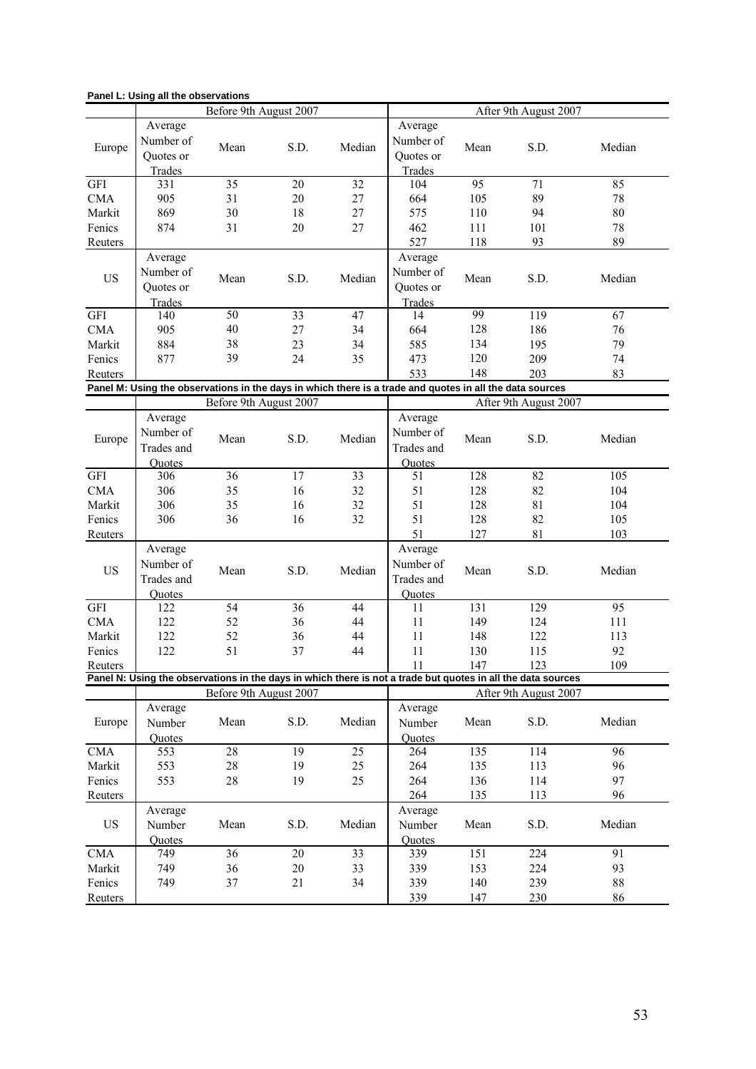**Panel L: Using all the observations**

| | Before 9th August 2007 | | | | After 9th August 2007 | | | |
|---|---|---|---|---|---|---|---|---|
| Europe | Average Number of Quotes or Trades | Mean | S.D. | Median | Average Number of Quotes or Trades | Mean | S.D. | Median |
| GFI | 331 | 35 | 20 | 32 | 104 | 95 | 71 | 85 |
| CMA | 905 | 31 | 20 | 27 | 664 | 105 | 89 | 78 |
| Markit | 869 | 30 | 18 | 27 | 575 | 110 | 94 | 80 |
| Fenics | 874 | 31 | 20 | 27 | 462 | 111 | 101 | 78 |
| Reuters | | | | | 527 | 118 | 93 | 89 |
| US | Average Number of Quotes or Trades | Mean | S.D. | Median | Average Number of Quotes or Trades | Mean | S.D. | Median |
| GFI | 140 | 50 | 33 | 47 | 14 | 99 | 119 | 67 |
| CMA | 905 | 40 | 27 | 34 | 664 | 128 | 186 | 76 |
| Markit | 884 | 38 | 23 | 34 | 585 | 134 | 195 | 79 |
| Fenics | 877 | 39 | 24 | 35 | 473 | 120 | 209 | 74 |
| Reuters | | | | | 533 | 148 | 203 | 83 |

**Panel M: Using the observations in the days in which there is a trade and quotes in all the data sources**

| | Before 9th August 2007 | | | | After 9th August 2007 | | | |
|---|---|---|---|---|---|---|---|---|
| Europe | Average Number of Trades and Quotes | Mean | S.D. | Median | Average Number of Trades and Quotes | Mean | S.D. | Median |
| GFI | 306 | 36 | 17 | 33 | 51 | 128 | 82 | 105 |
| CMA | 306 | 35 | 16 | 32 | 51 | 128 | 82 | 104 |
| Markit | 306 | 35 | 16 | 32 | 51 | 128 | 81 | 104 |
| Fenics | 306 | 36 | 16 | 32 | 51 | 128 | 82 | 105 |
| Reuters | | | | | 51 | 127 | 81 | 103 |
| US | Average Number of Trades and Quotes | Mean | S.D. | Median | Average Number of Trades and Quotes | Mean | S.D. | Median |
| GFI | 122 | 54 | 36 | 44 | 11 | 131 | 129 | 95 |
| CMA | 122 | 52 | 36 | 44 | 11 | 149 | 124 | 111 |
| Markit | 122 | 52 | 36 | 44 | 11 | 148 | 122 | 113 |
| Fenics | 122 | 51 | 37 | 44 | 11 | 130 | 115 | 92 |
| Reuters | | | | | 11 | 147 | 123 | 109 |

**Panel N: Using the observations in the days in which there is not a trade but quotes in all the data sources**

| | Before 9th August 2007 | | | | After 9th August 2007 | | | |
|---|---|---|---|---|---|---|---|---|
| Europe | Average Number Quotes | Mean | S.D. | Median | Average Number Quotes | Mean | S.D. | Median |
| CMA | 553 | 28 | 19 | 25 | 264 | 135 | 114 | 96 |
| Markit | 553 | 28 | 19 | 25 | 264 | 135 | 113 | 96 |
| Fenics | 553 | 28 | 19 | 25 | 264 | 136 | 114 | 97 |
| Reuters | | | | | 264 | 135 | 113 | 96 |
| US | Average Number Quotes | Mean | S.D. | Median | Average Number Quotes | Mean | S.D. | Median |
| CMA | 749 | 36 | 20 | 33 | 339 | 151 | 224 | 91 |
| Markit | 749 | 36 | 20 | 33 | 339 | 153 | 224 | 93 |
| Fenics | 749 | 37 | 21 | 34 | 339 | 140 | 239 | 88 |
| Reuters | | | | | 339 | 147 | 230 | 86 |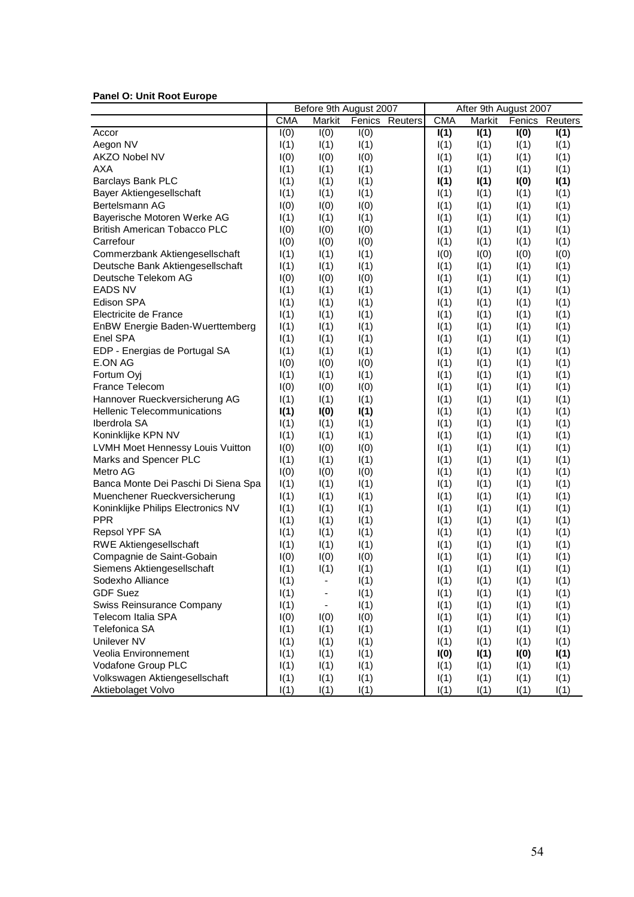**Panel O: Unit Root Europe**

| | Before 9th August 2007 | | | | After 9th August 2007 | | | |
|---|---|---|---|---|---|---|---|---|
| | CMA | Markit | Fenics | Reuters | CMA | Markit | Fenics | Reuters |
| Accor | I(0) | I(0) | I(0) | | **I(1)** | **I(1)** | **I(0)** | **I(1)** |
| Aegon NV | I(1) | I(1) | I(1) | | I(1) | I(1) | I(1) | I(1) |
| AKZO Nobel NV | I(0) | I(0) | I(0) | | I(1) | I(1) | I(1) | I(1) |
| AXA | I(1) | I(1) | I(1) | | I(1) | I(1) | I(1) | I(1) |
| Barclays Bank PLC | I(1) | I(1) | I(1) | | **I(1)** | **I(1)** | **I(0)** | **I(1)** |
| Bayer Aktiengesellschaft | I(1) | I(1) | I(1) | | I(1) | I(1) | I(1) | I(1) |
| Bertelsmann AG | I(0) | I(0) | I(0) | | I(1) | I(1) | I(1) | I(1) |
| Bayerische Motoren Werke AG | I(1) | I(1) | I(1) | | I(1) | I(1) | I(1) | I(1) |
| British American Tobacco PLC | I(0) | I(0) | I(0) | | I(1) | I(1) | I(1) | I(1) |
| Carrefour | I(0) | I(0) | I(0) | | I(1) | I(1) | I(1) | I(1) |
| Commerzbank Aktiengesellschaft | I(1) | I(1) | I(1) | | I(0) | I(0) | I(0) | I(0) |
| Deutsche Bank Aktiengesellschaft | I(1) | I(1) | I(1) | | I(1) | I(1) | I(1) | I(1) |
| Deutsche Telekom AG | I(0) | I(0) | I(0) | | I(1) | I(1) | I(1) | I(1) |
| EADS NV | I(1) | I(1) | I(1) | | I(1) | I(1) | I(1) | I(1) |
| Edison SPA | I(1) | I(1) | I(1) | | I(1) | I(1) | I(1) | I(1) |
| Electricite de France | I(1) | I(1) | I(1) | | I(1) | I(1) | I(1) | I(1) |
| EnBW Energie Baden-Wuerttemberg | I(1) | I(1) | I(1) | | I(1) | I(1) | I(1) | I(1) |
| Enel SPA | I(1) | I(1) | I(1) | | I(1) | I(1) | I(1) | I(1) |
| EDP - Energias de Portugal SA | I(1) | I(1) | I(1) | | I(1) | I(1) | I(1) | I(1) |
| E.ON AG | I(0) | I(0) | I(0) | | I(1) | I(1) | I(1) | I(1) |
| Fortum Oyj | I(1) | I(1) | I(1) | | I(1) | I(1) | I(1) | I(1) |
| France Telecom | I(0) | I(0) | I(0) | | I(1) | I(1) | I(1) | I(1) |
| Hannover Rueckversicherung AG | I(1) | I(1) | I(1) | | I(1) | I(1) | I(1) | I(1) |
| Hellenic Telecommunications | **I(1)** | **I(0)** | **I(1)** | | I(1) | I(1) | I(1) | I(1) |
| Iberdrola SA | I(1) | I(1) | I(1) | | I(1) | I(1) | I(1) | I(1) |
| Koninklijke KPN NV | I(1) | I(1) | I(1) | | I(1) | I(1) | I(1) | I(1) |
| LVMH Moet Hennessy Louis Vuitton | I(0) | I(0) | I(0) | | I(1) | I(1) | I(1) | I(1) |
| Marks and Spencer PLC | I(1) | I(1) | I(1) | | I(1) | I(1) | I(1) | I(1) |
| Metro AG | I(0) | I(0) | I(0) | | I(1) | I(1) | I(1) | I(1) |
| Banca Monte Dei Paschi Di Siena Spa | I(1) | I(1) | I(1) | | I(1) | I(1) | I(1) | I(1) |
| Muenchener Rueckversicherung | I(1) | I(1) | I(1) | | I(1) | I(1) | I(1) | I(1) |
| Koninklijke Philips Electronics NV | I(1) | I(1) | I(1) | | I(1) | I(1) | I(1) | I(1) |
| PPR | I(1) | I(1) | I(1) | | I(1) | I(1) | I(1) | I(1) |
| Repsol YPF SA | I(1) | I(1) | I(1) | | I(1) | I(1) | I(1) | I(1) |
| RWE Aktiengesellschaft | I(1) | I(1) | I(1) | | I(1) | I(1) | I(1) | I(1) |
| Compagnie de Saint-Gobain | I(0) | I(0) | I(0) | | I(1) | I(1) | I(1) | I(1) |
| Siemens Aktiengesellschaft | I(1) | I(1) | I(1) | | I(1) | I(1) | I(1) | I(1) |
| Sodexho Alliance | I(1) | - | I(1) | | I(1) | I(1) | I(1) | I(1) |
| GDF Suez | I(1) | - | I(1) | | I(1) | I(1) | I(1) | I(1) |
| Swiss Reinsurance Company | I(1) | - | I(1) | | I(1) | I(1) | I(1) | I(1) |
| Telecom Italia SPA | I(0) | I(0) | I(0) | | I(1) | I(1) | I(1) | I(1) |
| Telefonica SA | I(1) | I(1) | I(1) | | I(1) | I(1) | I(1) | I(1) |
| Unilever NV | I(1) | I(1) | I(1) | | I(1) | I(1) | I(1) | I(1) |
| Veolia Environnement | I(1) | I(1) | I(1) | | **I(0)** | **I(1)** | **I(0)** | **I(1)** |
| Vodafone Group PLC | I(1) | I(1) | I(1) | | I(1) | I(1) | I(1) | I(1) |
| Volkswagen Aktiengesellschaft | I(1) | I(1) | I(1) | | I(1) | I(1) | I(1) | I(1) |
| Aktiebolaget Volvo | I(1) | I(1) | I(1) | | I(1) | I(1) | I(1) | I(1) |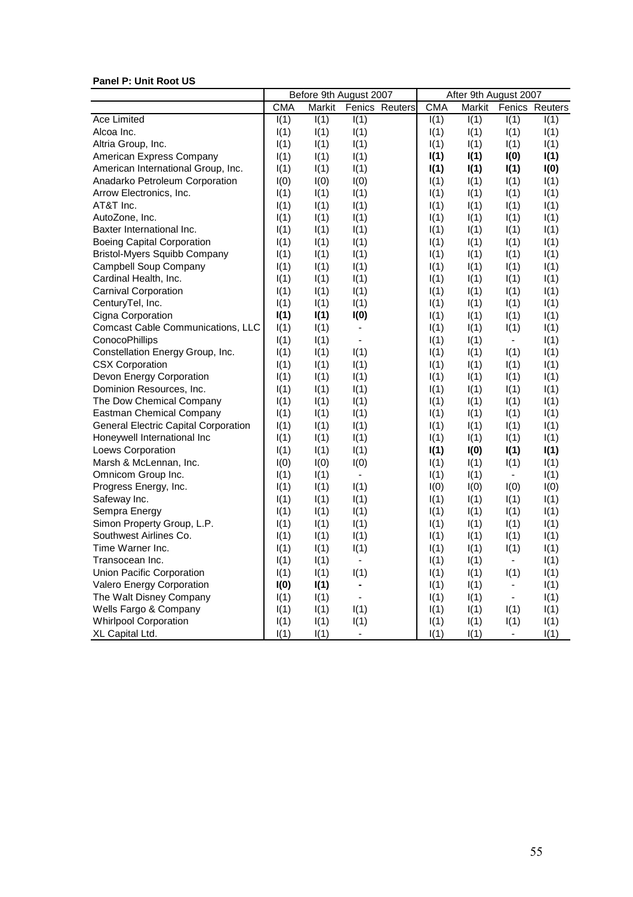**Panel P: Unit Root US**

| | Before 9th August 2007 | | | | After 9th August 2007 | | | |
|---|---|---|---|---|---|---|---|---|
| | CMA | Markit | Fenics | Reuters | CMA | Markit | Fenics | Reuters |
| Ace Limited | I(1) | I(1) | I(1) | | I(1) | I(1) | I(1) | I(1) |
| Alcoa Inc. | I(1) | I(1) | I(1) | | I(1) | I(1) | I(1) | I(1) |
| Altria Group, Inc. | I(1) | I(1) | I(1) | | I(1) | I(1) | I(1) | I(1) |
| American Express Company | I(1) | I(1) | I(1) | | **I(1)** | **I(1)** | **I(0)** | **I(1)** |
| American International Group, Inc. | I(1) | I(1) | I(1) | | **I(1)** | **I(1)** | **I(1)** | **I(0)** |
| Anadarko Petroleum Corporation | I(0) | I(0) | I(0) | | I(1) | I(1) | I(1) | I(1) |
| Arrow Electronics, Inc. | I(1) | I(1) | I(1) | | I(1) | I(1) | I(1) | I(1) |
| AT&T Inc. | I(1) | I(1) | I(1) | | I(1) | I(1) | I(1) | I(1) |
| AutoZone, Inc. | I(1) | I(1) | I(1) | | I(1) | I(1) | I(1) | I(1) |
| Baxter International Inc. | I(1) | I(1) | I(1) | | I(1) | I(1) | I(1) | I(1) |
| Boeing Capital Corporation | I(1) | I(1) | I(1) | | I(1) | I(1) | I(1) | I(1) |
| Bristol-Myers Squibb Company | I(1) | I(1) | I(1) | | I(1) | I(1) | I(1) | I(1) |
| Campbell Soup Company | I(1) | I(1) | I(1) | | I(1) | I(1) | I(1) | I(1) |
| Cardinal Health, Inc. | I(1) | I(1) | I(1) | | I(1) | I(1) | I(1) | I(1) |
| Carnival Corporation | I(1) | I(1) | I(1) | | I(1) | I(1) | I(1) | I(1) |
| CenturyTel, Inc. | I(1) | I(1) | I(1) | | I(1) | I(1) | I(1) | I(1) |
| Cigna Corporation | **I(1)** | **I(1)** | **I(0)** | | I(1) | I(1) | I(1) | I(1) |
| Comcast Cable Communications, LLC | I(1) | I(1) | - | | I(1) | I(1) | I(1) | I(1) |
| ConocoPhillips | I(1) | I(1) | - | | I(1) | I(1) | - | I(1) |
| Constellation Energy Group, Inc. | I(1) | I(1) | I(1) | | I(1) | I(1) | I(1) | I(1) |
| CSX Corporation | I(1) | I(1) | I(1) | | I(1) | I(1) | I(1) | I(1) |
| Devon Energy Corporation | I(1) | I(1) | I(1) | | I(1) | I(1) | I(1) | I(1) |
| Dominion Resources, Inc. | I(1) | I(1) | I(1) | | I(1) | I(1) | I(1) | I(1) |
| The Dow Chemical Company | I(1) | I(1) | I(1) | | I(1) | I(1) | I(1) | I(1) |
| Eastman Chemical Company | I(1) | I(1) | I(1) | | I(1) | I(1) | I(1) | I(1) |
| General Electric Capital Corporation | I(1) | I(1) | I(1) | | I(1) | I(1) | I(1) | I(1) |
| Honeywell International Inc | I(1) | I(1) | I(1) | | I(1) | I(1) | I(1) | I(1) |
| Loews Corporation | I(1) | I(1) | I(1) | | **I(1)** | **I(0)** | **I(1)** | **I(1)** |
| Marsh & McLennan, Inc. | I(0) | I(0) | I(0) | | I(1) | I(1) | I(1) | I(1) |
| Omnicom Group Inc. | I(1) | I(1) | - | | I(1) | I(1) | - | I(1) |
| Progress Energy, Inc. | I(1) | I(1) | I(1) | | I(0) | I(0) | I(0) | I(0) |
| Safeway Inc. | I(1) | I(1) | I(1) | | I(1) | I(1) | I(1) | I(1) |
| Sempra Energy | I(1) | I(1) | I(1) | | I(1) | I(1) | I(1) | I(1) |
| Simon Property Group, L.P. | I(1) | I(1) | I(1) | | I(1) | I(1) | I(1) | I(1) |
| Southwest Airlines Co. | I(1) | I(1) | I(1) | | I(1) | I(1) | I(1) | I(1) |
| Time Warner Inc. | I(1) | I(1) | I(1) | | I(1) | I(1) | I(1) | I(1) |
| Transocean Inc. | I(1) | I(1) | - | | I(1) | I(1) | - | I(1) |
| Union Pacific Corporation | I(1) | I(1) | I(1) | | I(1) | I(1) | I(1) | I(1) |
| Valero Energy Corporation | **I(0)** | **I(1)** | **-** | | I(1) | I(1) | - | I(1) |
| The Walt Disney Company | I(1) | I(1) | - | | I(1) | I(1) | - | I(1) |
| Wells Fargo & Company | I(1) | I(1) | I(1) | | I(1) | I(1) | I(1) | I(1) |
| Whirlpool Corporation | I(1) | I(1) | I(1) | | I(1) | I(1) | I(1) | I(1) |
| XL Capital Ltd. | I(1) | I(1) | - | | I(1) | I(1) | - | I(1) |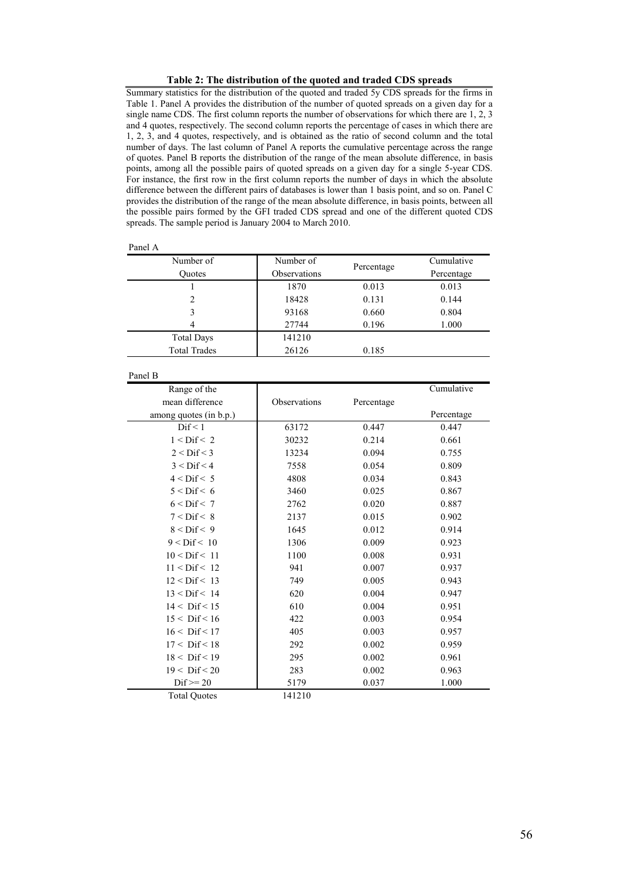**Table 2: The distribution of the quoted and traded CDS spreads**

Summary statistics for the distribution of the quoted and traded 5y CDS spreads for the firms in Table 1. Panel A provides the distribution of the number of quoted spreads on a given day for a single name CDS. The first column reports the number of observations for which there are 1, 2, 3 and 4 quotes, respectively. The second column reports the percentage of cases in which there are 1, 2, 3, and 4 quotes, respectively, and is obtained as the ratio of second column and the total number of days. The last column of Panel A reports the cumulative percentage across the range of quotes. Panel B reports the distribution of the range of the mean absolute difference, in basis points, among all the possible pairs of quoted spreads on a given day for a single 5-year CDS. For instance, the first row in the first column reports the number of days in which the absolute difference between the different pairs of databases is lower than 1 basis point, and so on. Panel C provides the distribution of the range of the mean absolute difference, in basis points, between all the possible pairs formed by the GFI traded CDS spread and one of the different quoted CDS spreads. The sample period is January 2004 to March 2010.

Panel A

| Number of Quotes | Number of Observations | Percentage | Cumulative Percentage |
|---|---|---|---|
| 1 | 1870 | 0.013 | 0.013 |
| 2 | 18428 | 0.131 | 0.144 |
| 3 | 93168 | 0.660 | 0.804 |
| 4 | 27744 | 0.196 | 1.000 |
| Total Days | 141210 | | |
| Total Trades | 26126 | 0.185 | |

Panel B

| Range of the mean difference among quotes (in b.p.) | Observations | Percentage | Cumulative Percentage |
|---|---|---|---|
| Dif < 1 | 63172 | 0.447 | 0.447 |
| 1 < Dif < 2 | 30232 | 0.214 | 0.661 |
| 2 < Dif < 3 | 13234 | 0.094 | 0.755 |
| 3 < Dif < 4 | 7558 | 0.054 | 0.809 |
| 4 < Dif < 5 | 4808 | 0.034 | 0.843 |
| 5 < Dif < 6 | 3460 | 0.025 | 0.867 |
| 6 < Dif < 7 | 2762 | 0.020 | 0.887 |
| 7 < Dif < 8 | 2137 | 0.015 | 0.902 |
| 8 < Dif < 9 | 1645 | 0.012 | 0.914 |
| 9 < Dif < 10 | 1306 | 0.009 | 0.923 |
| 10 < Dif < 11 | 1100 | 0.008 | 0.931 |
| 11 < Dif < 12 | 941 | 0.007 | 0.937 |
| 12 < Dif < 13 | 749 | 0.005 | 0.943 |
| 13 < Dif < 14 | 620 | 0.004 | 0.947 |
| 14 < Dif < 15 | 610 | 0.004 | 0.951 |
| 15 < Dif < 16 | 422 | 0.003 | 0.954 |
| 16 < Dif < 17 | 405 | 0.003 | 0.957 |
| 17 < Dif < 18 | 292 | 0.002 | 0.959 |
| 18 < Dif < 19 | 295 | 0.002 | 0.961 |
| 19 < Dif < 20 | 283 | 0.002 | 0.963 |
| Dif >= 20 | 5179 | 0.037 | 1.000 |
| Total Quotes | 141210 | | |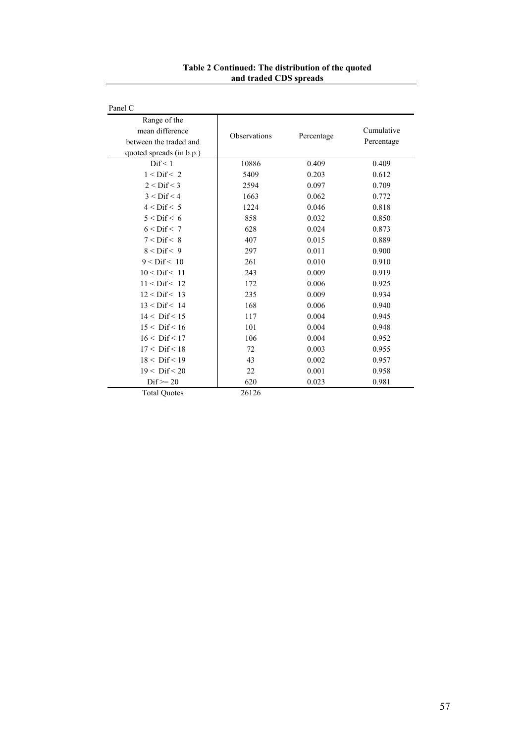**Table 2 Continued: The distribution of the quoted and traded CDS spreads**

Panel C

| Range of the mean difference between the traded and quoted spreads (in b.p.) | Observations | Percentage | Cumulative Percentage |
|---|---|---|---|
| Dif < 1 | 10886 | 0.409 | 0.409 |
| 1 < Dif < 2 | 5409 | 0.203 | 0.612 |
| 2 < Dif < 3 | 2594 | 0.097 | 0.709 |
| 3 < Dif < 4 | 1663 | 0.062 | 0.772 |
| 4 < Dif < 5 | 1224 | 0.046 | 0.818 |
| 5 < Dif < 6 | 858 | 0.032 | 0.850 |
| 6 < Dif < 7 | 628 | 0.024 | 0.873 |
| 7 < Dif < 8 | 407 | 0.015 | 0.889 |
| 8 < Dif < 9 | 297 | 0.011 | 0.900 |
| 9 < Dif < 10 | 261 | 0.010 | 0.910 |
| 10 < Dif < 11 | 243 | 0.009 | 0.919 |
| 11 < Dif < 12 | 172 | 0.006 | 0.925 |
| 12 < Dif < 13 | 235 | 0.009 | 0.934 |
| 13 < Dif < 14 | 168 | 0.006 | 0.940 |
| 14 < Dif < 15 | 117 | 0.004 | 0.945 |
| 15 < Dif < 16 | 101 | 0.004 | 0.948 |
| 16 < Dif < 17 | 106 | 0.004 | 0.952 |
| 17 < Dif < 18 | 72 | 0.003 | 0.955 |
| 18 < Dif < 19 | 43 | 0.002 | 0.957 |
| 19 < Dif < 20 | 22 | 0.001 | 0.958 |
| Dif >= 20 | 620 | 0.023 | 0.981 |
| Total Quotes | 26126 | | |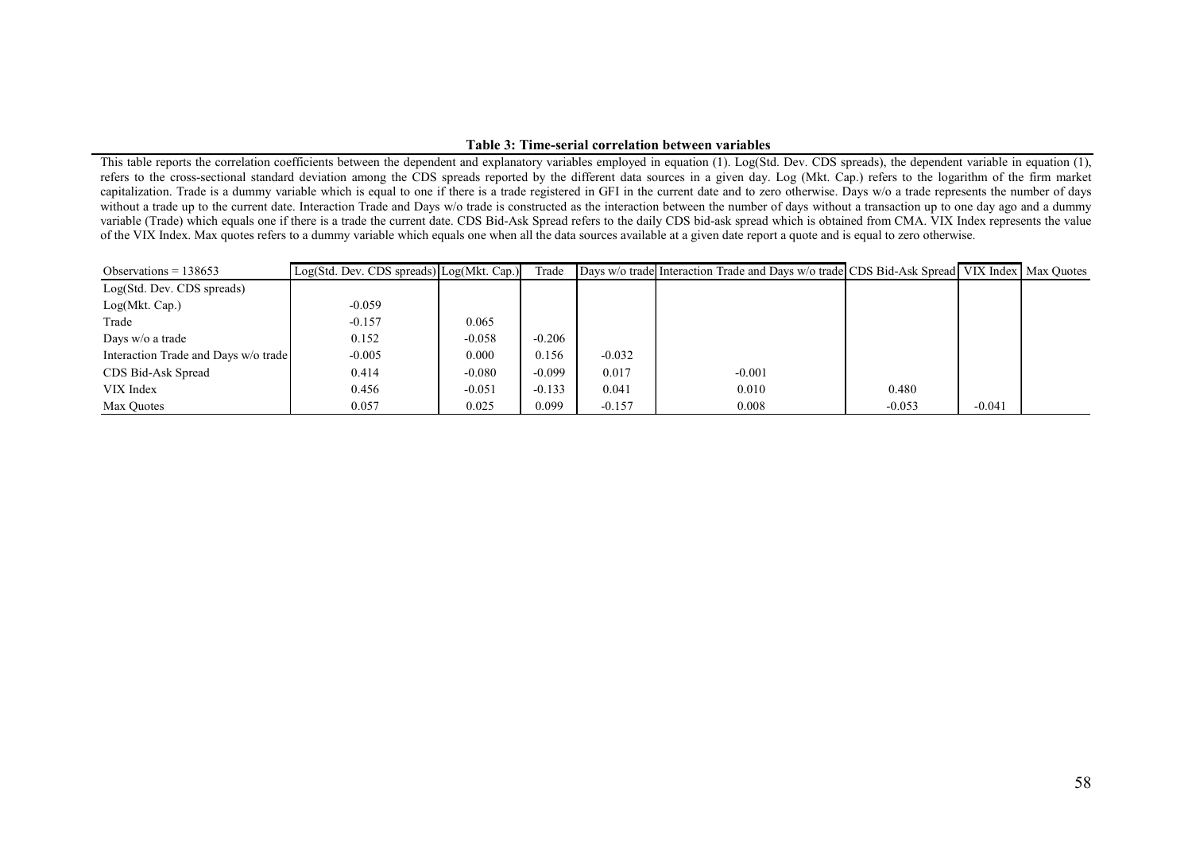**Table 3: Time-serial correlation between variables**

This table reports the correlation coefficients between the dependent and explanatory variables employed in equation (1). Log(Std. Dev. CDS spreads), the dependent variable in equation (1), refers to the cross-sectional standard deviation among the CDS spreads reported by the different data sources in a given day. Log (Mkt. Cap.) refers to the logarithm of the firm market capitalization. Trade is a dummy variable which is equal to one if there is a trade registered in GFI in the current date and to zero otherwise. Days w/o a trade represents the number of days without a trade up to the current date. Interaction Trade and Days w/o trade is constructed as the interaction between the number of days without a transaction up to one day ago and a dummy variable (Trade) which equals one if there is a trade the current date. CDS Bid-Ask Spread refers to the daily CDS bid-ask spread which is obtained from CMA. VIX Index represents the value of the VIX Index. Max quotes refers to a dummy variable which equals one when all the data sources available at a given date report a quote and is equal to zero otherwise.

| Observations = 138653 | Log(Std. Dev. CDS spreads) | Log(Mkt. Cap.) | Trade | Days w/o trade | Interaction Trade and Days w/o trade | CDS Bid-Ask Spread | VIX Index | Max Quotes |
|---|---|---|---|---|---|---|---|---|
| Log(Std. Dev. CDS spreads) | | | | | | | | |
| Log(Mkt. Cap.) | -0.059 | | | | | | | |
| Trade | -0.157 | 0.065 | | | | | | |
| Days w/o a trade | 0.152 | -0.058 | -0.206 | | | | | |
| Interaction Trade and Days w/o trade | -0.005 | 0.000 | 0.156 | -0.032 | | | | |
| CDS Bid-Ask Spread | 0.414 | -0.080 | -0.099 | 0.017 | -0.001 | | | |
| VIX Index | 0.456 | -0.051 | -0.133 | 0.041 | 0.010 | 0.480 | | |
| Max Quotes | 0.057 | 0.025 | 0.099 | -0.157 | 0.008 | -0.053 | -0.041 | |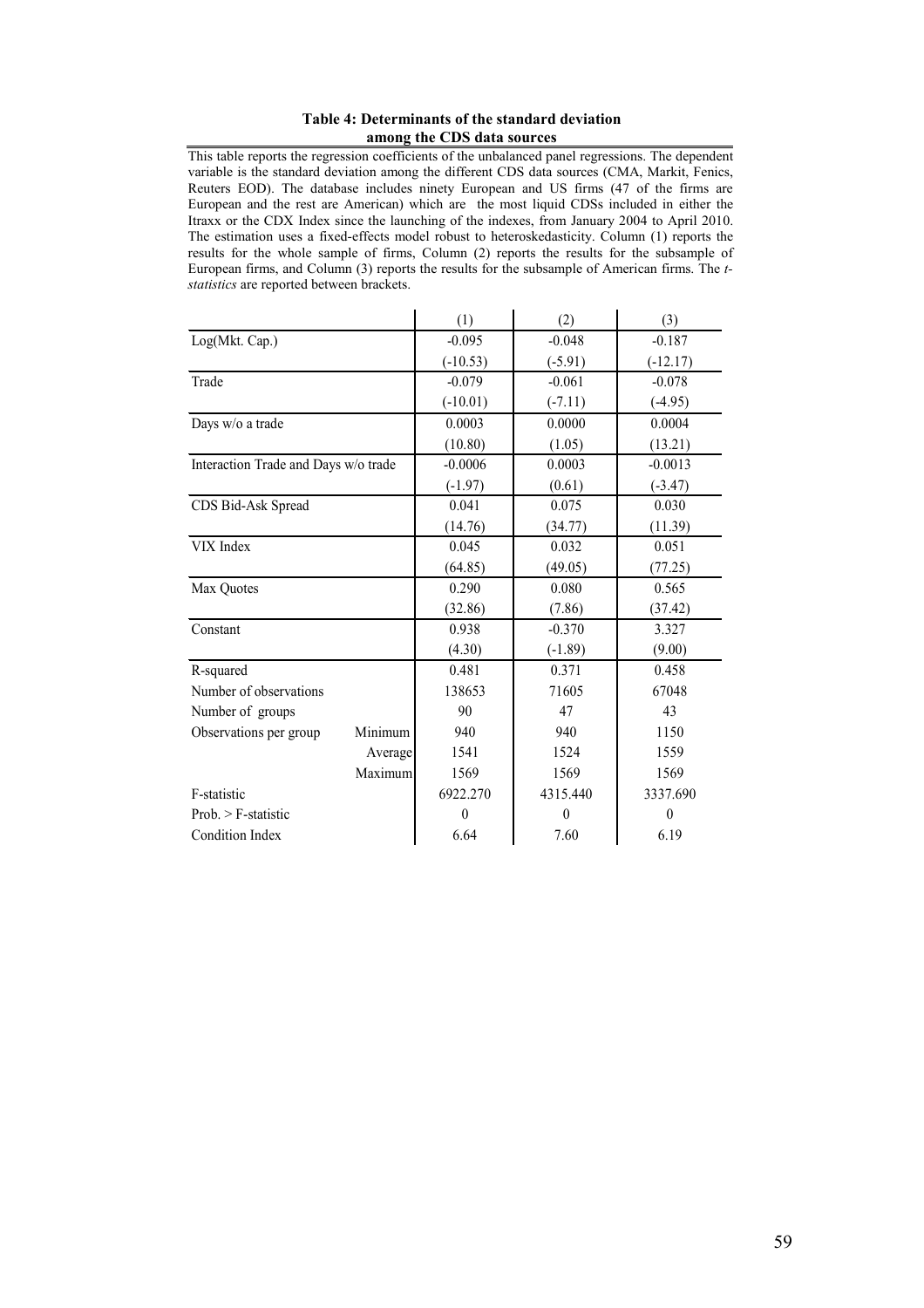**Table 4: Determinants of the standard deviation among the CDS data sources**

This table reports the regression coefficients of the unbalanced panel regressions. The dependent variable is the standard deviation among the different CDS data sources (CMA, Markit, Fenics, Reuters EOD). The database includes ninety European and US firms (47 of the firms are European and the rest are American) which are the most liquid CDSs included in either the Itraxx or the CDX Index since the launching of the indexes, from January 2004 to April 2010. The estimation uses a fixed-effects model robust to heteroskedasticity. Column (1) reports the results for the whole sample of firms, Column (2) reports the results for the subsample of European firms, and Column (3) reports the results for the subsample of American firms. The *t-statistics* are reported between brackets.

| | | (1) | (2) | (3) |
|---|---|---|---|---|
| Log(Mkt. Cap.) | | -0.095 | -0.048 | -0.187 |
| | | (-10.53) | (-5.91) | (-12.17) |
| Trade | | -0.079 | -0.061 | -0.078 |
| | | (-10.01) | (-7.11) | (-4.95) |
| Days w/o a trade | | 0.0003 | 0.0000 | 0.0004 |
| | | (10.80) | (1.05) | (13.21) |
| Interaction Trade and Days w/o trade | | -0.0006 | 0.0003 | -0.0013 |
| | | (-1.97) | (0.61) | (-3.47) |
| CDS Bid-Ask Spread | | 0.041 | 0.075 | 0.030 |
| | | (14.76) | (34.77) | (11.39) |
| VIX Index | | 0.045 | 0.032 | 0.051 |
| | | (64.85) | (49.05) | (77.25) |
| Max Quotes | | 0.290 | 0.080 | 0.565 |
| | | (32.86) | (7.86) | (37.42) |
| Constant | | 0.938 | -0.370 | 3.327 |
| | | (4.30) | (-1.89) | (9.00) |
| R-squared | | 0.481 | 0.371 | 0.458 |
| Number of observations | | 138653 | 71605 | 67048 |
| Number of groups | | 90 | 47 | 43 |
| Observations per group | Minimum | 940 | 940 | 1150 |
| | Average | 1541 | 1524 | 1559 |
| | Maximum | 1569 | 1569 | 1569 |
| F-statistic | | 6922.270 | 4315.440 | 3337.690 |
| Prob. > F-statistic | | 0 | 0 | 0 |
| Condition Index | | 6.64 | 7.60 | 6.19 |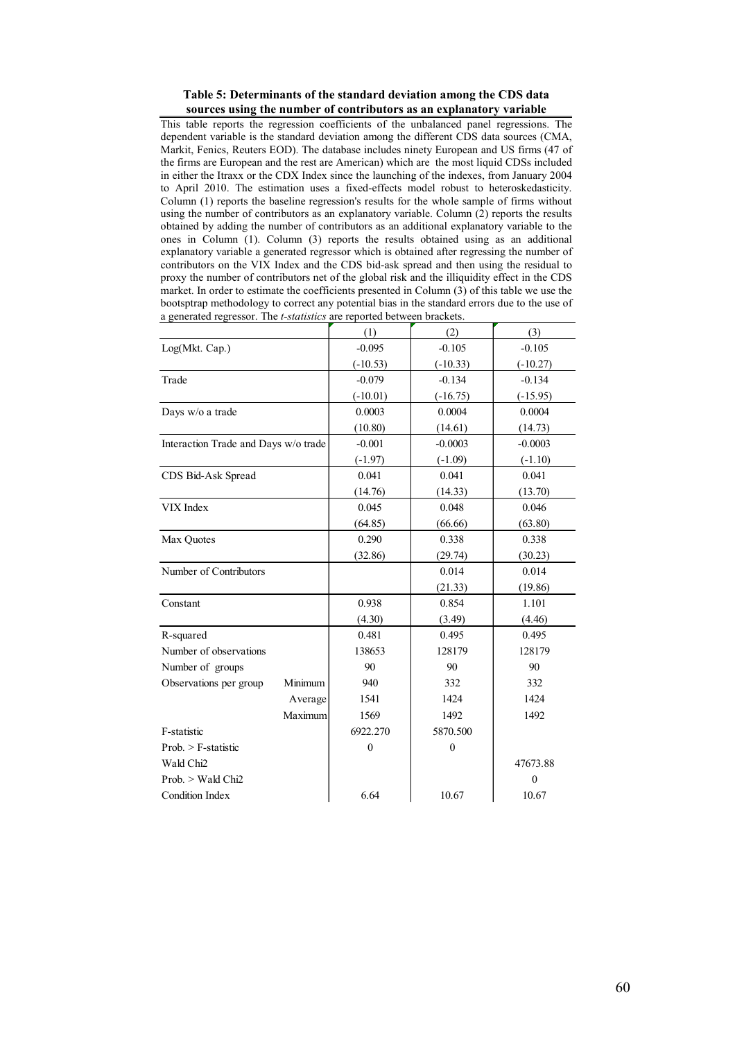**Table 5: Determinants of the standard deviation among the CDS data sources using the number of contributors as an explanatory variable**

This table reports the regression coefficients of the unbalanced panel regressions. The dependent variable is the standard deviation among the different CDS data sources (CMA, Markit, Fenics, Reuters EOD). The database includes ninety European and US firms (47 of the firms are European and the rest are American) which are the most liquid CDSs included in either the Itraxx or the CDX Index since the launching of the indexes, from January 2004 to April 2010. The estimation uses a fixed-effects model robust to heteroskedasticity. Column (1) reports the baseline regression's results for the whole sample of firms without using the number of contributors as an explanatory variable. Column (2) reports the results obtained by adding the number of contributors as an additional explanatory variable to the ones in Column (1). Column (3) reports the results obtained using as an additional explanatory variable a generated regressor which is obtained after regressing the number of contributors on the VIX Index and the CDS bid-ask spread and then using the residual to proxy the number of contributors net of the global risk and the illiquidity effect in the CDS market. In order to estimate the coefficients presented in Column (3) of this table we use the bootsptrap methodology to correct any potential bias in the standard errors due to the use of a generated regressor. The *t-statistics* are reported between brackets.

| | | (1) | (2) | (3) |
|---|---|---|---|---|
| Log(Mkt. Cap.) | | -0.095 | -0.105 | -0.105 |
| | | (-10.53) | (-10.33) | (-10.27) |
| Trade | | -0.079 | -0.134 | -0.134 |
| | | (-10.01) | (-16.75) | (-15.95) |
| Days w/o a trade | | 0.0003 | 0.0004 | 0.0004 |
| | | (10.80) | (14.61) | (14.73) |
| Interaction Trade and Days w/o trade | | -0.001 | -0.0003 | -0.0003 |
| | | (-1.97) | (-1.09) | (-1.10) |
| CDS Bid-Ask Spread | | 0.041 | 0.041 | 0.041 |
| | | (14.76) | (14.33) | (13.70) |
| VIX Index | | 0.045 | 0.048 | 0.046 |
| | | (64.85) | (66.66) | (63.80) |
| Max Quotes | | 0.290 | 0.338 | 0.338 |
| | | (32.86) | (29.74) | (30.23) |
| Number of Contributors | | | 0.014 | 0.014 |
| | | | (21.33) | (19.86) |
| Constant | | 0.938 | 0.854 | 1.101 |
| | | (4.30) | (3.49) | (4.46) |
| R-squared | | 0.481 | 0.495 | 0.495 |
| Number of observations | | 138653 | 128179 | 128179 |
| Number of groups | | 90 | 90 | 90 |
| Observations per group | Minimum | 940 | 332 | 332 |
| | Average | 1541 | 1424 | 1424 |
| | Maximum | 1569 | 1492 | 1492 |
| F-statistic | | 6922.270 | 5870.500 | |
| Prob. > F-statistic | | 0 | 0 | |
| Wald Chi2 | | | | 47673.88 |
| Prob. > Wald Chi2 | | | | 0 |
| Condition Index | | 6.64 | 10.67 | 10.67 |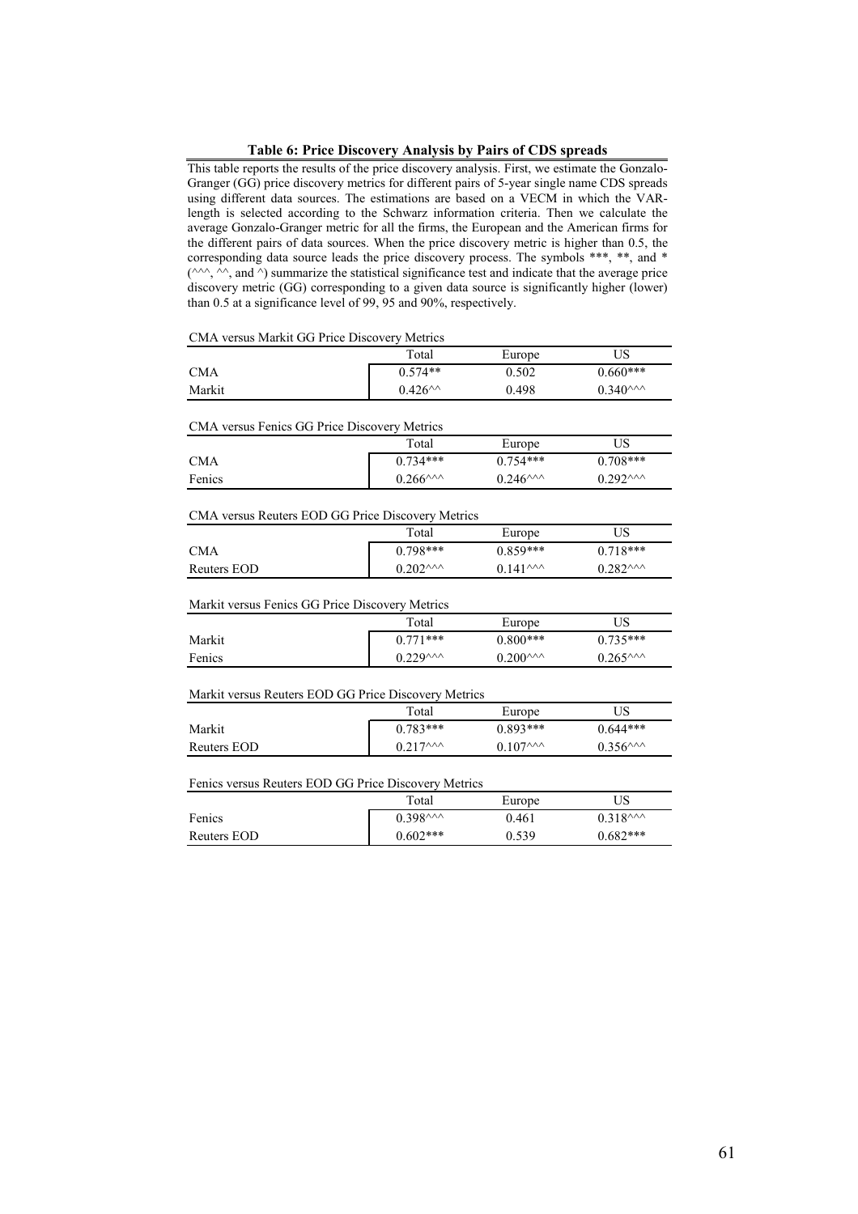**Table 6: Price Discovery Analysis by Pairs of CDS spreads**

This table reports the results of the price discovery analysis. First, we estimate the Gonzalo-Granger (GG) price discovery metrics for different pairs of 5-year single name CDS spreads using different data sources. The estimations are based on a VECM in which the VAR-length is selected according to the Schwarz information criteria. Then we calculate the average Gonzalo-Granger metric for all the firms, the European and the American firms for the different pairs of data sources. When the price discovery metric is higher than 0.5, the corresponding data source leads the price discovery process. The symbols ***, **, and * (^^^, ^^, and ^) summarize the statistical significance test and indicate that the average price discovery metric (GG) corresponding to a given data source is significantly higher (lower) than 0.5 at a significance level of 99, 95 and 90%, respectively.

CMA versus Markit GG Price Discovery Metrics

| | Total | Europe | US |
|---|---|---|---|
| CMA | 0.574** | 0.502 | 0.660*** |
| Markit | 0.426^^ | 0.498 | 0.340^^^ |

CMA versus Fenics GG Price Discovery Metrics

| | Total | Europe | US |
|---|---|---|---|
| CMA | 0.734*** | 0.754*** | 0.708*** |
| Fenics | 0.266^^^ | 0.246^^^ | 0.292^^^ |

CMA versus Reuters EOD GG Price Discovery Metrics

| | Total | Europe | US |
|---|---|---|---|
| CMA | 0.798*** | 0.859*** | 0.718*** |
| Reuters EOD | 0.202^^^ | 0.141^^^ | 0.282^^^ |

Markit versus Fenics GG Price Discovery Metrics

| | Total | Europe | US |
|---|---|---|---|
| Markit | 0.771*** | 0.800*** | 0.735*** |
| Fenics | 0.229^^^ | 0.200^^^ | 0.265^^^ |

Markit versus Reuters EOD GG Price Discovery Metrics

| | Total | Europe | US |
|---|---|---|---|
| Markit | 0.783*** | 0.893*** | 0.644*** |
| Reuters EOD | 0.217^^^ | 0.107^^^ | 0.356^^^ |

Fenics versus Reuters EOD GG Price Discovery Metrics

| | Total | Europe | US |
|---|---|---|---|
| Fenics | 0.398^^^ | 0.461 | 0.318^^^ |
| Reuters EOD | 0.602*** | 0.539 | 0.682*** |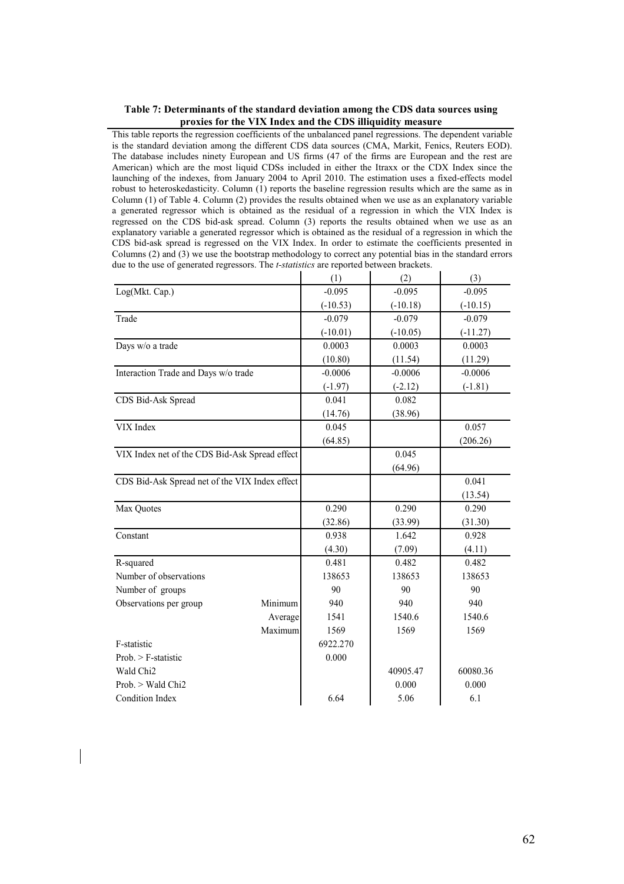**Table 7: Determinants of the standard deviation among the CDS data sources using proxies for the VIX Index and the CDS illiquidity measure**

This table reports the regression coefficients of the unbalanced panel regressions. The dependent variable is the standard deviation among the different CDS data sources (CMA, Markit, Fenics, Reuters EOD). The database includes ninety European and US firms (47 of the firms are European and the rest are American) which are the most liquid CDSs included in either the Itraxx or the CDX Index since the launching of the indexes, from January 2004 to April 2010. The estimation uses a fixed-effects model robust to heteroskedasticity. Column (1) reports the baseline regression results which are the same as in Column (1) of Table 4. Column (2) provides the results obtained when we use as an explanatory variable a generated regressor which is obtained as the residual of a regression in which the VIX Index is regressed on the CDS bid-ask spread. Column (3) reports the results obtained when we use as an explanatory variable a generated regressor which is obtained as the residual of a regression in which the CDS bid-ask spread is regressed on the VIX Index. In order to estimate the coefficients presented in Columns (2) and (3) we use the bootstrap methodology to correct any potential bias in the standard errors due to the use of generated regressors. The *t-statistics* are reported between brackets.

| | | (1) | (2) | (3) |
|---|---|---|---|---|
| Log(Mkt. Cap.) | | -0.095 | -0.095 | -0.095 |
| | | (-10.53) | (-10.18) | (-10.15) |
| Trade | | -0.079 | -0.079 | -0.079 |
| | | (-10.01) | (-10.05) | (-11.27) |
| Days w/o a trade | | 0.0003 | 0.0003 | 0.0003 |
| | | (10.80) | (11.54) | (11.29) |
| Interaction Trade and Days w/o trade | | -0.0006 | -0.0006 | -0.0006 |
| | | (-1.97) | (-2.12) | (-1.81) |
| CDS Bid-Ask Spread | | 0.041 | 0.082 | |
| | | (14.76) | (38.96) | |
| VIX Index | | 0.045 | | 0.057 |
| | | (64.85) | | (206.26) |
| VIX Index net of the CDS Bid-Ask Spread effect | | | 0.045 | |
| | | | (64.96) | |
| CDS Bid-Ask Spread net of the VIX Index effect | | | | 0.041 |
| | | | | (13.54) |
| Max Quotes | | 0.290 | 0.290 | 0.290 |
| | | (32.86) | (33.99) | (31.30) |
| Constant | | 0.938 | 1.642 | 0.928 |
| | | (4.30) | (7.09) | (4.11) |
| R-squared | | 0.481 | 0.482 | 0.482 |
| Number of observations | | 138653 | 138653 | 138653 |
| Number of groups | | 90 | 90 | 90 |
| Observations per group | Minimum | 940 | 940 | 940 |
| | Average | 1541 | 1540.6 | 1540.6 |
| | Maximum | 1569 | 1569 | 1569 |
| F-statistic | | 6922.270 | | |
| Prob. > F-statistic | | 0.000 | | |
| Wald Chi2 | | | 40905.47 | 60080.36 |
| Prob. > Wald Chi2 | | | 0.000 | 0.000 |
| Condition Index | | 6.64 | 5.06 | 6.1 |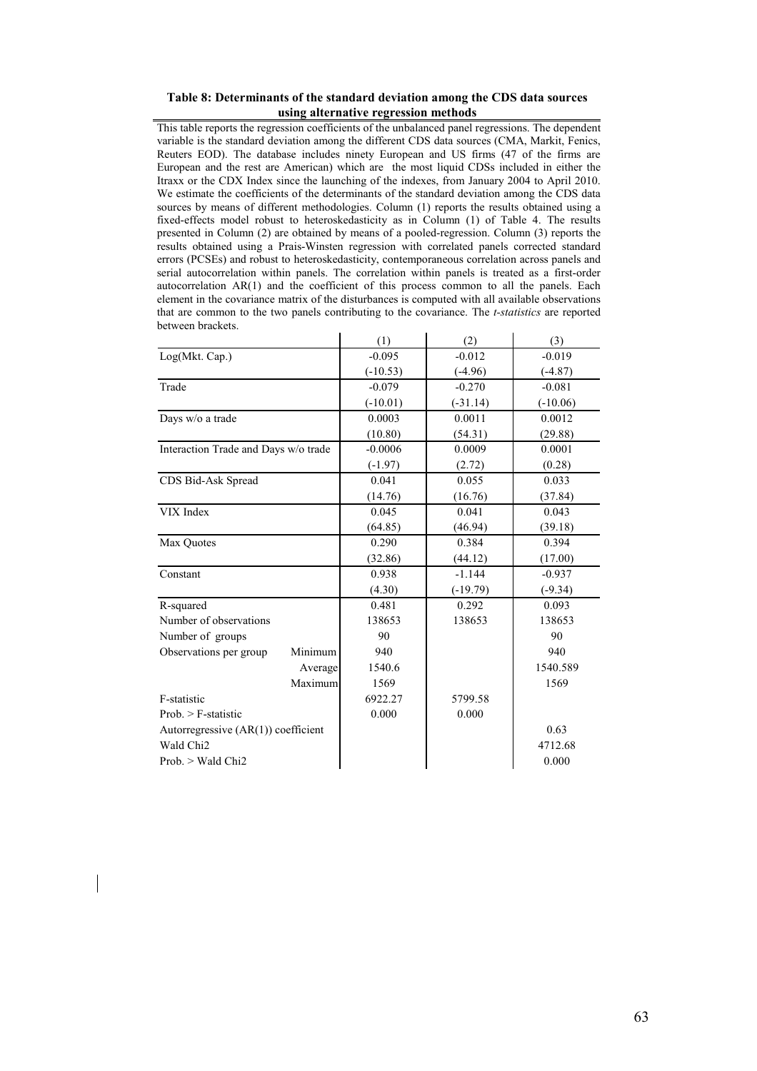**Table 8: Determinants of the standard deviation among the CDS data sources using alternative regression methods**

This table reports the regression coefficients of the unbalanced panel regressions. The dependent variable is the standard deviation among the different CDS data sources (CMA, Markit, Fenics, Reuters EOD). The database includes ninety European and US firms (47 of the firms are European and the rest are American) which are the most liquid CDSs included in either the Itraxx or the CDX Index since the launching of the indexes, from January 2004 to April 2010. We estimate the coefficients of the determinants of the standard deviation among the CDS data sources by means of different methodologies. Column (1) reports the results obtained using a fixed-effects model robust to heteroskedasticity as in Column (1) of Table 4. The results presented in Column (2) are obtained by means of a pooled-regression. Column (3) reports the results obtained using a Prais-Winsten regression with correlated panels corrected standard errors (PCSEs) and robust to heteroskedasticity, contemporaneous correlation across panels and serial autocorrelation within panels. The correlation within panels is treated as a first-order autocorrelation AR(1) and the coefficient of this process common to all the panels. Each element in the covariance matrix of the disturbances is computed with all available observations that are common to the two panels contributing to the covariance. The *t-statistics* are reported between brackets.

| | | (1) | (2) | (3) |
|---|---|---|---|---|
| Log(Mkt. Cap.) | | -0.095 | -0.012 | -0.019 |
| | | (-10.53) | (-4.96) | (-4.87) |
| Trade | | -0.079 | -0.270 | -0.081 |
| | | (-10.01) | (-31.14) | (-10.06) |
| Days w/o a trade | | 0.0003 | 0.0011 | 0.0012 |
| | | (10.80) | (54.31) | (29.88) |
| Interaction Trade and Days w/o trade | | -0.0006 | 0.0009 | 0.0001 |
| | | (-1.97) | (2.72) | (0.28) |
| CDS Bid-Ask Spread | | 0.041 | 0.055 | 0.033 |
| | | (14.76) | (16.76) | (37.84) |
| VIX Index | | 0.045 | 0.041 | 0.043 |
| | | (64.85) | (46.94) | (39.18) |
| Max Quotes | | 0.290 | 0.384 | 0.394 |
| | | (32.86) | (44.12) | (17.00) |
| Constant | | 0.938 | -1.144 | -0.937 |
| | | (4.30) | (-19.79) | (-9.34) |
| R-squared | | 0.481 | 0.292 | 0.093 |
| Number of observations | | 138653 | 138653 | 138653 |
| Number of groups | | 90 | | 90 |
| Observations per group | Minimum | 940 | | 940 |
| | Average | 1540.6 | | 1540.589 |
| | Maximum | 1569 | | 1569 |
| F-statistic | | 6922.27 | 5799.58 | |
| Prob. > F-statistic | | 0.000 | 0.000 | |
| Autorregressive (AR(1)) coefficient | | | | 0.63 |
| Wald Chi2 | | | | 4712.68 |
| Prob. > Wald Chi2 | | | | 0.000 |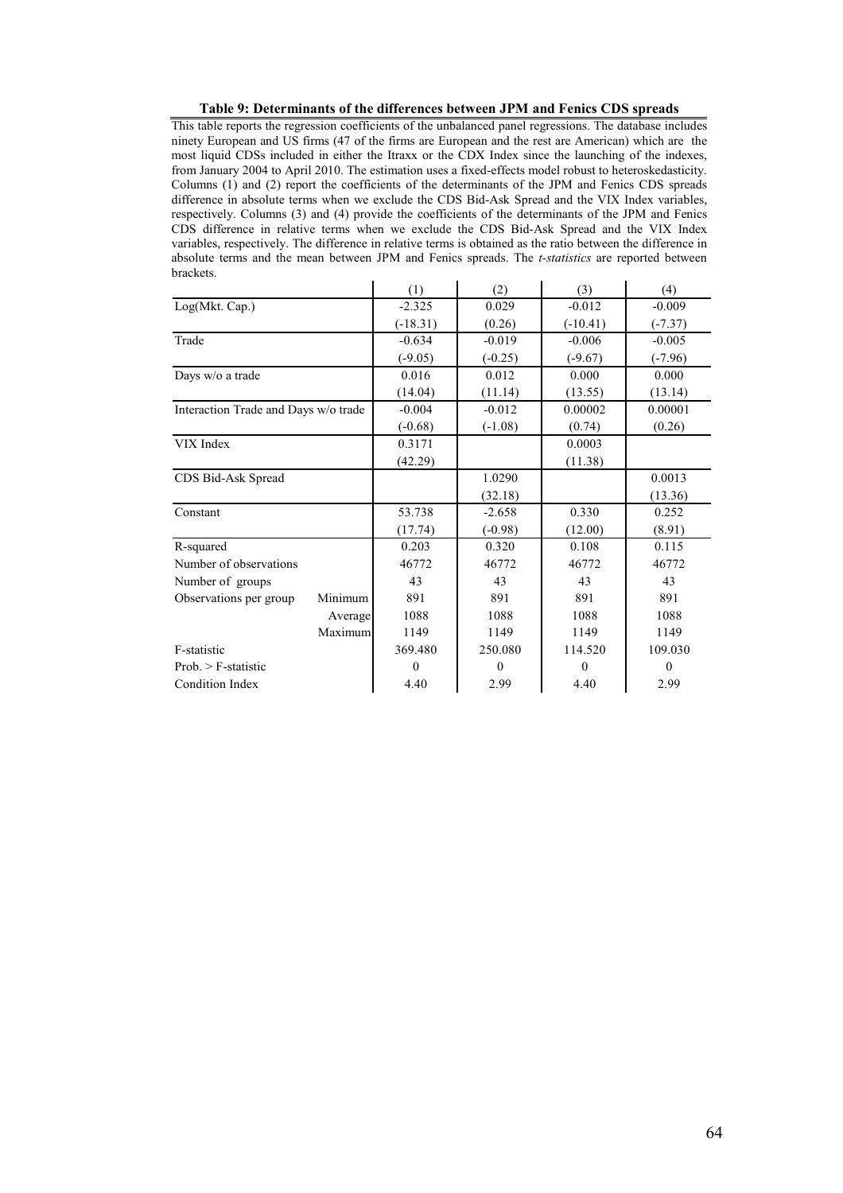**Table 9: Determinants of the differences between JPM and Fenics CDS spreads**

This table reports the regression coefficients of the unbalanced panel regressions. The database includes ninety European and US firms (47 of the firms are European and the rest are American) which are the most liquid CDSs included in either the Itraxx or the CDX Index since the launching of the indexes, from January 2004 to April 2010. The estimation uses a fixed-effects model robust to heteroskedasticity. Columns (1) and (2) report the coefficients of the determinants of the JPM and Fenics CDS spreads difference in absolute terms when we exclude the CDS Bid-Ask Spread and the VIX Index variables, respectively. Columns (3) and (4) provide the coefficients of the determinants of the JPM and Fenics CDS difference in relative terms when we exclude the CDS Bid-Ask Spread and the VIX Index variables, respectively. The difference in relative terms is obtained as the ratio between the difference in absolute terms and the mean between JPM and Fenics spreads. The *t-statistics* are reported between brackets.

| | | (1) | (2) | (3) | (4) |
|---|---|---|---|---|---|
| Log(Mkt. Cap.) | | -2.325 | 0.029 | -0.012 | -0.009 |
| | | (-18.31) | (0.26) | (-10.41) | (-7.37) |
| Trade | | -0.634 | -0.019 | -0.006 | -0.005 |
| | | (-9.05) | (-0.25) | (-9.67) | (-7.96) |
| Days w/o a trade | | 0.016 | 0.012 | 0.000 | 0.000 |
| | | (14.04) | (11.14) | (13.55) | (13.14) |
| Interaction Trade and Days w/o trade | | -0.004 | -0.012 | 0.00002 | 0.00001 |
| | | (-0.68) | (-1.08) | (0.74) | (0.26) |
| VIX Index | | 0.3171 | | 0.0003 | |
| | | (42.29) | | (11.38) | |
| CDS Bid-Ask Spread | | | 1.0290 | | 0.0013 |
| | | | (32.18) | | (13.36) |
| Constant | | 53.738 | -2.658 | 0.330 | 0.252 |
| | | (17.74) | (-0.98) | (12.00) | (8.91) |
| R-squared | | 0.203 | 0.320 | 0.108 | 0.115 |
| Number of observations | | 46772 | 46772 | 46772 | 46772 |
| Number of groups | | 43 | 43 | 43 | 43 |
| Observations per group | Minimum | 891 | 891 | 891 | 891 |
| | Average | 1088 | 1088 | 1088 | 1088 |
| | Maximum | 1149 | 1149 | 1149 | 1149 |
| F-statistic | | 369.480 | 250.080 | 114.520 | 109.030 |
| Prob. > F-statistic | | 0 | 0 | 0 | 0 |
| Condition Index | | 4.40 | 2.99 | 4.40 | 2.99 |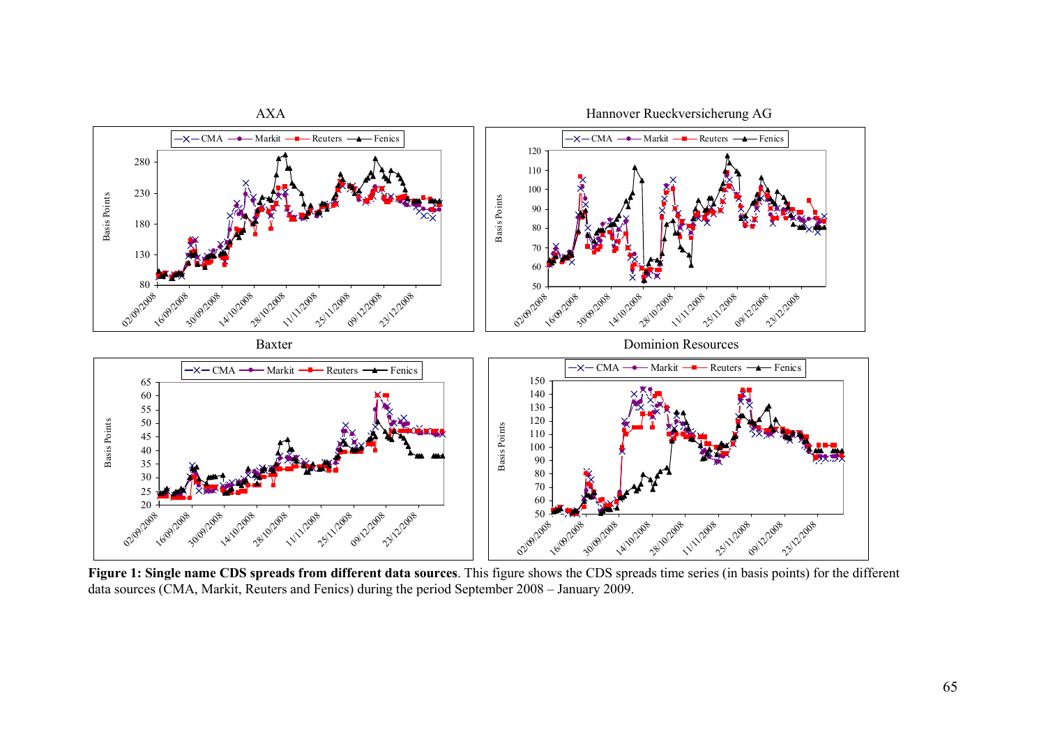AXA

CMA — Markit — Reuters — Fenics

Basis Points

280
230
180
130
80

02/09/2008 16/09/2008 30/09/2008 14/10/2008 28/10/2008 11/11/2008 25/11/2008 09/12/2008 23/12/2008

Hannover Rueckversicherung AG

CMA — Markit — Reuters — Fenics

Basis Points

120
110
100
90
80
70
60
50

02/09/2008 16/09/2008 30/09/2008 14/10/2008 28/10/2008 11/11/2008 25/11/2008 09/12/2008 23/12/2008

Baxter

CMA — Markit — Reuters — Fenics

Basis Points

65
60
55
50
45
40
35
30
25
20

02/09/2008 16/09/2008 30/09/2008 14/10/2008 28/10/2008 11/11/2008 25/11/2008 09/12/2008 23/12/2008

Dominion Resources

CMA — Markit — Reuters — Fenics

Basis Points

150
140
130
120
110
100
90
80
70
60
50

02/09/2008 16/09/2008 30/09/2008 14/10/2008 28/10/2008 11/11/2008 25/11/2008 09/12/2008 23/12/2008

**Figure 1: Single name CDS spreads from different data sources**. This figure shows the CDS spreads time series (in basis points) for the different data sources (CMA, Markit, Reuters and Fenics) during the period September 2008 – January 2009.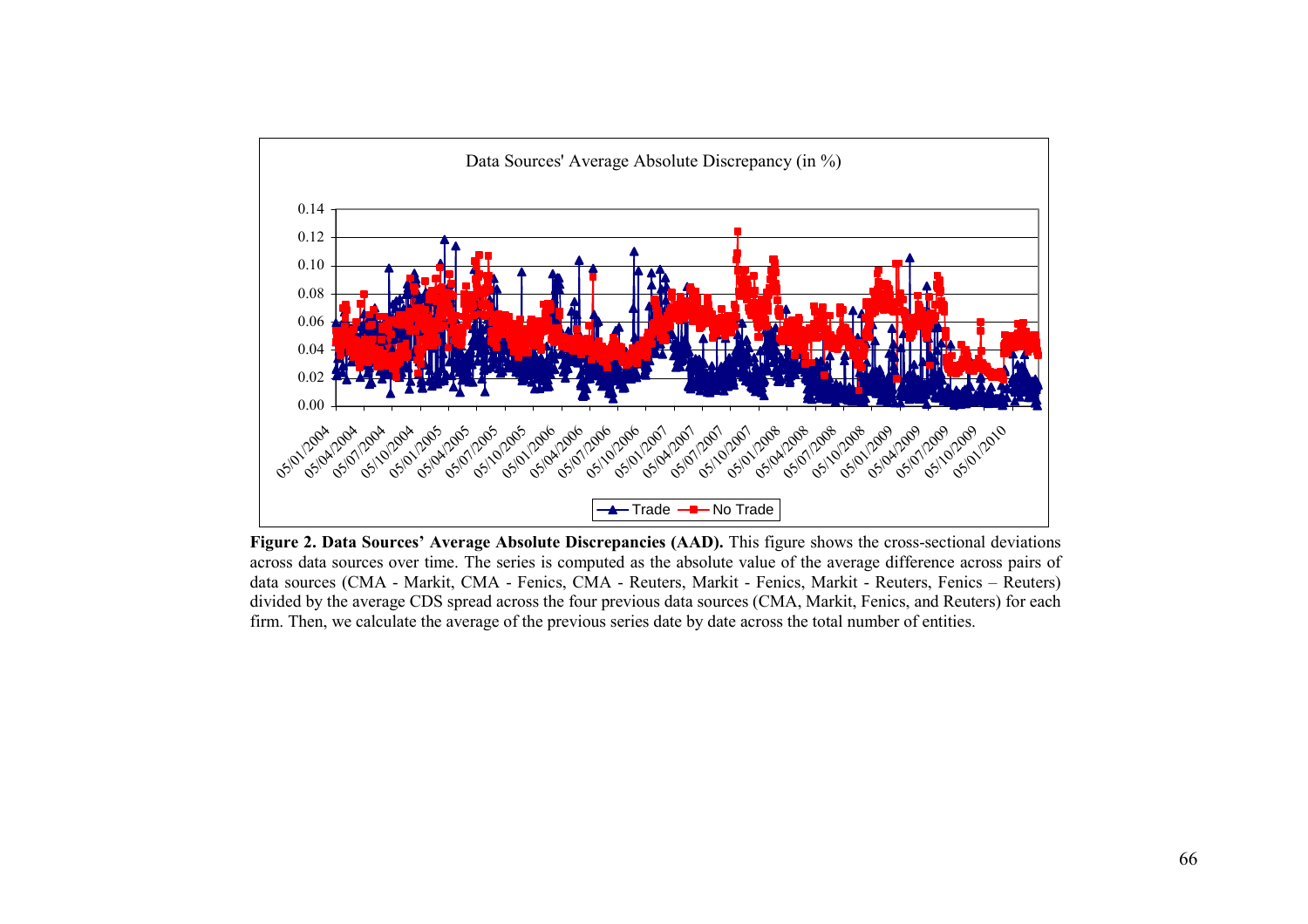Data Sources' Average Absolute Discrepancy (in %)

0.14
0.12
0.10
0.08
0.06
0.04
0.02
0.00

05/01/2004 05/04/2004 05/07/2004 05/10/2004 05/01/2005 05/04/2005 05/07/2005 05/10/2005 05/01/2006 05/04/2006 05/07/2006 05/10/2006 05/01/2007 05/04/2007 05/07/2007 05/10/2007 05/01/2008 05/04/2008 05/07/2008 05/10/2008 05/01/2009 05/04/2009 05/07/2009 05/10/2009 05/01/2010

Trade
No Trade

**Figure 2. Data Sources' Average Absolute Discrepancies (AAD).** This figure shows the cross-sectional deviations across data sources over time. The series is computed as the absolute value of the average difference across pairs of data sources (CMA - Markit, CMA - Fenics, CMA - Reuters, Markit - Fenics, Markit - Reuters, Fenics – Reuters) divided by the average CDS spread across the four previous data sources (CMA, Markit, Fenics, and Reuters) for each firm. Then, we calculate the average of the previous series date by date across the total number of entities.